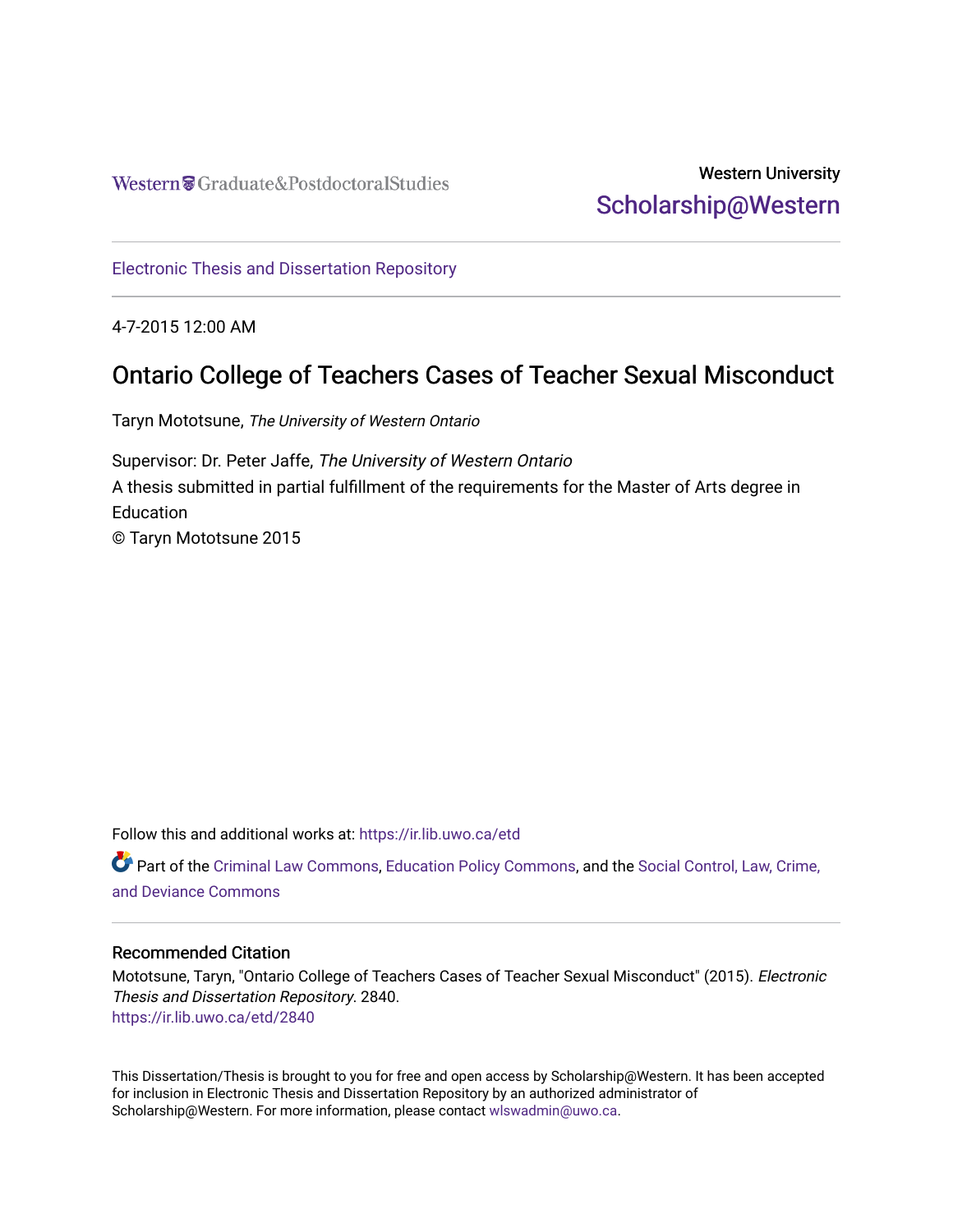Western Graduate&PostdoctoralStudies

Western University
Scholarship@Western

Electronic Thesis and Dissertation Repository

4-7-2015 12:00 AM

# Ontario College of Teachers Cases of Teacher Sexual Misconduct

Taryn Mototsune, *The University of Western Ontario*

Supervisor: Dr. Peter Jaffe, *The University of Western Ontario*
A thesis submitted in partial fulfillment of the requirements for the Master of Arts degree in Education
© Taryn Mototsune 2015

Follow this and additional works at: https://ir.lib.uwo.ca/etd

Part of the Criminal Law Commons, Education Policy Commons, and the Social Control, Law, Crime, and Deviance Commons

## Recommended Citation

Mototsune, Taryn, "Ontario College of Teachers Cases of Teacher Sexual Misconduct" (2015). *Electronic Thesis and Dissertation Repository*. 2840.
https://ir.lib.uwo.ca/etd/2840

This Dissertation/Thesis is brought to you for free and open access by Scholarship@Western. It has been accepted for inclusion in Electronic Thesis and Dissertation Repository by an authorized administrator of Scholarship@Western. For more information, please contact wlswadmin@uwo.ca.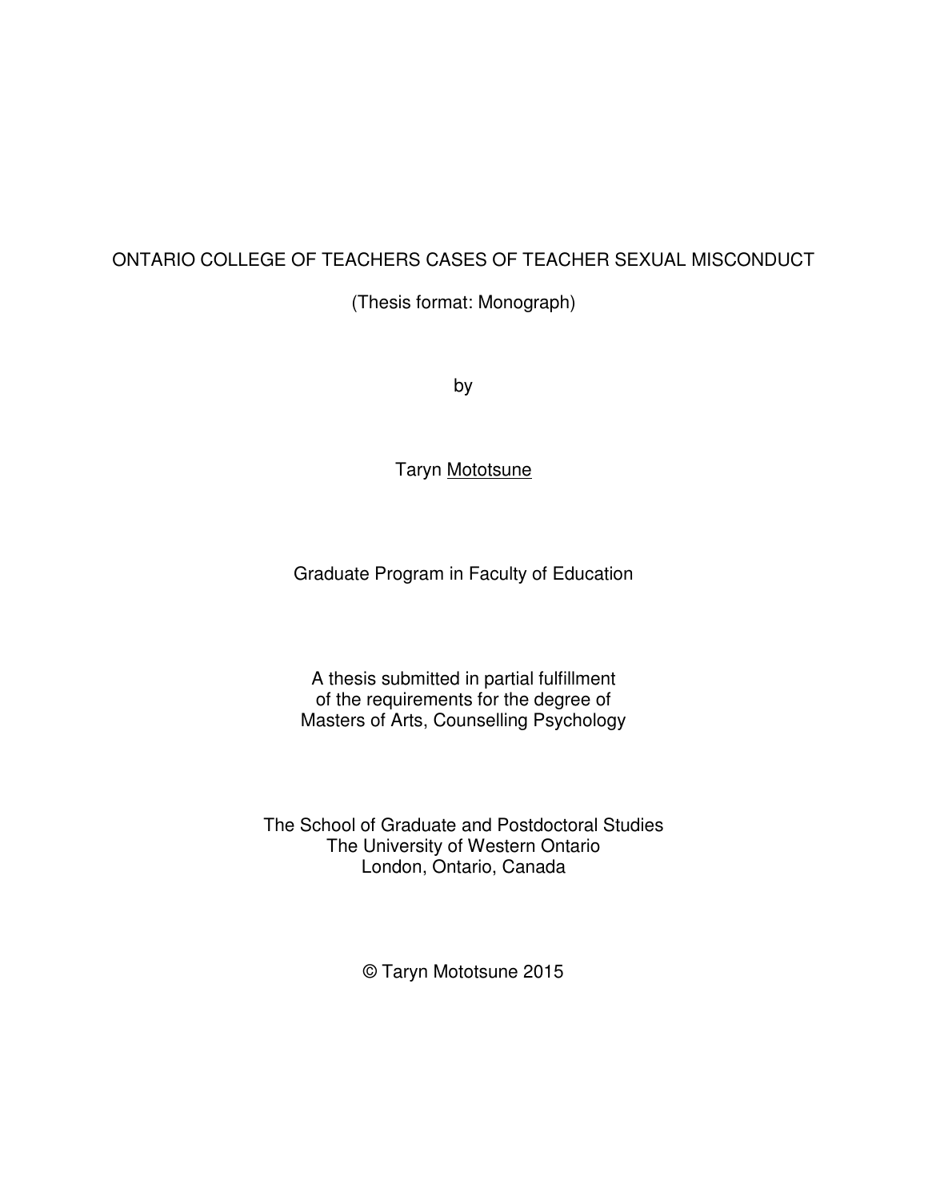ONTARIO COLLEGE OF TEACHERS CASES OF TEACHER SEXUAL MISCONDUCT

(Thesis format: Monograph)

by

Taryn Mototsune

Graduate Program in Faculty of Education

A thesis submitted in partial fulfillment
of the requirements for the degree of
Masters of Arts, Counselling Psychology

The School of Graduate and Postdoctoral Studies
The University of Western Ontario
London, Ontario, Canada

© Taryn Mototsune 2015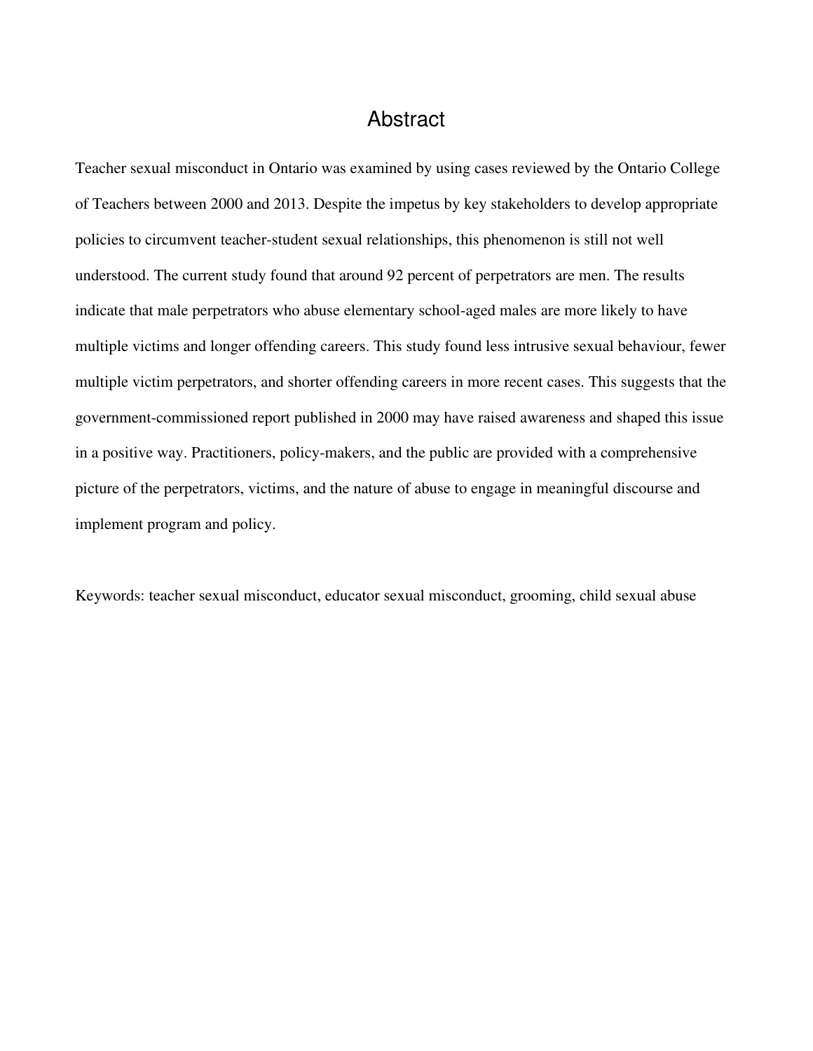# Abstract

Teacher sexual misconduct in Ontario was examined by using cases reviewed by the Ontario College of Teachers between 2000 and 2013. Despite the impetus by key stakeholders to develop appropriate policies to circumvent teacher-student sexual relationships, this phenomenon is still not well understood. The current study found that around 92 percent of perpetrators are men. The results indicate that male perpetrators who abuse elementary school-aged males are more likely to have multiple victims and longer offending careers. This study found less intrusive sexual behaviour, fewer multiple victim perpetrators, and shorter offending careers in more recent cases. This suggests that the government-commissioned report published in 2000 may have raised awareness and shaped this issue in a positive way. Practitioners, policy-makers, and the public are provided with a comprehensive picture of the perpetrators, victims, and the nature of abuse to engage in meaningful discourse and implement program and policy.

Keywords: teacher sexual misconduct, educator sexual misconduct, grooming, child sexual abuse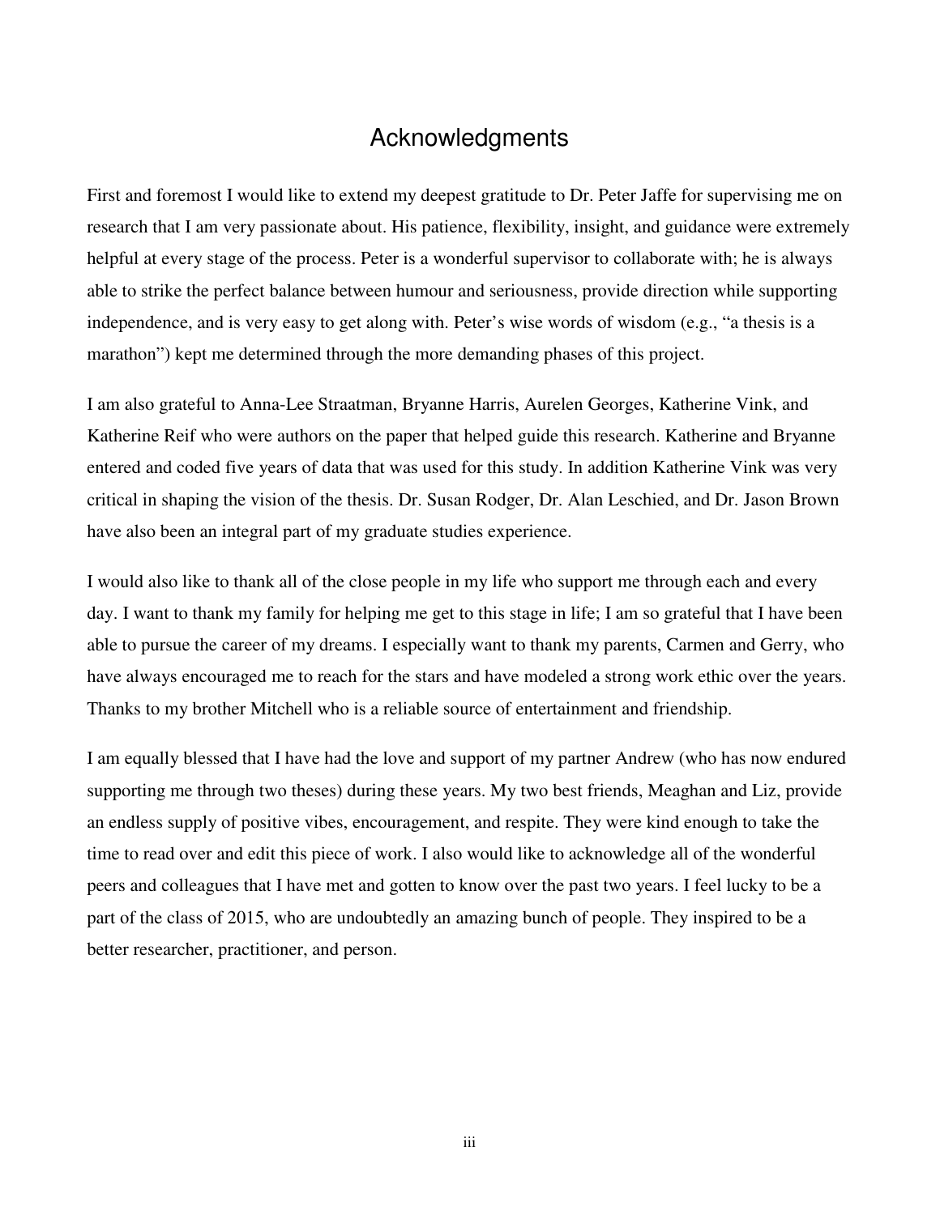# Acknowledgments

First and foremost I would like to extend my deepest gratitude to Dr. Peter Jaffe for supervising me on research that I am very passionate about. His patience, flexibility, insight, and guidance were extremely helpful at every stage of the process. Peter is a wonderful supervisor to collaborate with; he is always able to strike the perfect balance between humour and seriousness, provide direction while supporting independence, and is very easy to get along with. Peter's wise words of wisdom (e.g., "a thesis is a marathon") kept me determined through the more demanding phases of this project.

I am also grateful to Anna-Lee Straatman, Bryanne Harris, Aurelen Georges, Katherine Vink, and Katherine Reif who were authors on the paper that helped guide this research. Katherine and Bryanne entered and coded five years of data that was used for this study. In addition Katherine Vink was very critical in shaping the vision of the thesis. Dr. Susan Rodger, Dr. Alan Leschied, and Dr. Jason Brown have also been an integral part of my graduate studies experience.

I would also like to thank all of the close people in my life who support me through each and every day. I want to thank my family for helping me get to this stage in life; I am so grateful that I have been able to pursue the career of my dreams. I especially want to thank my parents, Carmen and Gerry, who have always encouraged me to reach for the stars and have modeled a strong work ethic over the years. Thanks to my brother Mitchell who is a reliable source of entertainment and friendship.

I am equally blessed that I have had the love and support of my partner Andrew (who has now endured supporting me through two theses) during these years. My two best friends, Meaghan and Liz, provide an endless supply of positive vibes, encouragement, and respite. They were kind enough to take the time to read over and edit this piece of work. I also would like to acknowledge all of the wonderful peers and colleagues that I have met and gotten to know over the past two years. I feel lucky to be a part of the class of 2015, who are undoubtedly an amazing bunch of people. They inspired to be a better researcher, practitioner, and person.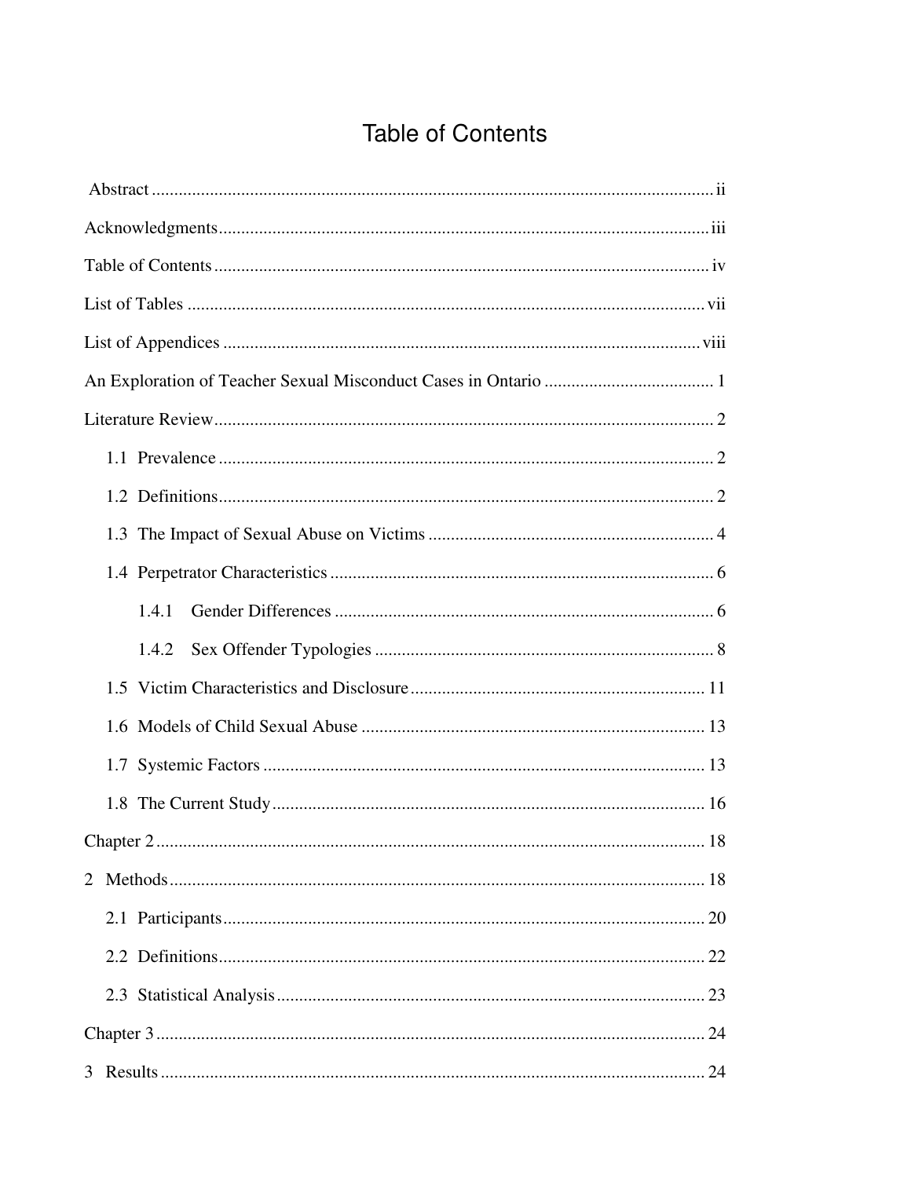# Table of Contents

Abstract ........................................................................................................................ ii

Acknowledgments......................................................................................................... iii

Table of Contents .......................................................................................................... iv

List of Tables ................................................................................................................ vii

List of Appendices ....................................................................................................... viii

An Exploration of Teacher Sexual Misconduct Cases in Ontario ...................................... 1

Literature Review............................................................................................................ 2

1.1 Prevalence ................................................................................................................ 2

1.2 Definitions................................................................................................................. 2

1.3 The Impact of Sexual Abuse on Victims ................................................................. 4

1.4 Perpetrator Characteristics ....................................................................................... 6

1.4.1 Gender Differences ............................................................................................ 6

1.4.2 Sex Offender Typologies .................................................................................... 8

1.5 Victim Characteristics and Disclosure .................................................................... 11

1.6 Models of Child Sexual Abuse ............................................................................... 13

1.7 Systemic Factors .................................................................................................... 13

1.8 The Current Study .................................................................................................. 16

Chapter 2 ...................................................................................................................... 18

2 Methods ..................................................................................................................... 18

2.1 Participants.............................................................................................................. 20

2.2 Definitions................................................................................................................ 22

2.3 Statistical Analysis.................................................................................................. 23

Chapter 3 ...................................................................................................................... 24

3 Results ....................................................................................................................... 24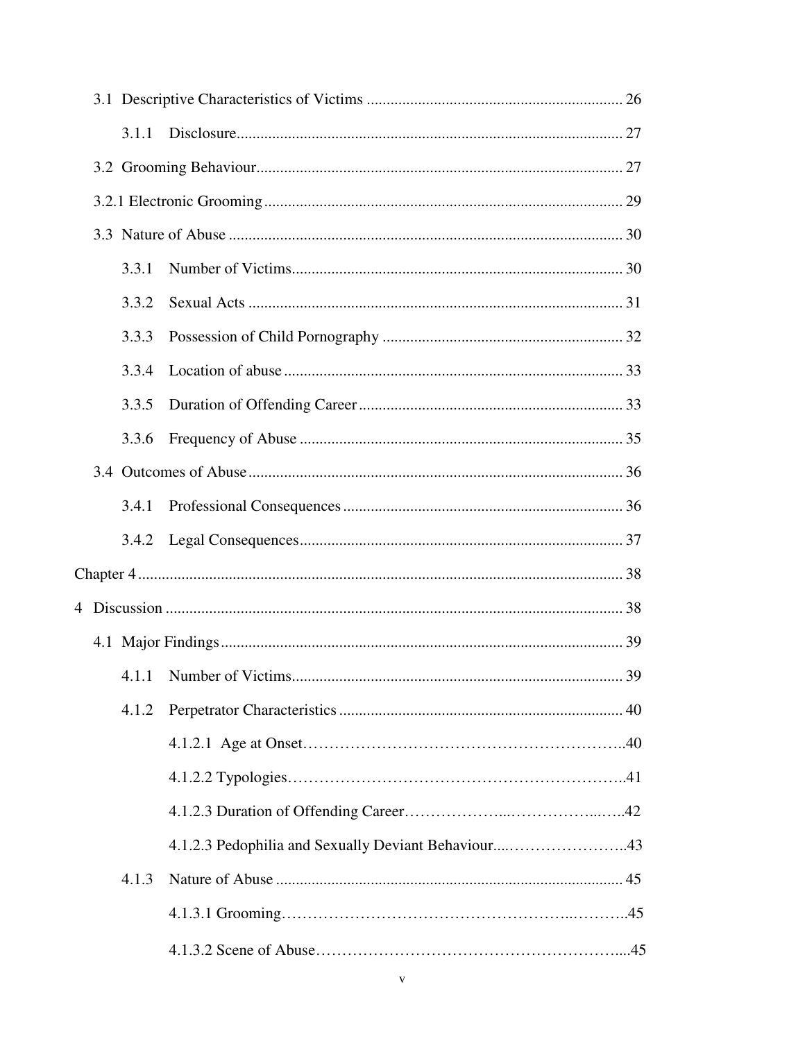3.1 Descriptive Characteristics of Victims ........................................................................ 26

3.1.1 Disclosure........................................................................................................ 27

3.2 Grooming Behaviour........................................................................................... 27

3.2.1 Electronic Grooming ........................................................................................ 29

3.3 Nature of Abuse .................................................................................................. 30

3.3.1 Number of Victims.......................................................................................... 30

3.3.2 Sexual Acts ..................................................................................................... 31

3.3.3 Possession of Child Pornography .................................................................... 32

3.3.4 Location of abuse ............................................................................................ 33

3.3.5 Duration of Offending Career .......................................................................... 33

3.3.6 Frequency of Abuse ......................................................................................... 35

3.4 Outcomes of Abuse ............................................................................................. 36

3.4.1 Professional Consequences ............................................................................. 36

3.4.2 Legal Consequences......................................................................................... 37

Chapter 4 ................................................................................................................... 38

4 Discussion ............................................................................................................... 38

4.1 Major Findings..................................................................................................... 39

4.1.1 Number of Victims.......................................................................................... 39

4.1.2 Perpetrator Characteristics .............................................................................. 40

4.1.2.1 Age at Onset…………………………………………………………..40

4.1.2.2 Typologies……………………………………………………………..41

4.1.2.3 Duration of Offending Career………………...……………...…..42

4.1.2.3 Pedophilia and Sexually Deviant Behaviour....…………………..43

4.1.3 Nature of Abuse .............................................................................................. 45

4.1.3.1 Grooming……………………………………………..………..45

4.1.3.2 Scene of Abuse……………………………………………………....45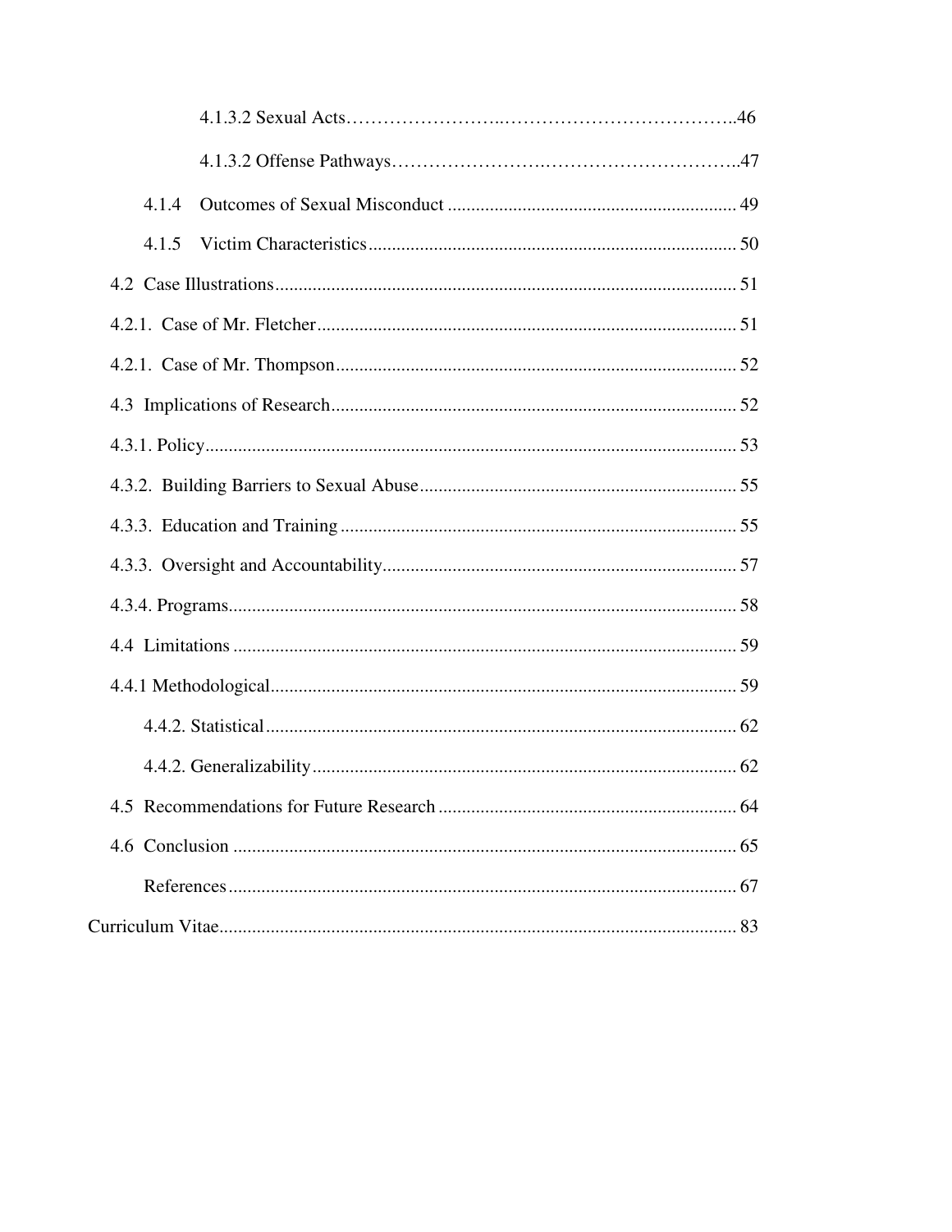4.1.3.2 Sexual Acts ........................................................................ 46

4.1.3.2 Offense Pathways ........................................................................ 47

4.1.4 Outcomes of Sexual Misconduct ........................................................................ 49

4.1.5 Victim Characteristics ........................................................................ 50

4.2 Case Illustrations ........................................................................ 51

4.2.1. Case of Mr. Fletcher ........................................................................ 51

4.2.1. Case of Mr. Thompson ........................................................................ 52

4.3 Implications of Research ........................................................................ 52

4.3.1. Policy ........................................................................ 53

4.3.2. Building Barriers to Sexual Abuse ........................................................................ 55

4.3.3. Education and Training ........................................................................ 55

4.3.3. Oversight and Accountability ........................................................................ 57

4.3.4. Programs ........................................................................ 58

4.4 Limitations ........................................................................ 59

4.4.1 Methodological ........................................................................ 59

4.4.2. Statistical ........................................................................ 62

4.4.2. Generalizability ........................................................................ 62

4.5 Recommendations for Future Research ........................................................................ 64

4.6 Conclusion ........................................................................ 65

References ........................................................................ 67

Curriculum Vitae ........................................................................ 83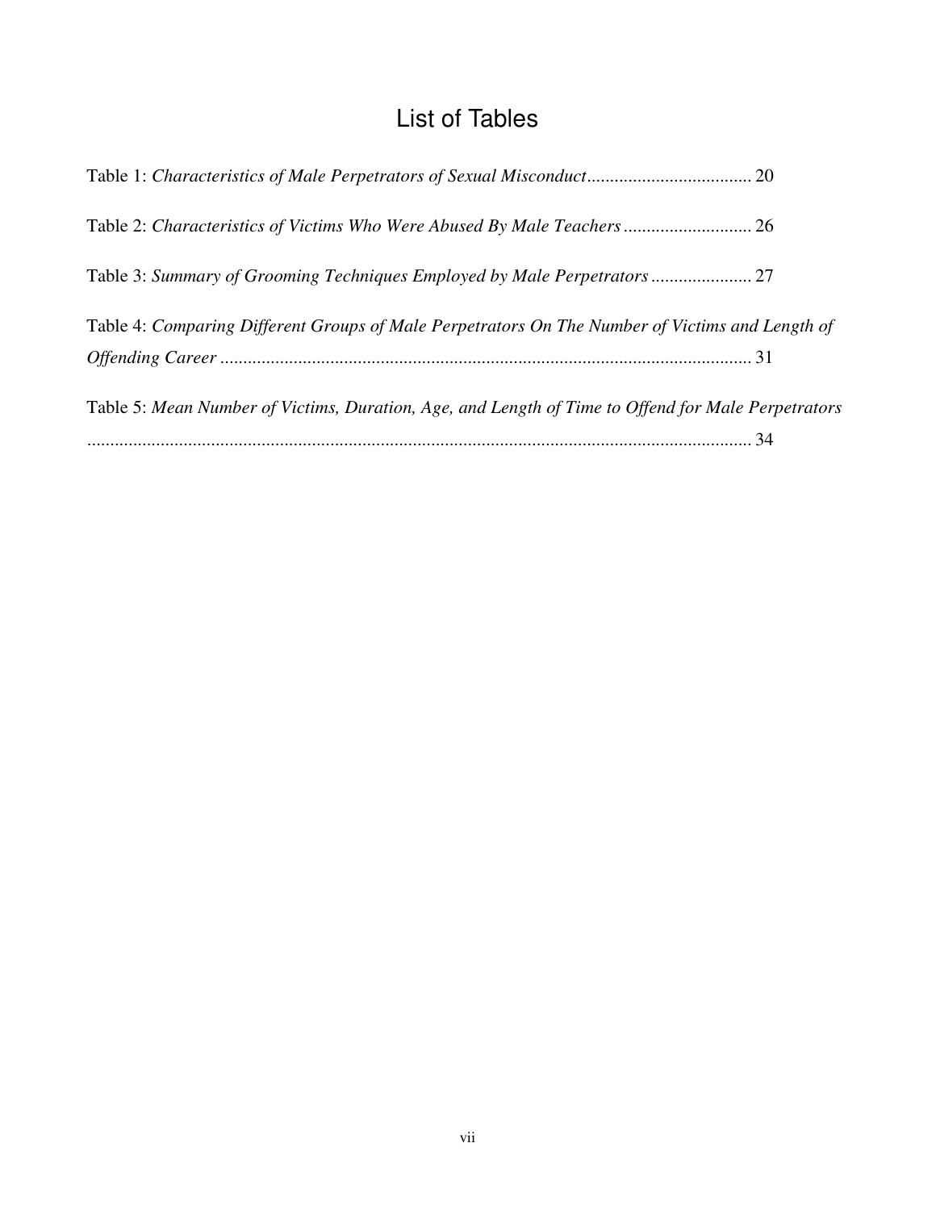# List of Tables

Table 1: *Characteristics of Male Perpetrators of Sexual Misconduct* .................................... 20

Table 2: *Characteristics of Victims Who Were Abused By Male Teachers* ............................ 26

Table 3: *Summary of Grooming Techniques Employed by Male Perpetrators* ...................... 27

Table 4: *Comparing Different Groups of Male Perpetrators On The Number of Victims and Length of Offending Career* .................................................................................................................. 31

Table 5: *Mean Number of Victims, Duration, Age, and Length of Time to Offend for Male Perpetrators* ................................................................................................................................ 34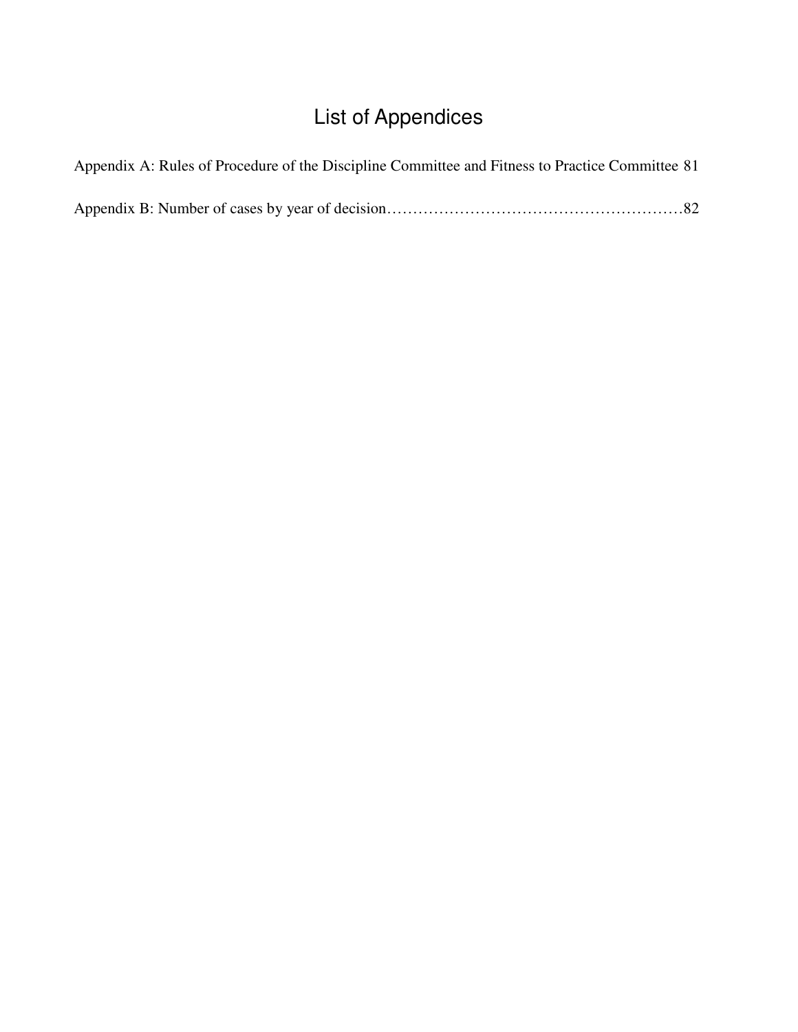# List of Appendices

Appendix A: Rules of Procedure of the Discipline Committee and Fitness to Practice Committee 81

Appendix B: Number of cases by year of decision……………………………………………………82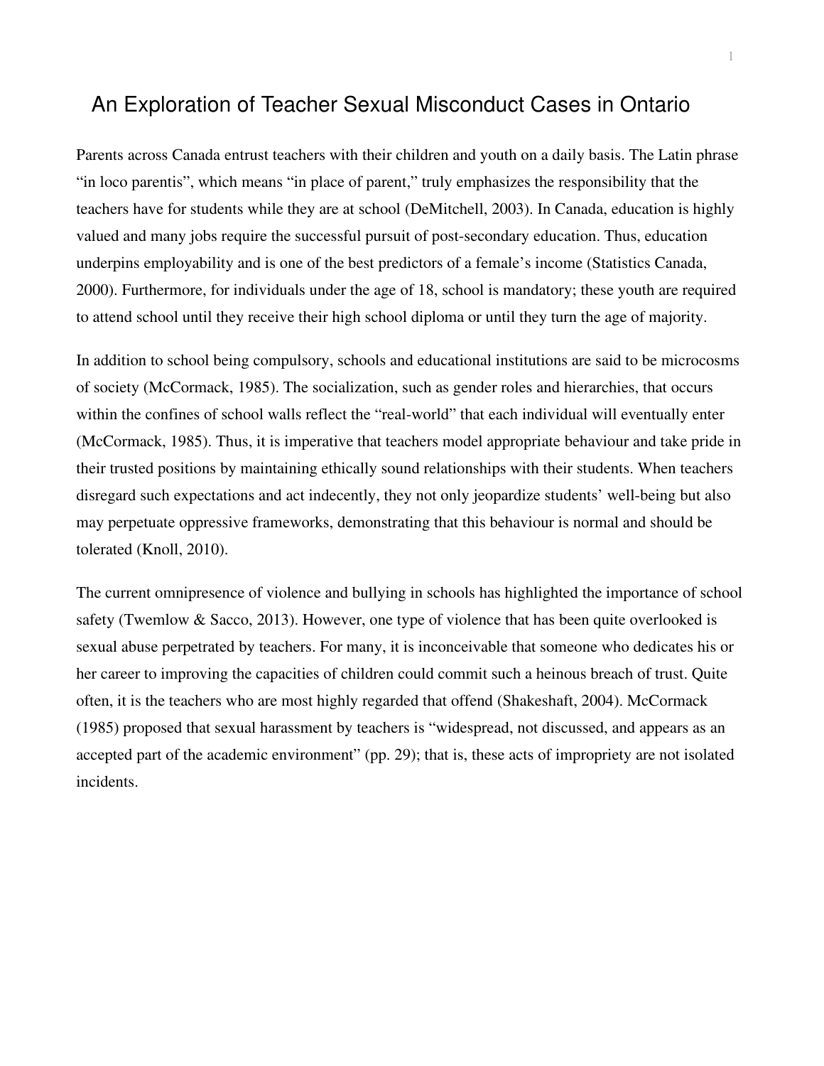# An Exploration of Teacher Sexual Misconduct Cases in Ontario

Parents across Canada entrust teachers with their children and youth on a daily basis. The Latin phrase "in loco parentis", which means "in place of parent," truly emphasizes the responsibility that the teachers have for students while they are at school (DeMitchell, 2003). In Canada, education is highly valued and many jobs require the successful pursuit of post-secondary education. Thus, education underpins employability and is one of the best predictors of a female's income (Statistics Canada, 2000). Furthermore, for individuals under the age of 18, school is mandatory; these youth are required to attend school until they receive their high school diploma or until they turn the age of majority.

In addition to school being compulsory, schools and educational institutions are said to be microcosms of society (McCormack, 1985). The socialization, such as gender roles and hierarchies, that occurs within the confines of school walls reflect the "real-world" that each individual will eventually enter (McCormack, 1985). Thus, it is imperative that teachers model appropriate behaviour and take pride in their trusted positions by maintaining ethically sound relationships with their students. When teachers disregard such expectations and act indecently, they not only jeopardize students' well-being but also may perpetuate oppressive frameworks, demonstrating that this behaviour is normal and should be tolerated (Knoll, 2010).

The current omnipresence of violence and bullying in schools has highlighted the importance of school safety (Twemlow & Sacco, 2013). However, one type of violence that has been quite overlooked is sexual abuse perpetrated by teachers. For many, it is inconceivable that someone who dedicates his or her career to improving the capacities of children could commit such a heinous breach of trust. Quite often, it is the teachers who are most highly regarded that offend (Shakeshaft, 2004). McCormack (1985) proposed that sexual harassment by teachers is "widespread, not discussed, and appears as an accepted part of the academic environment" (pp. 29); that is, these acts of impropriety are not isolated incidents.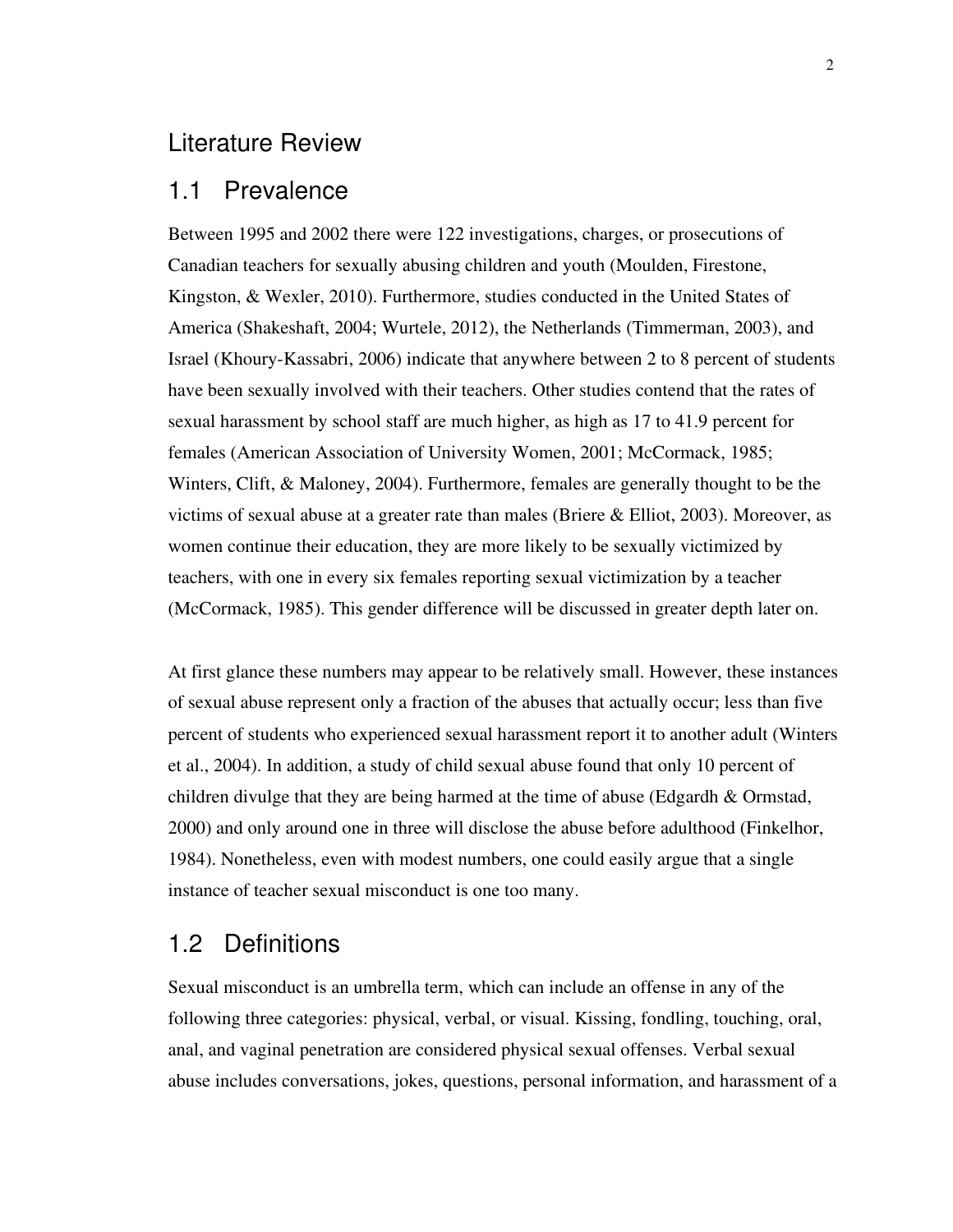# Literature Review

## 1.1 Prevalence

Between 1995 and 2002 there were 122 investigations, charges, or prosecutions of Canadian teachers for sexually abusing children and youth (Moulden, Firestone, Kingston, & Wexler, 2010). Furthermore, studies conducted in the United States of America (Shakeshaft, 2004; Wurtele, 2012), the Netherlands (Timmerman, 2003), and Israel (Khoury-Kassabri, 2006) indicate that anywhere between 2 to 8 percent of students have been sexually involved with their teachers. Other studies contend that the rates of sexual harassment by school staff are much higher, as high as 17 to 41.9 percent for females (American Association of University Women, 2001; McCormack, 1985; Winters, Clift, & Maloney, 2004). Furthermore, females are generally thought to be the victims of sexual abuse at a greater rate than males (Briere & Elliot, 2003). Moreover, as women continue their education, they are more likely to be sexually victimized by teachers, with one in every six females reporting sexual victimization by a teacher (McCormack, 1985). This gender difference will be discussed in greater depth later on.

At first glance these numbers may appear to be relatively small. However, these instances of sexual abuse represent only a fraction of the abuses that actually occur; less than five percent of students who experienced sexual harassment report it to another adult (Winters et al., 2004). In addition, a study of child sexual abuse found that only 10 percent of children divulge that they are being harmed at the time of abuse (Edgardh & Ormstad, 2000) and only around one in three will disclose the abuse before adulthood (Finkelhor, 1984). Nonetheless, even with modest numbers, one could easily argue that a single instance of teacher sexual misconduct is one too many.

## 1.2 Definitions

Sexual misconduct is an umbrella term, which can include an offense in any of the following three categories: physical, verbal, or visual. Kissing, fondling, touching, oral, anal, and vaginal penetration are considered physical sexual offenses. Verbal sexual abuse includes conversations, jokes, questions, personal information, and harassment of a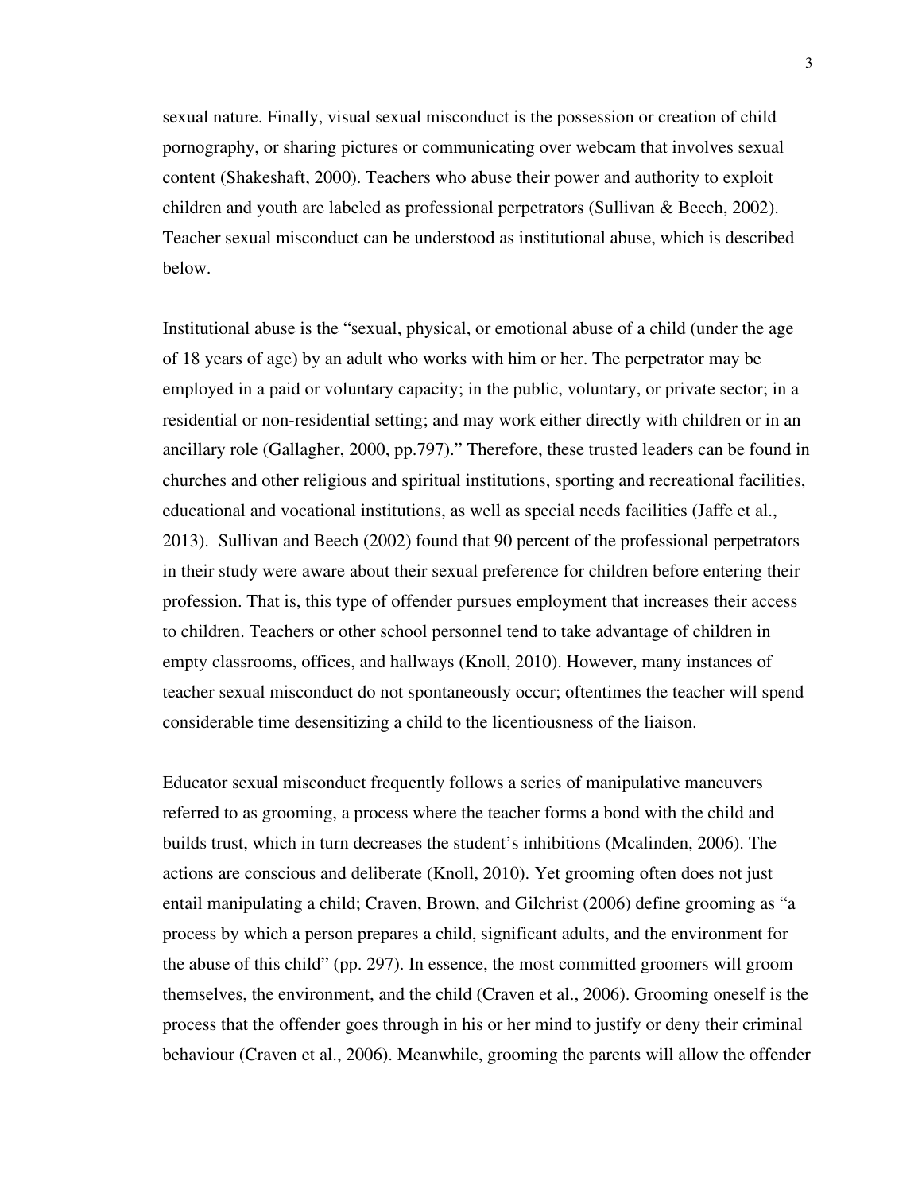sexual nature. Finally, visual sexual misconduct is the possession or creation of child pornography, or sharing pictures or communicating over webcam that involves sexual content (Shakeshaft, 2000). Teachers who abuse their power and authority to exploit children and youth are labeled as professional perpetrators (Sullivan & Beech, 2002). Teacher sexual misconduct can be understood as institutional abuse, which is described below.

Institutional abuse is the "sexual, physical, or emotional abuse of a child (under the age of 18 years of age) by an adult who works with him or her. The perpetrator may be employed in a paid or voluntary capacity; in the public, voluntary, or private sector; in a residential or non-residential setting; and may work either directly with children or in an ancillary role (Gallagher, 2000, pp.797)." Therefore, these trusted leaders can be found in churches and other religious and spiritual institutions, sporting and recreational facilities, educational and vocational institutions, as well as special needs facilities (Jaffe et al., 2013). Sullivan and Beech (2002) found that 90 percent of the professional perpetrators in their study were aware about their sexual preference for children before entering their profession. That is, this type of offender pursues employment that increases their access to children. Teachers or other school personnel tend to take advantage of children in empty classrooms, offices, and hallways (Knoll, 2010). However, many instances of teacher sexual misconduct do not spontaneously occur; oftentimes the teacher will spend considerable time desensitizing a child to the licentiousness of the liaison.

Educator sexual misconduct frequently follows a series of manipulative maneuvers referred to as grooming, a process where the teacher forms a bond with the child and builds trust, which in turn decreases the student's inhibitions (Mcalinden, 2006). The actions are conscious and deliberate (Knoll, 2010). Yet grooming often does not just entail manipulating a child; Craven, Brown, and Gilchrist (2006) define grooming as "a process by which a person prepares a child, significant adults, and the environment for the abuse of this child" (pp. 297). In essence, the most committed groomers will groom themselves, the environment, and the child (Craven et al., 2006). Grooming oneself is the process that the offender goes through in his or her mind to justify or deny their criminal behaviour (Craven et al., 2006). Meanwhile, grooming the parents will allow the offender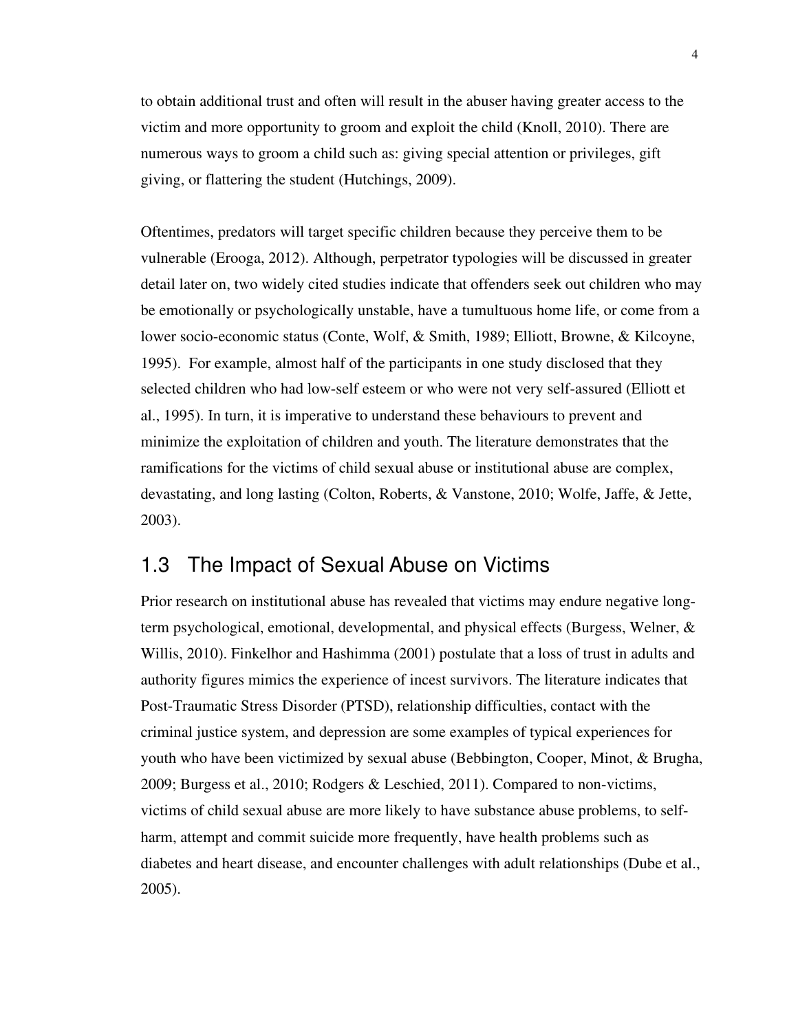to obtain additional trust and often will result in the abuser having greater access to the victim and more opportunity to groom and exploit the child (Knoll, 2010). There are numerous ways to groom a child such as: giving special attention or privileges, gift giving, or flattering the student (Hutchings, 2009).

Oftentimes, predators will target specific children because they perceive them to be vulnerable (Erooga, 2012). Although, perpetrator typologies will be discussed in greater detail later on, two widely cited studies indicate that offenders seek out children who may be emotionally or psychologically unstable, have a tumultuous home life, or come from a lower socio-economic status (Conte, Wolf, & Smith, 1989; Elliott, Browne, & Kilcoyne, 1995). For example, almost half of the participants in one study disclosed that they selected children who had low-self esteem or who were not very self-assured (Elliott et al., 1995). In turn, it is imperative to understand these behaviours to prevent and minimize the exploitation of children and youth. The literature demonstrates that the ramifications for the victims of child sexual abuse or institutional abuse are complex, devastating, and long lasting (Colton, Roberts, & Vanstone, 2010; Wolfe, Jaffe, & Jette, 2003).

## 1.3 The Impact of Sexual Abuse on Victims

Prior research on institutional abuse has revealed that victims may endure negative long-term psychological, emotional, developmental, and physical effects (Burgess, Welner, & Willis, 2010). Finkelhor and Hashimma (2001) postulate that a loss of trust in adults and authority figures mimics the experience of incest survivors. The literature indicates that Post-Traumatic Stress Disorder (PTSD), relationship difficulties, contact with the criminal justice system, and depression are some examples of typical experiences for youth who have been victimized by sexual abuse (Bebbington, Cooper, Minot, & Brugha, 2009; Burgess et al., 2010; Rodgers & Leschied, 2011). Compared to non-victims, victims of child sexual abuse are more likely to have substance abuse problems, to self-harm, attempt and commit suicide more frequently, have health problems such as diabetes and heart disease, and encounter challenges with adult relationships (Dube et al., 2005).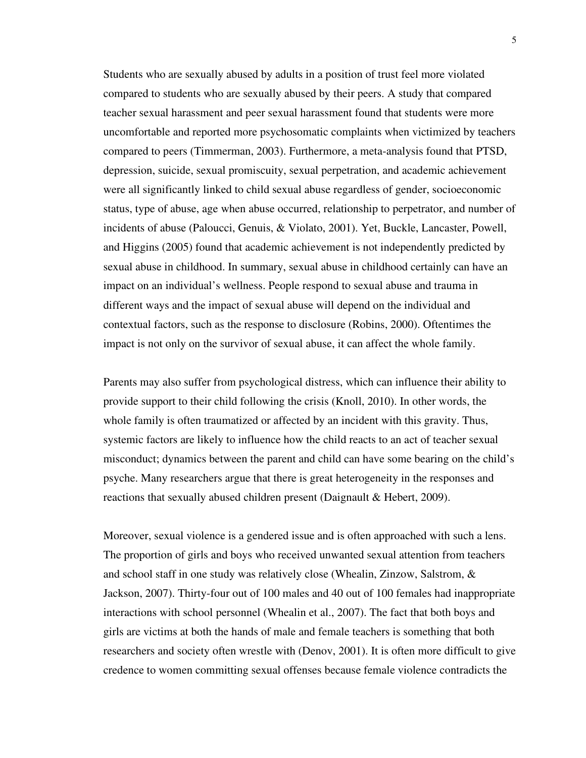Students who are sexually abused by adults in a position of trust feel more violated compared to students who are sexually abused by their peers. A study that compared teacher sexual harassment and peer sexual harassment found that students were more uncomfortable and reported more psychosomatic complaints when victimized by teachers compared to peers (Timmerman, 2003). Furthermore, a meta-analysis found that PTSD, depression, suicide, sexual promiscuity, sexual perpetration, and academic achievement were all significantly linked to child sexual abuse regardless of gender, socioeconomic status, type of abuse, age when abuse occurred, relationship to perpetrator, and number of incidents of abuse (Paloucci, Genuis, & Violato, 2001). Yet, Buckle, Lancaster, Powell, and Higgins (2005) found that academic achievement is not independently predicted by sexual abuse in childhood. In summary, sexual abuse in childhood certainly can have an impact on an individual's wellness. People respond to sexual abuse and trauma in different ways and the impact of sexual abuse will depend on the individual and contextual factors, such as the response to disclosure (Robins, 2000). Oftentimes the impact is not only on the survivor of sexual abuse, it can affect the whole family.

Parents may also suffer from psychological distress, which can influence their ability to provide support to their child following the crisis (Knoll, 2010). In other words, the whole family is often traumatized or affected by an incident with this gravity. Thus, systemic factors are likely to influence how the child reacts to an act of teacher sexual misconduct; dynamics between the parent and child can have some bearing on the child's psyche. Many researchers argue that there is great heterogeneity in the responses and reactions that sexually abused children present (Daignault & Hebert, 2009).

Moreover, sexual violence is a gendered issue and is often approached with such a lens. The proportion of girls and boys who received unwanted sexual attention from teachers and school staff in one study was relatively close (Whealin, Zinzow, Salstrom, & Jackson, 2007). Thirty-four out of 100 males and 40 out of 100 females had inappropriate interactions with school personnel (Whealin et al., 2007). The fact that both boys and girls are victims at both the hands of male and female teachers is something that both researchers and society often wrestle with (Denov, 2001). It is often more difficult to give credence to women committing sexual offenses because female violence contradicts the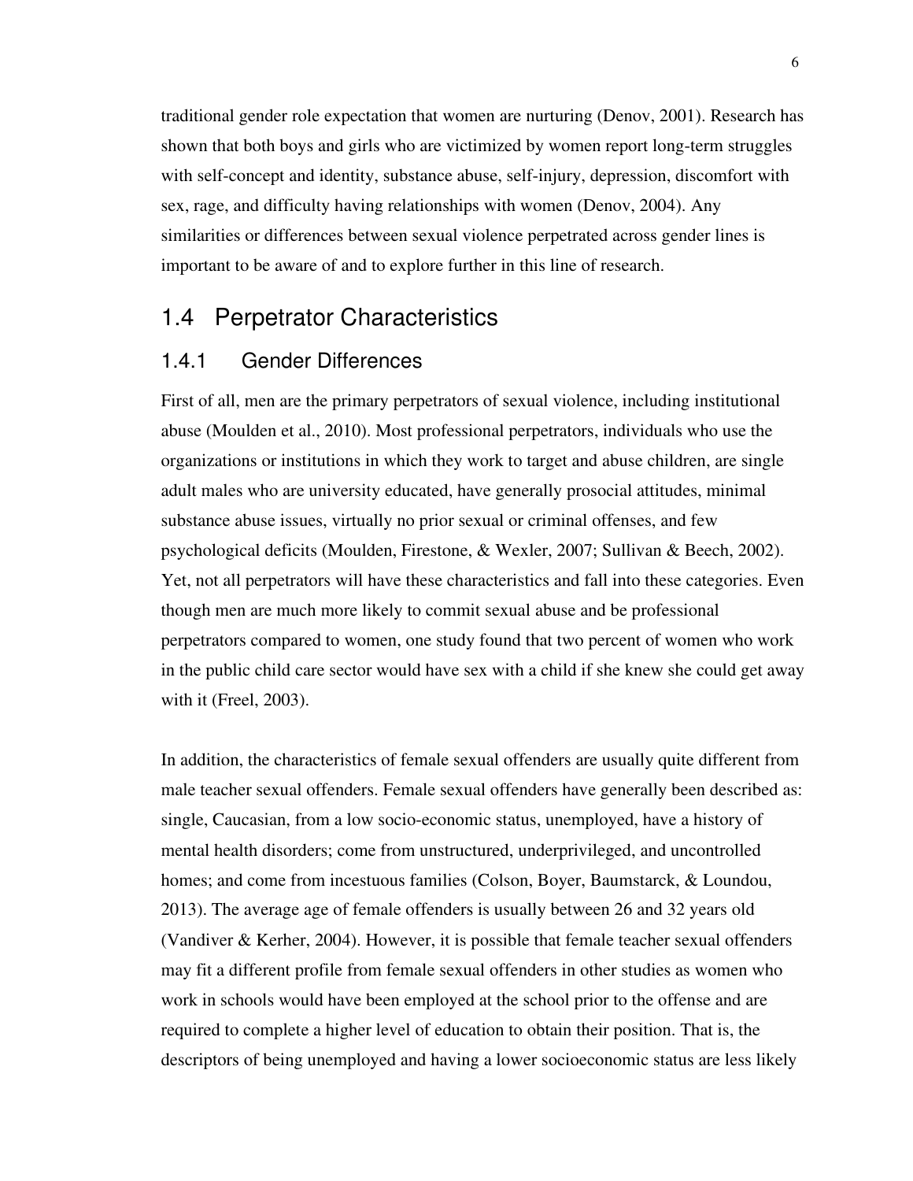traditional gender role expectation that women are nurturing (Denov, 2001). Research has shown that both boys and girls who are victimized by women report long-term struggles with self-concept and identity, substance abuse, self-injury, depression, discomfort with sex, rage, and difficulty having relationships with women (Denov, 2004). Any similarities or differences between sexual violence perpetrated across gender lines is important to be aware of and to explore further in this line of research.

## 1.4 Perpetrator Characteristics

### 1.4.1 Gender Differences

First of all, men are the primary perpetrators of sexual violence, including institutional abuse (Moulden et al., 2010). Most professional perpetrators, individuals who use the organizations or institutions in which they work to target and abuse children, are single adult males who are university educated, have generally prosocial attitudes, minimal substance abuse issues, virtually no prior sexual or criminal offenses, and few psychological deficits (Moulden, Firestone, & Wexler, 2007; Sullivan & Beech, 2002). Yet, not all perpetrators will have these characteristics and fall into these categories. Even though men are much more likely to commit sexual abuse and be professional perpetrators compared to women, one study found that two percent of women who work in the public child care sector would have sex with a child if she knew she could get away with it (Freel, 2003).

In addition, the characteristics of female sexual offenders are usually quite different from male teacher sexual offenders. Female sexual offenders have generally been described as: single, Caucasian, from a low socio-economic status, unemployed, have a history of mental health disorders; come from unstructured, underprivileged, and uncontrolled homes; and come from incestuous families (Colson, Boyer, Baumstarck, & Loundou, 2013). The average age of female offenders is usually between 26 and 32 years old (Vandiver & Kerher, 2004). However, it is possible that female teacher sexual offenders may fit a different profile from female sexual offenders in other studies as women who work in schools would have been employed at the school prior to the offense and are required to complete a higher level of education to obtain their position. That is, the descriptors of being unemployed and having a lower socioeconomic status are less likely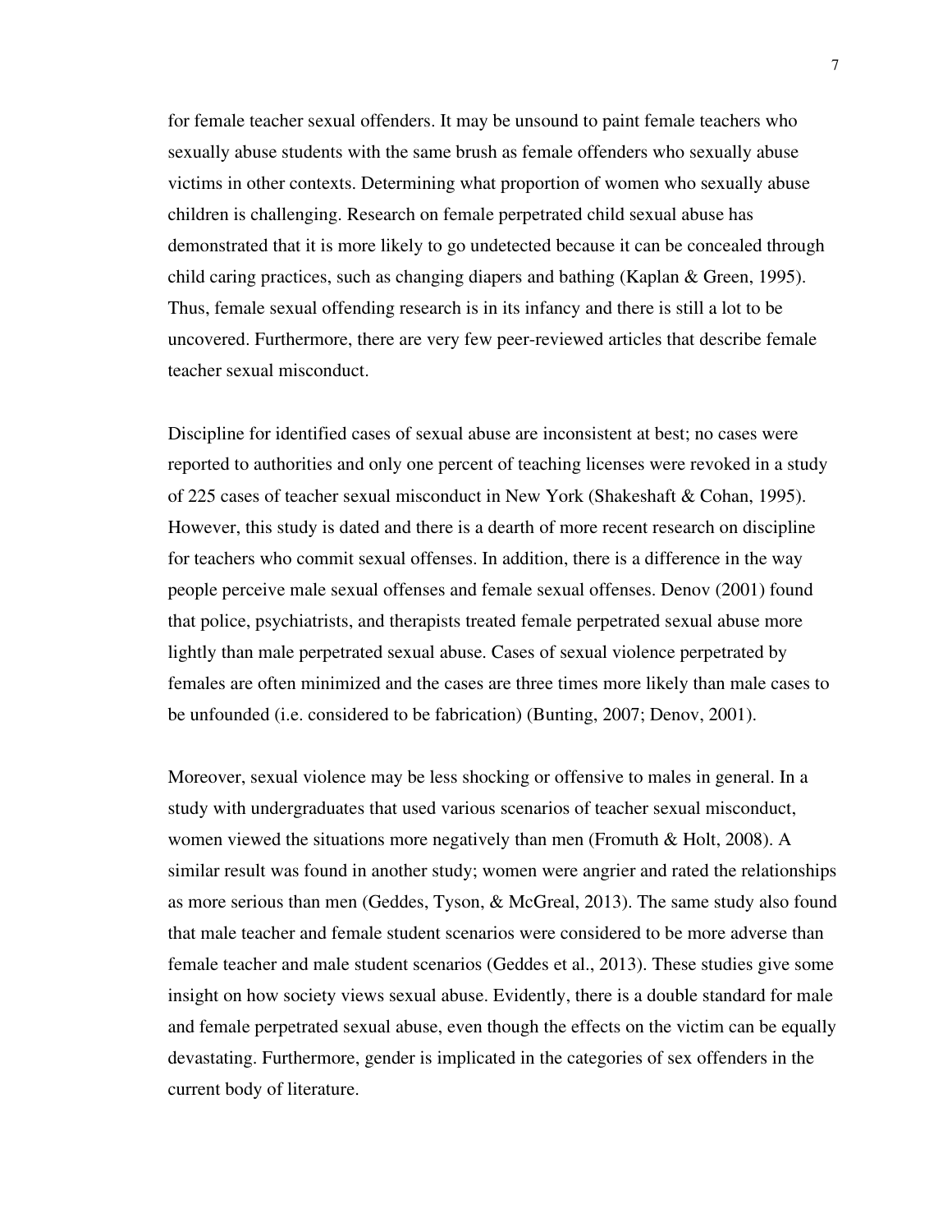for female teacher sexual offenders. It may be unsound to paint female teachers who sexually abuse students with the same brush as female offenders who sexually abuse victims in other contexts. Determining what proportion of women who sexually abuse children is challenging. Research on female perpetrated child sexual abuse has demonstrated that it is more likely to go undetected because it can be concealed through child caring practices, such as changing diapers and bathing (Kaplan & Green, 1995). Thus, female sexual offending research is in its infancy and there is still a lot to be uncovered. Furthermore, there are very few peer-reviewed articles that describe female teacher sexual misconduct.

Discipline for identified cases of sexual abuse are inconsistent at best; no cases were reported to authorities and only one percent of teaching licenses were revoked in a study of 225 cases of teacher sexual misconduct in New York (Shakeshaft & Cohan, 1995). However, this study is dated and there is a dearth of more recent research on discipline for teachers who commit sexual offenses. In addition, there is a difference in the way people perceive male sexual offenses and female sexual offenses. Denov (2001) found that police, psychiatrists, and therapists treated female perpetrated sexual abuse more lightly than male perpetrated sexual abuse. Cases of sexual violence perpetrated by females are often minimized and the cases are three times more likely than male cases to be unfounded (i.e. considered to be fabrication) (Bunting, 2007; Denov, 2001).

Moreover, sexual violence may be less shocking or offensive to males in general. In a study with undergraduates that used various scenarios of teacher sexual misconduct, women viewed the situations more negatively than men (Fromuth & Holt, 2008). A similar result was found in another study; women were angrier and rated the relationships as more serious than men (Geddes, Tyson, & McGreal, 2013). The same study also found that male teacher and female student scenarios were considered to be more adverse than female teacher and male student scenarios (Geddes et al., 2013). These studies give some insight on how society views sexual abuse. Evidently, there is a double standard for male and female perpetrated sexual abuse, even though the effects on the victim can be equally devastating. Furthermore, gender is implicated in the categories of sex offenders in the current body of literature.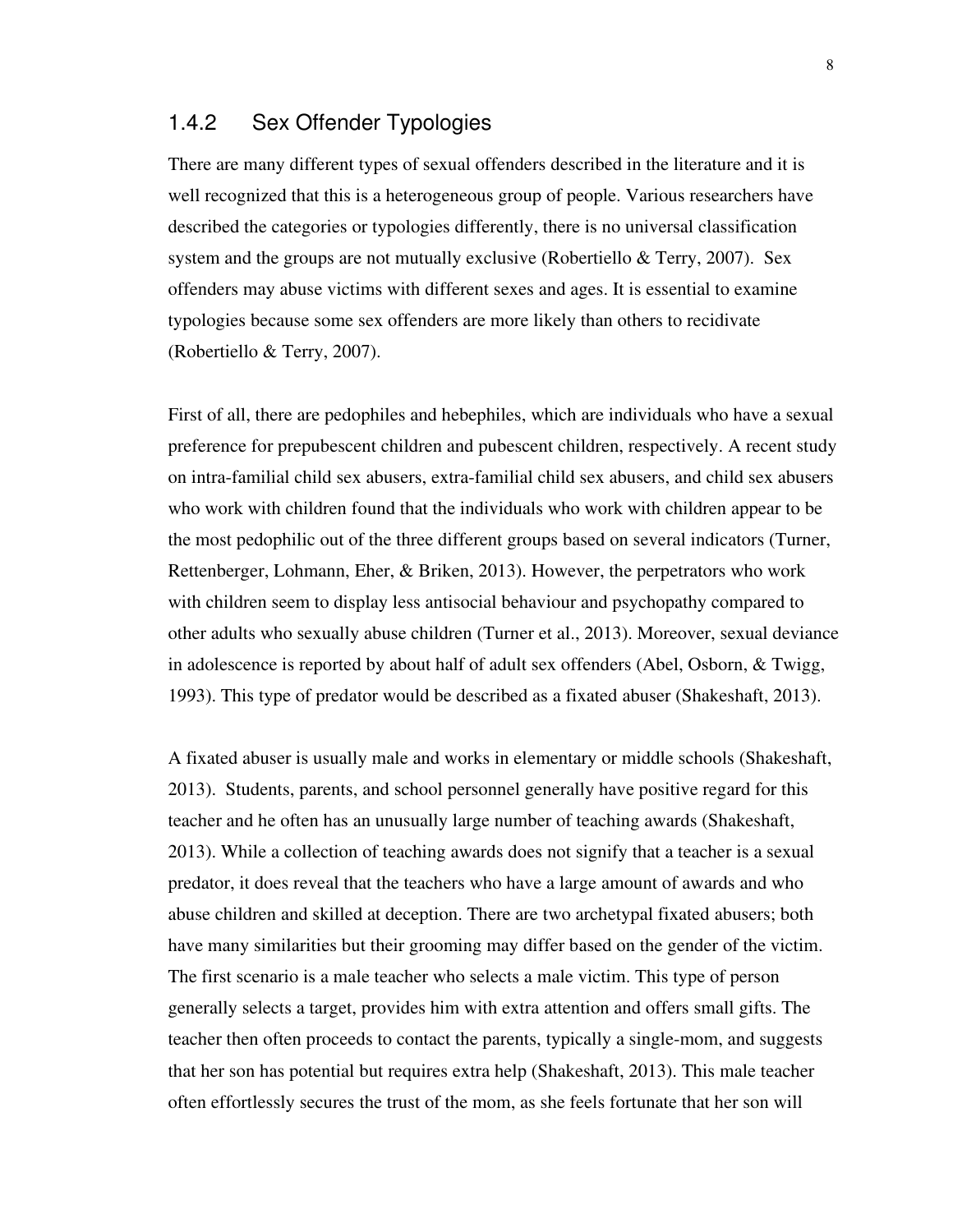### 1.4.2 Sex Offender Typologies

There are many different types of sexual offenders described in the literature and it is well recognized that this is a heterogeneous group of people. Various researchers have described the categories or typologies differently, there is no universal classification system and the groups are not mutually exclusive (Robertiello & Terry, 2007). Sex offenders may abuse victims with different sexes and ages. It is essential to examine typologies because some sex offenders are more likely than others to recidivate (Robertiello & Terry, 2007).

First of all, there are pedophiles and hebephiles, which are individuals who have a sexual preference for prepubescent children and pubescent children, respectively. A recent study on intra-familial child sex abusers, extra-familial child sex abusers, and child sex abusers who work with children found that the individuals who work with children appear to be the most pedophilic out of the three different groups based on several indicators (Turner, Rettenberger, Lohmann, Eher, & Briken, 2013). However, the perpetrators who work with children seem to display less antisocial behaviour and psychopathy compared to other adults who sexually abuse children (Turner et al., 2013). Moreover, sexual deviance in adolescence is reported by about half of adult sex offenders (Abel, Osborn, & Twigg, 1993). This type of predator would be described as a fixated abuser (Shakeshaft, 2013).

A fixated abuser is usually male and works in elementary or middle schools (Shakeshaft, 2013). Students, parents, and school personnel generally have positive regard for this teacher and he often has an unusually large number of teaching awards (Shakeshaft, 2013). While a collection of teaching awards does not signify that a teacher is a sexual predator, it does reveal that the teachers who have a large amount of awards and who abuse children and skilled at deception. There are two archetypal fixated abusers; both have many similarities but their grooming may differ based on the gender of the victim. The first scenario is a male teacher who selects a male victim. This type of person generally selects a target, provides him with extra attention and offers small gifts. The teacher then often proceeds to contact the parents, typically a single-mom, and suggests that her son has potential but requires extra help (Shakeshaft, 2013). This male teacher often effortlessly secures the trust of the mom, as she feels fortunate that her son will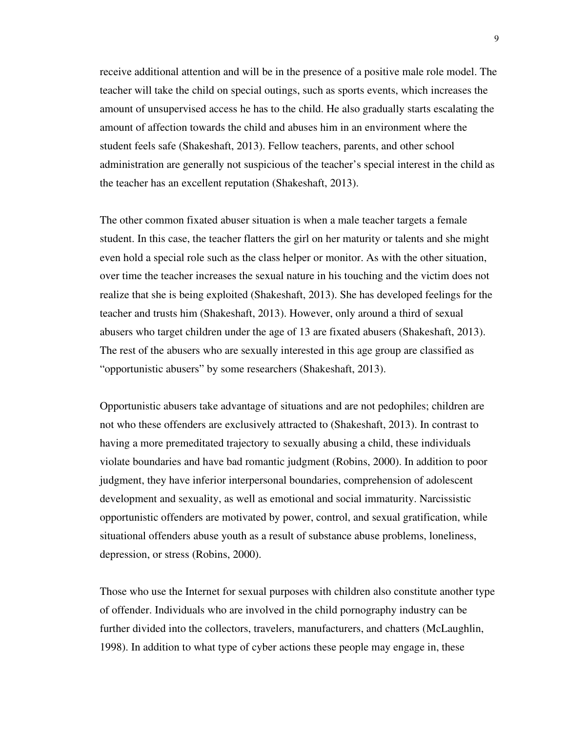receive additional attention and will be in the presence of a positive male role model. The teacher will take the child on special outings, such as sports events, which increases the amount of unsupervised access he has to the child. He also gradually starts escalating the amount of affection towards the child and abuses him in an environment where the student feels safe (Shakeshaft, 2013). Fellow teachers, parents, and other school administration are generally not suspicious of the teacher's special interest in the child as the teacher has an excellent reputation (Shakeshaft, 2013).

The other common fixated abuser situation is when a male teacher targets a female student. In this case, the teacher flatters the girl on her maturity or talents and she might even hold a special role such as the class helper or monitor. As with the other situation, over time the teacher increases the sexual nature in his touching and the victim does not realize that she is being exploited (Shakeshaft, 2013). She has developed feelings for the teacher and trusts him (Shakeshaft, 2013). However, only around a third of sexual abusers who target children under the age of 13 are fixated abusers (Shakeshaft, 2013). The rest of the abusers who are sexually interested in this age group are classified as "opportunistic abusers" by some researchers (Shakeshaft, 2013).

Opportunistic abusers take advantage of situations and are not pedophiles; children are not who these offenders are exclusively attracted to (Shakeshaft, 2013). In contrast to having a more premeditated trajectory to sexually abusing a child, these individuals violate boundaries and have bad romantic judgment (Robins, 2000). In addition to poor judgment, they have inferior interpersonal boundaries, comprehension of adolescent development and sexuality, as well as emotional and social immaturity. Narcissistic opportunistic offenders are motivated by power, control, and sexual gratification, while situational offenders abuse youth as a result of substance abuse problems, loneliness, depression, or stress (Robins, 2000).

Those who use the Internet for sexual purposes with children also constitute another type of offender. Individuals who are involved in the child pornography industry can be further divided into the collectors, travelers, manufacturers, and chatters (McLaughlin, 1998). In addition to what type of cyber actions these people may engage in, these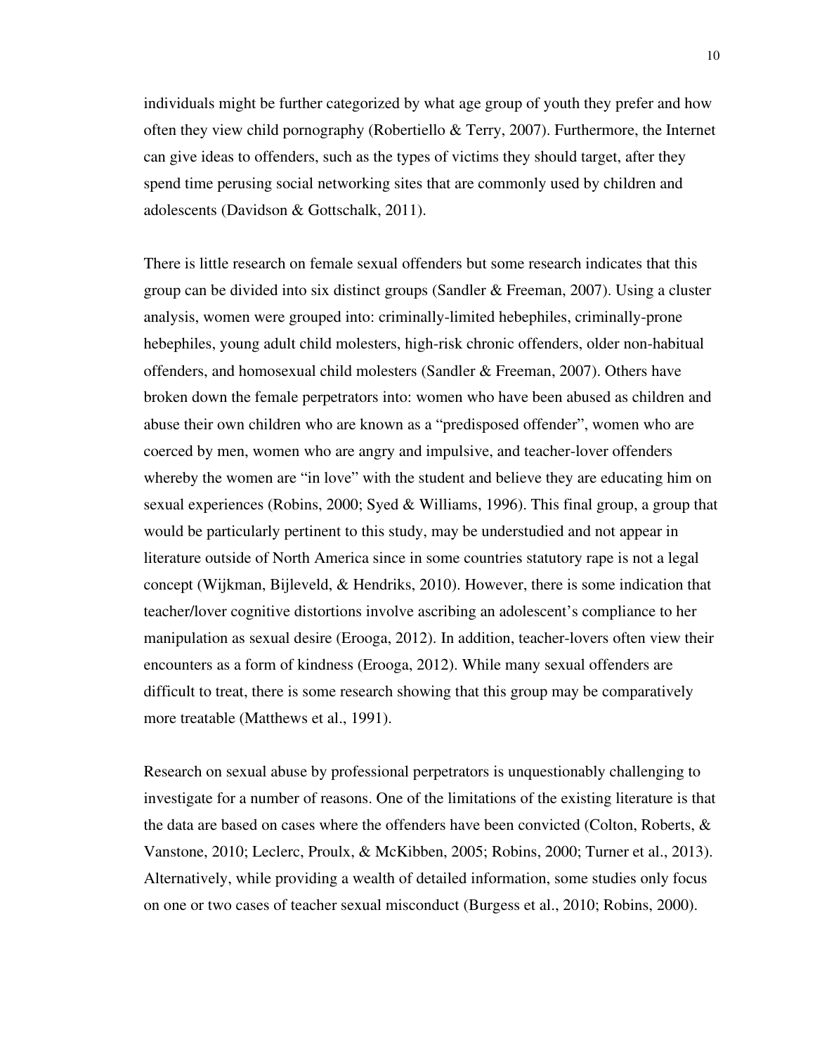individuals might be further categorized by what age group of youth they prefer and how often they view child pornography (Robertiello & Terry, 2007). Furthermore, the Internet can give ideas to offenders, such as the types of victims they should target, after they spend time perusing social networking sites that are commonly used by children and adolescents (Davidson & Gottschalk, 2011).

There is little research on female sexual offenders but some research indicates that this group can be divided into six distinct groups (Sandler & Freeman, 2007). Using a cluster analysis, women were grouped into: criminally-limited hebephiles, criminally-prone hebephiles, young adult child molesters, high-risk chronic offenders, older non-habitual offenders, and homosexual child molesters (Sandler & Freeman, 2007). Others have broken down the female perpetrators into: women who have been abused as children and abuse their own children who are known as a "predisposed offender", women who are coerced by men, women who are angry and impulsive, and teacher-lover offenders whereby the women are "in love" with the student and believe they are educating him on sexual experiences (Robins, 2000; Syed & Williams, 1996). This final group, a group that would be particularly pertinent to this study, may be understudied and not appear in literature outside of North America since in some countries statutory rape is not a legal concept (Wijkman, Bijleveld, & Hendriks, 2010). However, there is some indication that teacher/lover cognitive distortions involve ascribing an adolescent's compliance to her manipulation as sexual desire (Erooga, 2012). In addition, teacher-lovers often view their encounters as a form of kindness (Erooga, 2012). While many sexual offenders are difficult to treat, there is some research showing that this group may be comparatively more treatable (Matthews et al., 1991).

Research on sexual abuse by professional perpetrators is unquestionably challenging to investigate for a number of reasons. One of the limitations of the existing literature is that the data are based on cases where the offenders have been convicted (Colton, Roberts, & Vanstone, 2010; Leclerc, Proulx, & McKibben, 2005; Robins, 2000; Turner et al., 2013). Alternatively, while providing a wealth of detailed information, some studies only focus on one or two cases of teacher sexual misconduct (Burgess et al., 2010; Robins, 2000).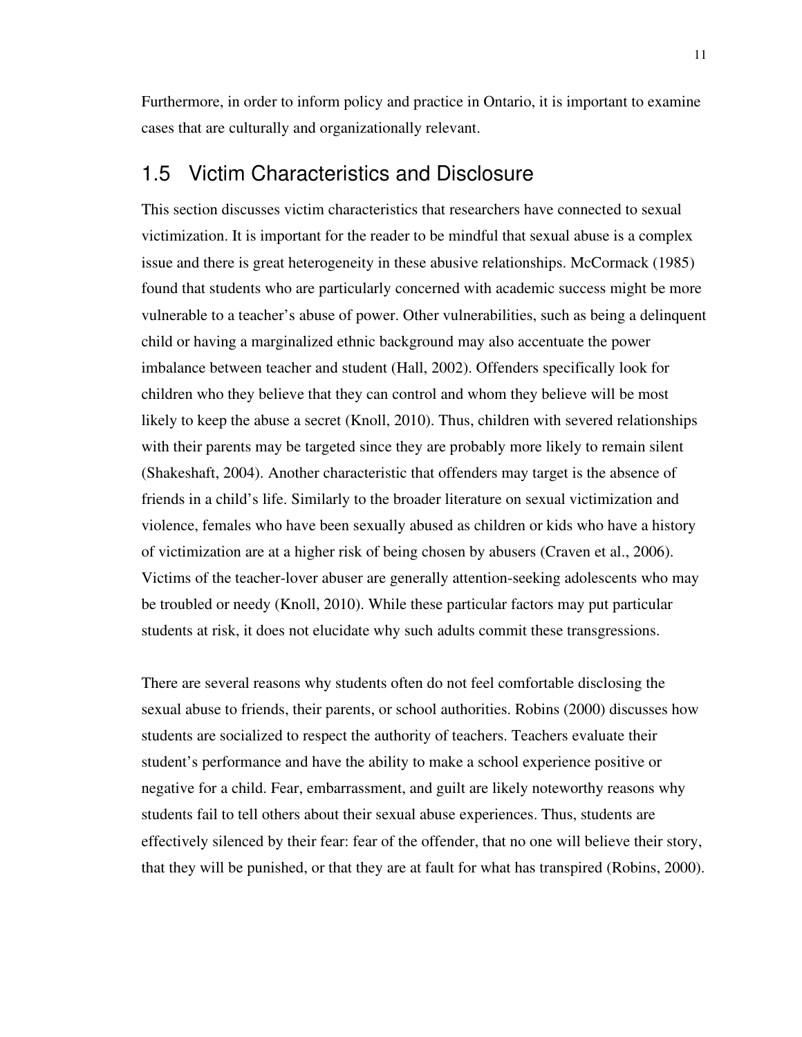Furthermore, in order to inform policy and practice in Ontario, it is important to examine cases that are culturally and organizationally relevant.

## 1.5 Victim Characteristics and Disclosure

This section discusses victim characteristics that researchers have connected to sexual victimization. It is important for the reader to be mindful that sexual abuse is a complex issue and there is great heterogeneity in these abusive relationships. McCormack (1985) found that students who are particularly concerned with academic success might be more vulnerable to a teacher's abuse of power. Other vulnerabilities, such as being a delinquent child or having a marginalized ethnic background may also accentuate the power imbalance between teacher and student (Hall, 2002). Offenders specifically look for children who they believe that they can control and whom they believe will be most likely to keep the abuse a secret (Knoll, 2010). Thus, children with severed relationships with their parents may be targeted since they are probably more likely to remain silent (Shakeshaft, 2004). Another characteristic that offenders may target is the absence of friends in a child's life. Similarly to the broader literature on sexual victimization and violence, females who have been sexually abused as children or kids who have a history of victimization are at a higher risk of being chosen by abusers (Craven et al., 2006). Victims of the teacher-lover abuser are generally attention-seeking adolescents who may be troubled or needy (Knoll, 2010). While these particular factors may put particular students at risk, it does not elucidate why such adults commit these transgressions.

There are several reasons why students often do not feel comfortable disclosing the sexual abuse to friends, their parents, or school authorities. Robins (2000) discusses how students are socialized to respect the authority of teachers. Teachers evaluate their student's performance and have the ability to make a school experience positive or negative for a child. Fear, embarrassment, and guilt are likely noteworthy reasons why students fail to tell others about their sexual abuse experiences. Thus, students are effectively silenced by their fear: fear of the offender, that no one will believe their story, that they will be punished, or that they are at fault for what has transpired (Robins, 2000).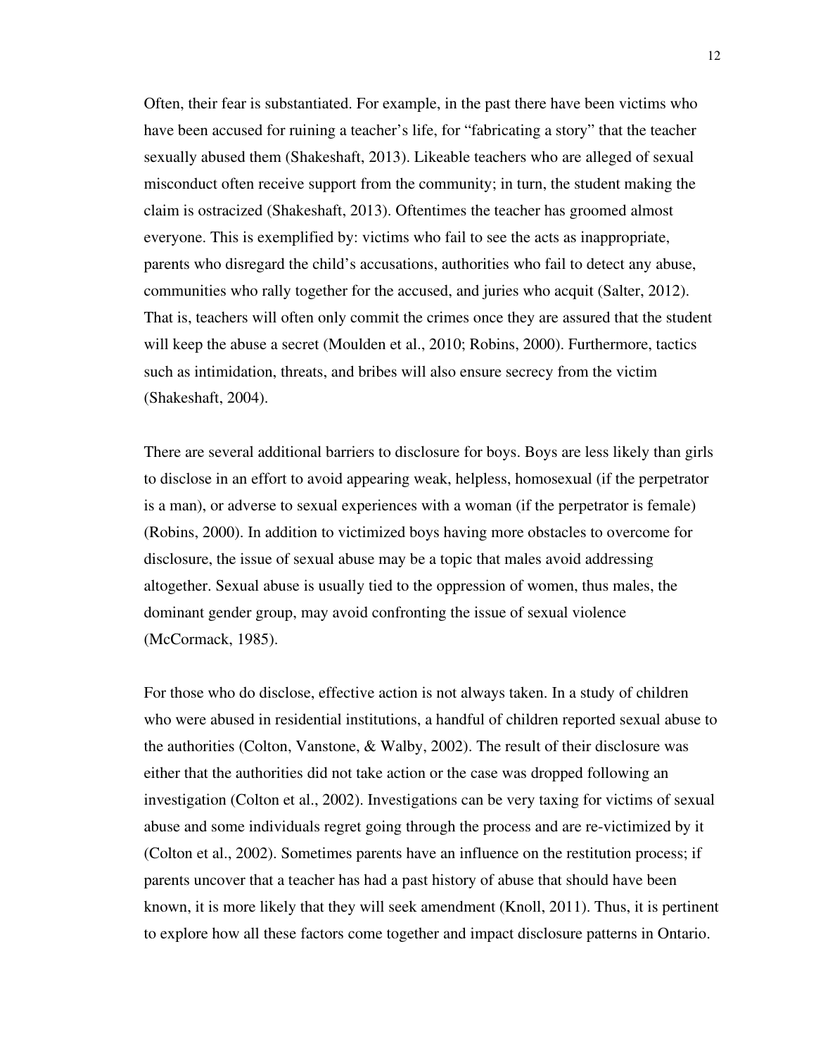Often, their fear is substantiated. For example, in the past there have been victims who have been accused for ruining a teacher's life, for "fabricating a story" that the teacher sexually abused them (Shakeshaft, 2013). Likeable teachers who are alleged of sexual misconduct often receive support from the community; in turn, the student making the claim is ostracized (Shakeshaft, 2013). Oftentimes the teacher has groomed almost everyone. This is exemplified by: victims who fail to see the acts as inappropriate, parents who disregard the child's accusations, authorities who fail to detect any abuse, communities who rally together for the accused, and juries who acquit (Salter, 2012). That is, teachers will often only commit the crimes once they are assured that the student will keep the abuse a secret (Moulden et al., 2010; Robins, 2000). Furthermore, tactics such as intimidation, threats, and bribes will also ensure secrecy from the victim (Shakeshaft, 2004).

There are several additional barriers to disclosure for boys. Boys are less likely than girls to disclose in an effort to avoid appearing weak, helpless, homosexual (if the perpetrator is a man), or adverse to sexual experiences with a woman (if the perpetrator is female) (Robins, 2000). In addition to victimized boys having more obstacles to overcome for disclosure, the issue of sexual abuse may be a topic that males avoid addressing altogether. Sexual abuse is usually tied to the oppression of women, thus males, the dominant gender group, may avoid confronting the issue of sexual violence (McCormack, 1985).

For those who do disclose, effective action is not always taken. In a study of children who were abused in residential institutions, a handful of children reported sexual abuse to the authorities (Colton, Vanstone, & Walby, 2002). The result of their disclosure was either that the authorities did not take action or the case was dropped following an investigation (Colton et al., 2002). Investigations can be very taxing for victims of sexual abuse and some individuals regret going through the process and are re-victimized by it (Colton et al., 2002). Sometimes parents have an influence on the restitution process; if parents uncover that a teacher has had a past history of abuse that should have been known, it is more likely that they will seek amendment (Knoll, 2011). Thus, it is pertinent to explore how all these factors come together and impact disclosure patterns in Ontario.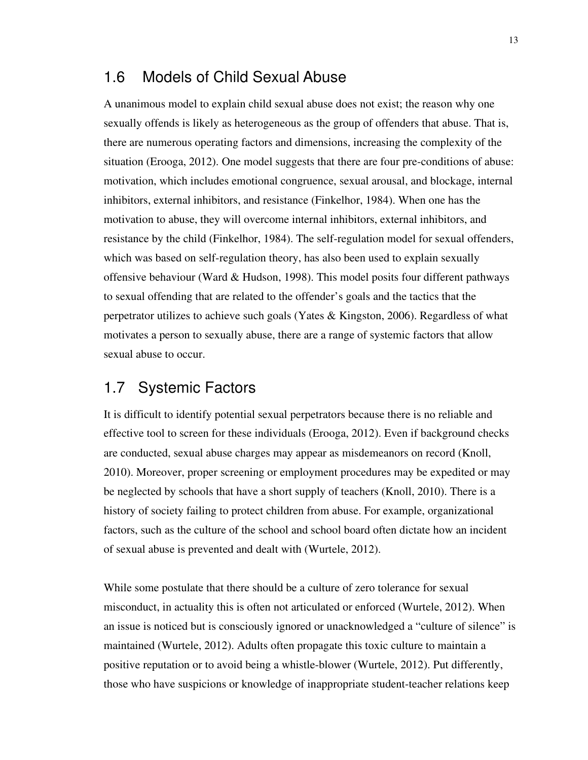## 1.6 Models of Child Sexual Abuse

A unanimous model to explain child sexual abuse does not exist; the reason why one sexually offends is likely as heterogeneous as the group of offenders that abuse. That is, there are numerous operating factors and dimensions, increasing the complexity of the situation (Erooga, 2012). One model suggests that there are four pre-conditions of abuse: motivation, which includes emotional congruence, sexual arousal, and blockage, internal inhibitors, external inhibitors, and resistance (Finkelhor, 1984). When one has the motivation to abuse, they will overcome internal inhibitors, external inhibitors, and resistance by the child (Finkelhor, 1984). The self-regulation model for sexual offenders, which was based on self-regulation theory, has also been used to explain sexually offensive behaviour (Ward & Hudson, 1998). This model posits four different pathways to sexual offending that are related to the offender's goals and the tactics that the perpetrator utilizes to achieve such goals (Yates & Kingston, 2006). Regardless of what motivates a person to sexually abuse, there are a range of systemic factors that allow sexual abuse to occur.

## 1.7 Systemic Factors

It is difficult to identify potential sexual perpetrators because there is no reliable and effective tool to screen for these individuals (Erooga, 2012). Even if background checks are conducted, sexual abuse charges may appear as misdemeanors on record (Knoll, 2010). Moreover, proper screening or employment procedures may be expedited or may be neglected by schools that have a short supply of teachers (Knoll, 2010). There is a history of society failing to protect children from abuse. For example, organizational factors, such as the culture of the school and school board often dictate how an incident of sexual abuse is prevented and dealt with (Wurtele, 2012).

While some postulate that there should be a culture of zero tolerance for sexual misconduct, in actuality this is often not articulated or enforced (Wurtele, 2012). When an issue is noticed but is consciously ignored or unacknowledged a "culture of silence" is maintained (Wurtele, 2012). Adults often propagate this toxic culture to maintain a positive reputation or to avoid being a whistle-blower (Wurtele, 2012). Put differently, those who have suspicions or knowledge of inappropriate student-teacher relations keep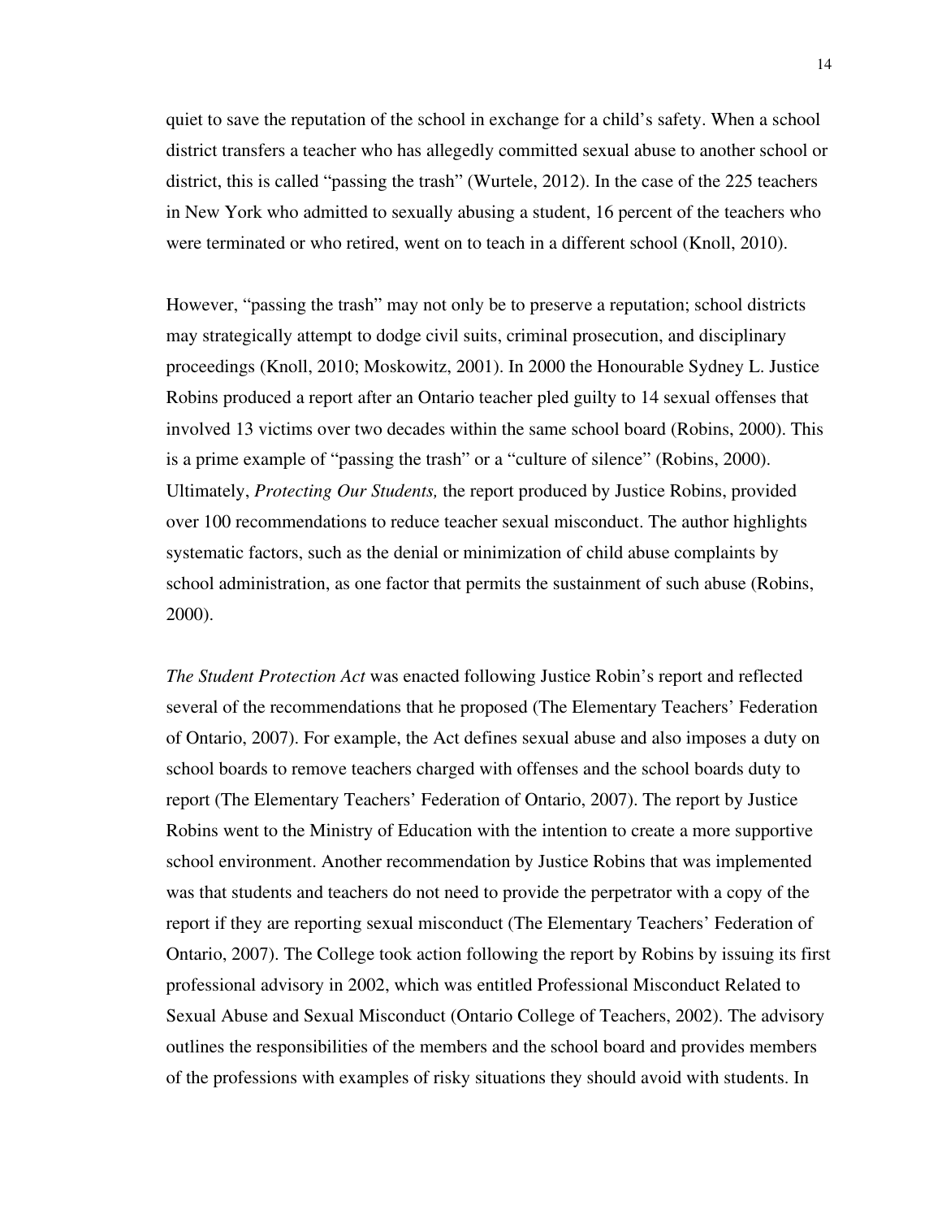quiet to save the reputation of the school in exchange for a child's safety. When a school district transfers a teacher who has allegedly committed sexual abuse to another school or district, this is called "passing the trash" (Wurtele, 2012). In the case of the 225 teachers in New York who admitted to sexually abusing a student, 16 percent of the teachers who were terminated or who retired, went on to teach in a different school (Knoll, 2010).

However, "passing the trash" may not only be to preserve a reputation; school districts may strategically attempt to dodge civil suits, criminal prosecution, and disciplinary proceedings (Knoll, 2010; Moskowitz, 2001). In 2000 the Honourable Sydney L. Justice Robins produced a report after an Ontario teacher pled guilty to 14 sexual offenses that involved 13 victims over two decades within the same school board (Robins, 2000). This is a prime example of "passing the trash" or a "culture of silence" (Robins, 2000). Ultimately, *Protecting Our Students,* the report produced by Justice Robins, provided over 100 recommendations to reduce teacher sexual misconduct. The author highlights systematic factors, such as the denial or minimization of child abuse complaints by school administration, as one factor that permits the sustainment of such abuse (Robins, 2000).

*The Student Protection Act* was enacted following Justice Robin's report and reflected several of the recommendations that he proposed (The Elementary Teachers' Federation of Ontario, 2007). For example, the Act defines sexual abuse and also imposes a duty on school boards to remove teachers charged with offenses and the school boards duty to report (The Elementary Teachers' Federation of Ontario, 2007). The report by Justice Robins went to the Ministry of Education with the intention to create a more supportive school environment. Another recommendation by Justice Robins that was implemented was that students and teachers do not need to provide the perpetrator with a copy of the report if they are reporting sexual misconduct (The Elementary Teachers' Federation of Ontario, 2007). The College took action following the report by Robins by issuing its first professional advisory in 2002, which was entitled Professional Misconduct Related to Sexual Abuse and Sexual Misconduct (Ontario College of Teachers, 2002). The advisory outlines the responsibilities of the members and the school board and provides members of the professions with examples of risky situations they should avoid with students. In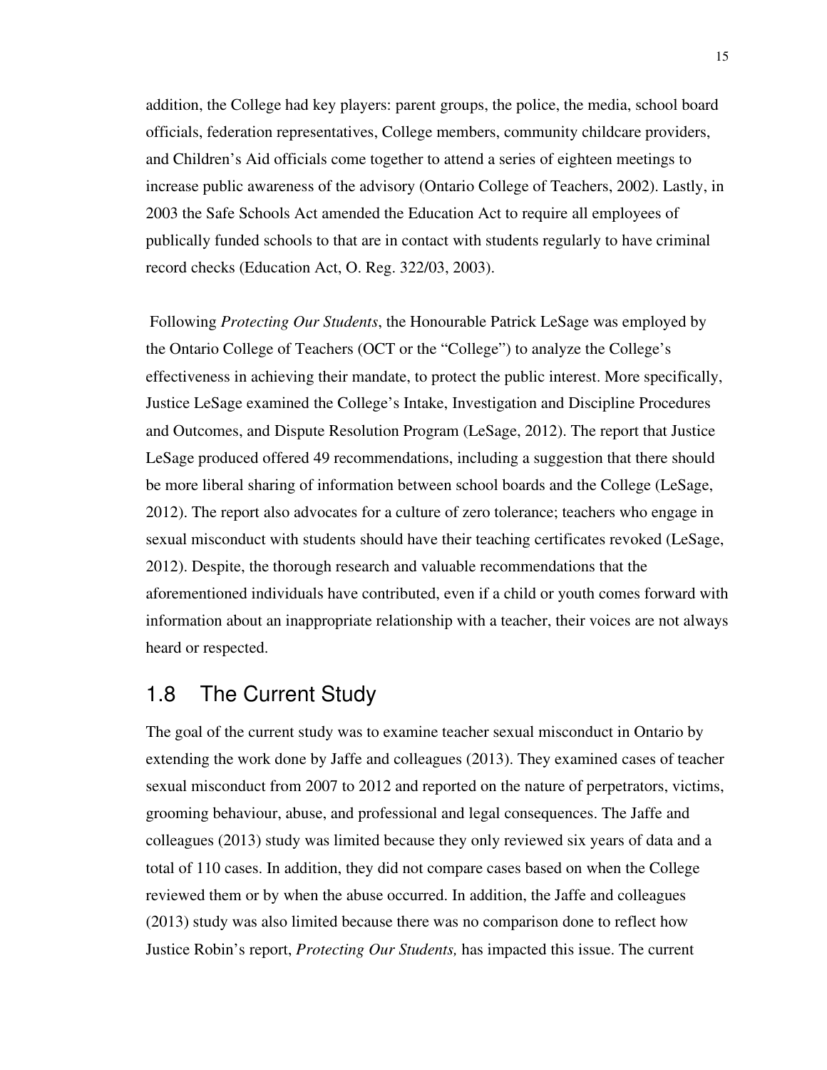addition, the College had key players: parent groups, the police, the media, school board officials, federation representatives, College members, community childcare providers, and Children's Aid officials come together to attend a series of eighteen meetings to increase public awareness of the advisory (Ontario College of Teachers, 2002). Lastly, in 2003 the Safe Schools Act amended the Education Act to require all employees of publically funded schools to that are in contact with students regularly to have criminal record checks (Education Act, O. Reg. 322/03, 2003).

Following *Protecting Our Students*, the Honourable Patrick LeSage was employed by the Ontario College of Teachers (OCT or the "College") to analyze the College's effectiveness in achieving their mandate, to protect the public interest. More specifically, Justice LeSage examined the College's Intake, Investigation and Discipline Procedures and Outcomes, and Dispute Resolution Program (LeSage, 2012). The report that Justice LeSage produced offered 49 recommendations, including a suggestion that there should be more liberal sharing of information between school boards and the College (LeSage, 2012). The report also advocates for a culture of zero tolerance; teachers who engage in sexual misconduct with students should have their teaching certificates revoked (LeSage, 2012). Despite, the thorough research and valuable recommendations that the aforementioned individuals have contributed, even if a child or youth comes forward with information about an inappropriate relationship with a teacher, their voices are not always heard or respected.

## 1.8 The Current Study

The goal of the current study was to examine teacher sexual misconduct in Ontario by extending the work done by Jaffe and colleagues (2013). They examined cases of teacher sexual misconduct from 2007 to 2012 and reported on the nature of perpetrators, victims, grooming behaviour, abuse, and professional and legal consequences. The Jaffe and colleagues (2013) study was limited because they only reviewed six years of data and a total of 110 cases. In addition, they did not compare cases based on when the College reviewed them or by when the abuse occurred. In addition, the Jaffe and colleagues (2013) study was also limited because there was no comparison done to reflect how Justice Robin's report, *Protecting Our Students,* has impacted this issue. The current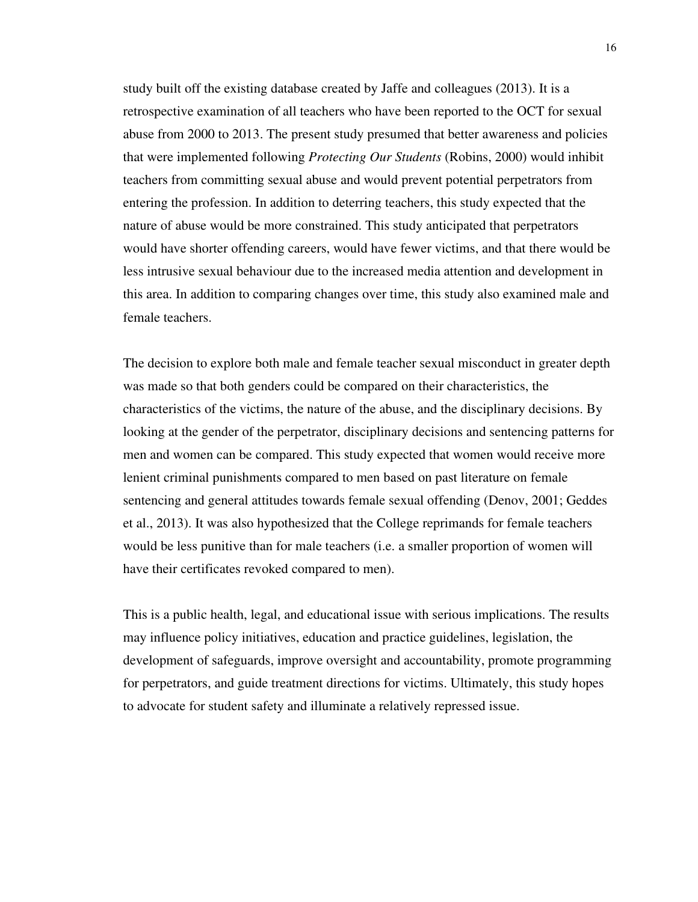study built off the existing database created by Jaffe and colleagues (2013). It is a retrospective examination of all teachers who have been reported to the OCT for sexual abuse from 2000 to 2013. The present study presumed that better awareness and policies that were implemented following *Protecting Our Students* (Robins, 2000) would inhibit teachers from committing sexual abuse and would prevent potential perpetrators from entering the profession. In addition to deterring teachers, this study expected that the nature of abuse would be more constrained. This study anticipated that perpetrators would have shorter offending careers, would have fewer victims, and that there would be less intrusive sexual behaviour due to the increased media attention and development in this area. In addition to comparing changes over time, this study also examined male and female teachers.

The decision to explore both male and female teacher sexual misconduct in greater depth was made so that both genders could be compared on their characteristics, the characteristics of the victims, the nature of the abuse, and the disciplinary decisions. By looking at the gender of the perpetrator, disciplinary decisions and sentencing patterns for men and women can be compared. This study expected that women would receive more lenient criminal punishments compared to men based on past literature on female sentencing and general attitudes towards female sexual offending (Denov, 2001; Geddes et al., 2013). It was also hypothesized that the College reprimands for female teachers would be less punitive than for male teachers (i.e. a smaller proportion of women will have their certificates revoked compared to men).

This is a public health, legal, and educational issue with serious implications. The results may influence policy initiatives, education and practice guidelines, legislation, the development of safeguards, improve oversight and accountability, promote programming for perpetrators, and guide treatment directions for victims. Ultimately, this study hopes to advocate for student safety and illuminate a relatively repressed issue.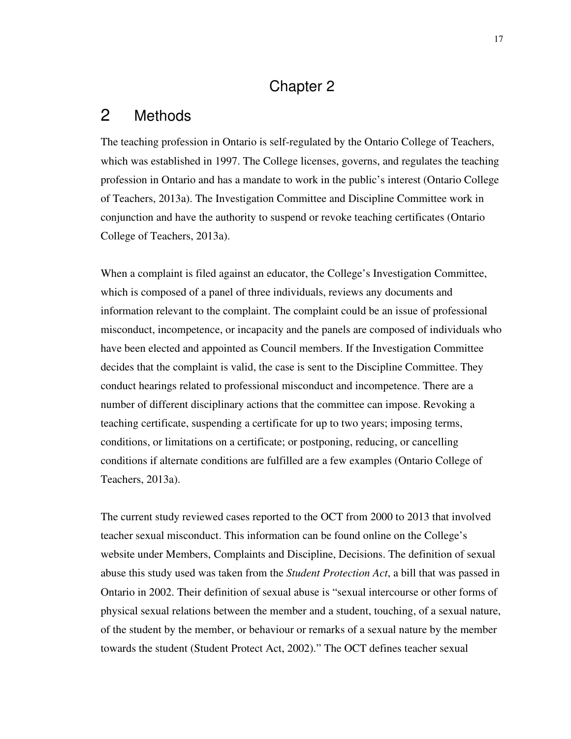# Chapter 2

# 2 Methods

The teaching profession in Ontario is self-regulated by the Ontario College of Teachers, which was established in 1997. The College licenses, governs, and regulates the teaching profession in Ontario and has a mandate to work in the public's interest (Ontario College of Teachers, 2013a). The Investigation Committee and Discipline Committee work in conjunction and have the authority to suspend or revoke teaching certificates (Ontario College of Teachers, 2013a).

When a complaint is filed against an educator, the College's Investigation Committee, which is composed of a panel of three individuals, reviews any documents and information relevant to the complaint. The complaint could be an issue of professional misconduct, incompetence, or incapacity and the panels are composed of individuals who have been elected and appointed as Council members. If the Investigation Committee decides that the complaint is valid, the case is sent to the Discipline Committee. They conduct hearings related to professional misconduct and incompetence. There are a number of different disciplinary actions that the committee can impose. Revoking a teaching certificate, suspending a certificate for up to two years; imposing terms, conditions, or limitations on a certificate; or postponing, reducing, or cancelling conditions if alternate conditions are fulfilled are a few examples (Ontario College of Teachers, 2013a).

The current study reviewed cases reported to the OCT from 2000 to 2013 that involved teacher sexual misconduct. This information can be found online on the College's website under Members, Complaints and Discipline, Decisions. The definition of sexual abuse this study used was taken from the *Student Protection Act*, a bill that was passed in Ontario in 2002. Their definition of sexual abuse is "sexual intercourse or other forms of physical sexual relations between the member and a student, touching, of a sexual nature, of the student by the member, or behaviour or remarks of a sexual nature by the member towards the student (Student Protect Act, 2002)." The OCT defines teacher sexual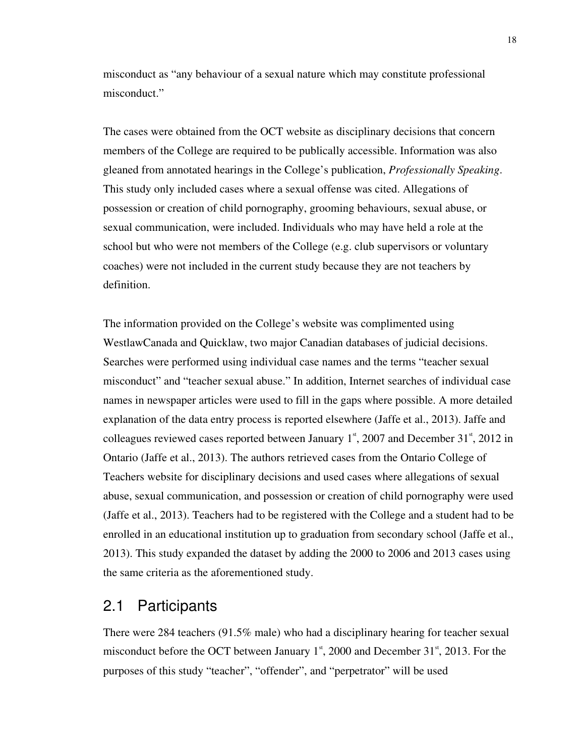misconduct as "any behaviour of a sexual nature which may constitute professional misconduct."

The cases were obtained from the OCT website as disciplinary decisions that concern members of the College are required to be publically accessible. Information was also gleaned from annotated hearings in the College's publication, *Professionally Speaking*. This study only included cases where a sexual offense was cited. Allegations of possession or creation of child pornography, grooming behaviours, sexual abuse, or sexual communication, were included. Individuals who may have held a role at the school but who were not members of the College (e.g. club supervisors or voluntary coaches) were not included in the current study because they are not teachers by definition.

The information provided on the College's website was complimented using WestlawCanada and Quicklaw, two major Canadian databases of judicial decisions. Searches were performed using individual case names and the terms "teacher sexual misconduct" and "teacher sexual abuse." In addition, Internet searches of individual case names in newspaper articles were used to fill in the gaps where possible. A more detailed explanation of the data entry process is reported elsewhere (Jaffe et al., 2013). Jaffe and colleagues reviewed cases reported between January 1st, 2007 and December 31st, 2012 in Ontario (Jaffe et al., 2013). The authors retrieved cases from the Ontario College of Teachers website for disciplinary decisions and used cases where allegations of sexual abuse, sexual communication, and possession or creation of child pornography were used (Jaffe et al., 2013). Teachers had to be registered with the College and a student had to be enrolled in an educational institution up to graduation from secondary school (Jaffe et al., 2013). This study expanded the dataset by adding the 2000 to 2006 and 2013 cases using the same criteria as the aforementioned study.

## 2.1 Participants

There were 284 teachers (91.5% male) who had a disciplinary hearing for teacher sexual misconduct before the OCT between January 1st, 2000 and December 31st, 2013. For the purposes of this study "teacher", "offender", and "perpetrator" will be used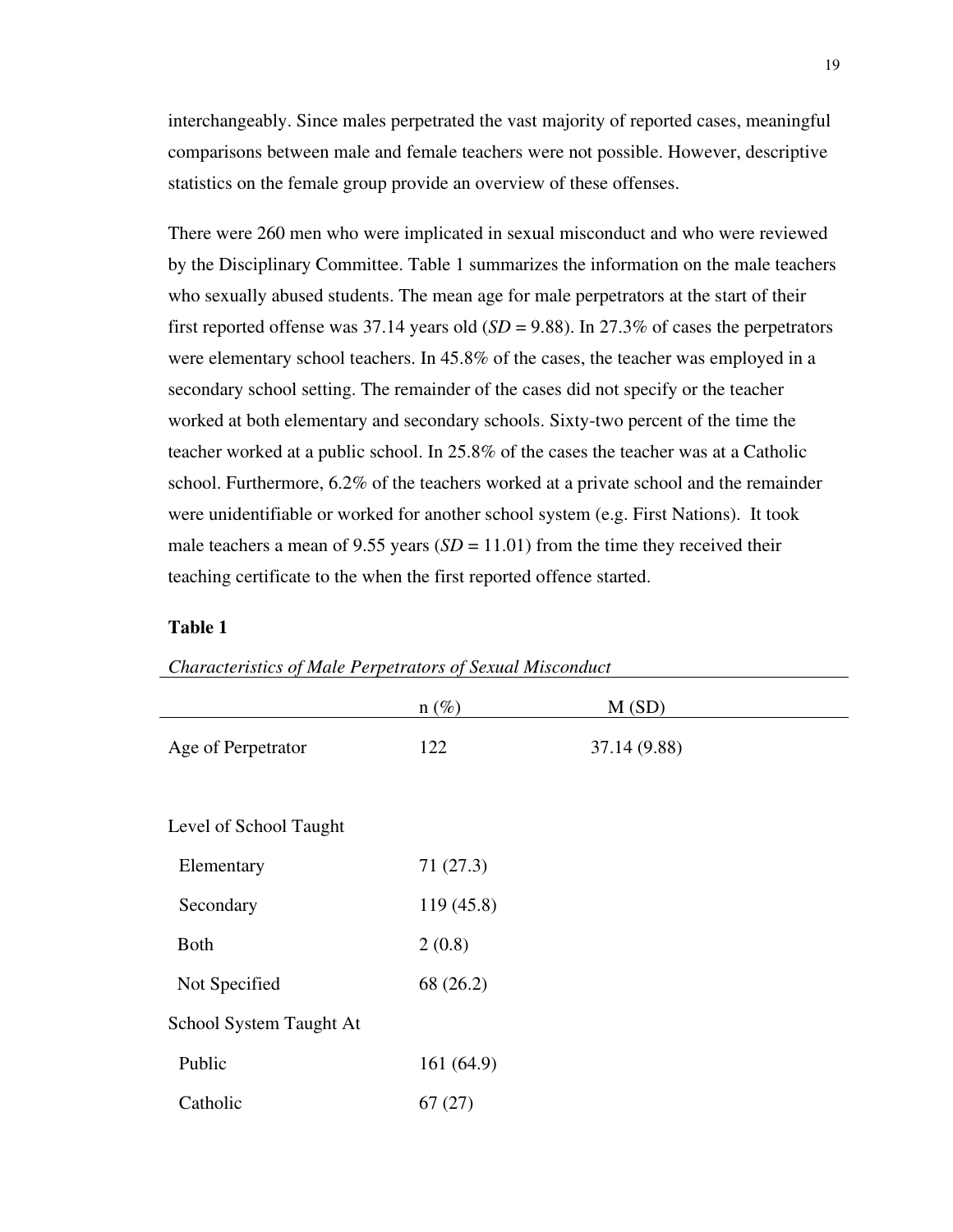interchangeably. Since males perpetrated the vast majority of reported cases, meaningful comparisons between male and female teachers were not possible. However, descriptive statistics on the female group provide an overview of these offenses.

There were 260 men who were implicated in sexual misconduct and who were reviewed by the Disciplinary Committee. Table 1 summarizes the information on the male teachers who sexually abused students. The mean age for male perpetrators at the start of their first reported offense was 37.14 years old (*SD* = 9.88). In 27.3% of cases the perpetrators were elementary school teachers. In 45.8% of the cases, the teacher was employed in a secondary school setting. The remainder of the cases did not specify or the teacher worked at both elementary and secondary schools. Sixty-two percent of the time the teacher worked at a public school. In 25.8% of the cases the teacher was at a Catholic school. Furthermore, 6.2% of the teachers worked at a private school and the remainder were unidentifiable or worked for another school system (e.g. First Nations). It took male teachers a mean of 9.55 years (*SD* = 11.01) from the time they received their teaching certificate to the when the first reported offence started.

**Table 1**

*Characteristics of Male Perpetrators of Sexual Misconduct*

| | n (%) | M (SD) |
|---|---|---|
| Age of Perpetrator | 122 | 37.14 (9.88) |
| Level of School Taught | | |
| Elementary | 71 (27.3) | |
| Secondary | 119 (45.8) | |
| Both | 2 (0.8) | |
| Not Specified | 68 (26.2) | |
| School System Taught At | | |
| Public | 161 (64.9) | |
| Catholic | 67 (27) | |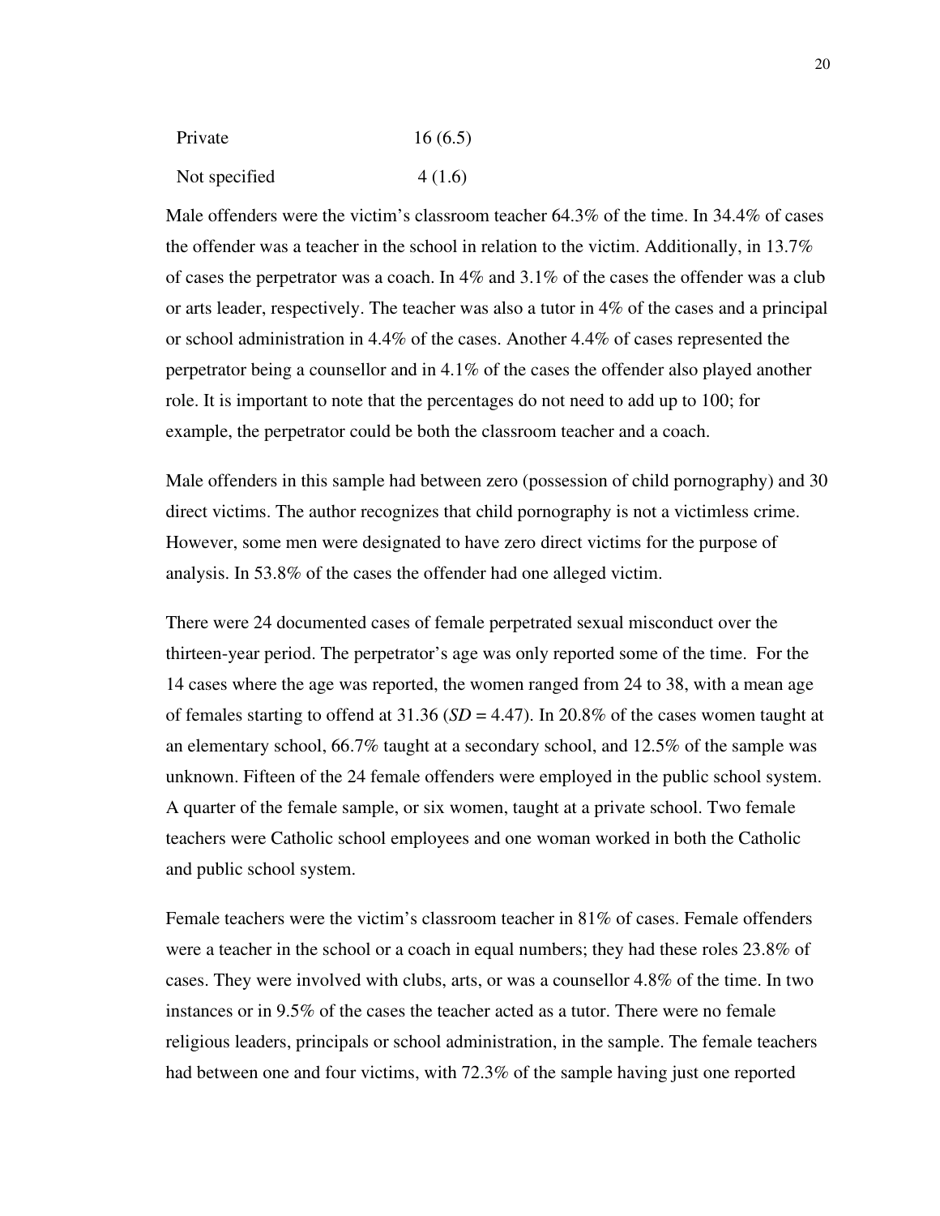| | |
|---|---|
| Private | 16 (6.5) |
| Not specified | 4 (1.6) |

Male offenders were the victim's classroom teacher 64.3% of the time. In 34.4% of cases the offender was a teacher in the school in relation to the victim. Additionally, in 13.7% of cases the perpetrator was a coach. In 4% and 3.1% of the cases the offender was a club or arts leader, respectively. The teacher was also a tutor in 4% of the cases and a principal or school administration in 4.4% of the cases. Another 4.4% of cases represented the perpetrator being a counsellor and in 4.1% of the cases the offender also played another role. It is important to note that the percentages do not need to add up to 100; for example, the perpetrator could be both the classroom teacher and a coach.

Male offenders in this sample had between zero (possession of child pornography) and 30 direct victims. The author recognizes that child pornography is not a victimless crime. However, some men were designated to have zero direct victims for the purpose of analysis. In 53.8% of the cases the offender had one alleged victim.

There were 24 documented cases of female perpetrated sexual misconduct over the thirteen-year period. The perpetrator's age was only reported some of the time. For the 14 cases where the age was reported, the women ranged from 24 to 38, with a mean age of females starting to offend at 31.36 (*SD* = 4.47). In 20.8% of the cases women taught at an elementary school, 66.7% taught at a secondary school, and 12.5% of the sample was unknown. Fifteen of the 24 female offenders were employed in the public school system. A quarter of the female sample, or six women, taught at a private school. Two female teachers were Catholic school employees and one woman worked in both the Catholic and public school system.

Female teachers were the victim's classroom teacher in 81% of cases. Female offenders were a teacher in the school or a coach in equal numbers; they had these roles 23.8% of cases. They were involved with clubs, arts, or was a counsellor 4.8% of the time. In two instances or in 9.5% of the cases the teacher acted as a tutor. There were no female religious leaders, principals or school administration, in the sample. The female teachers had between one and four victims, with 72.3% of the sample having just one reported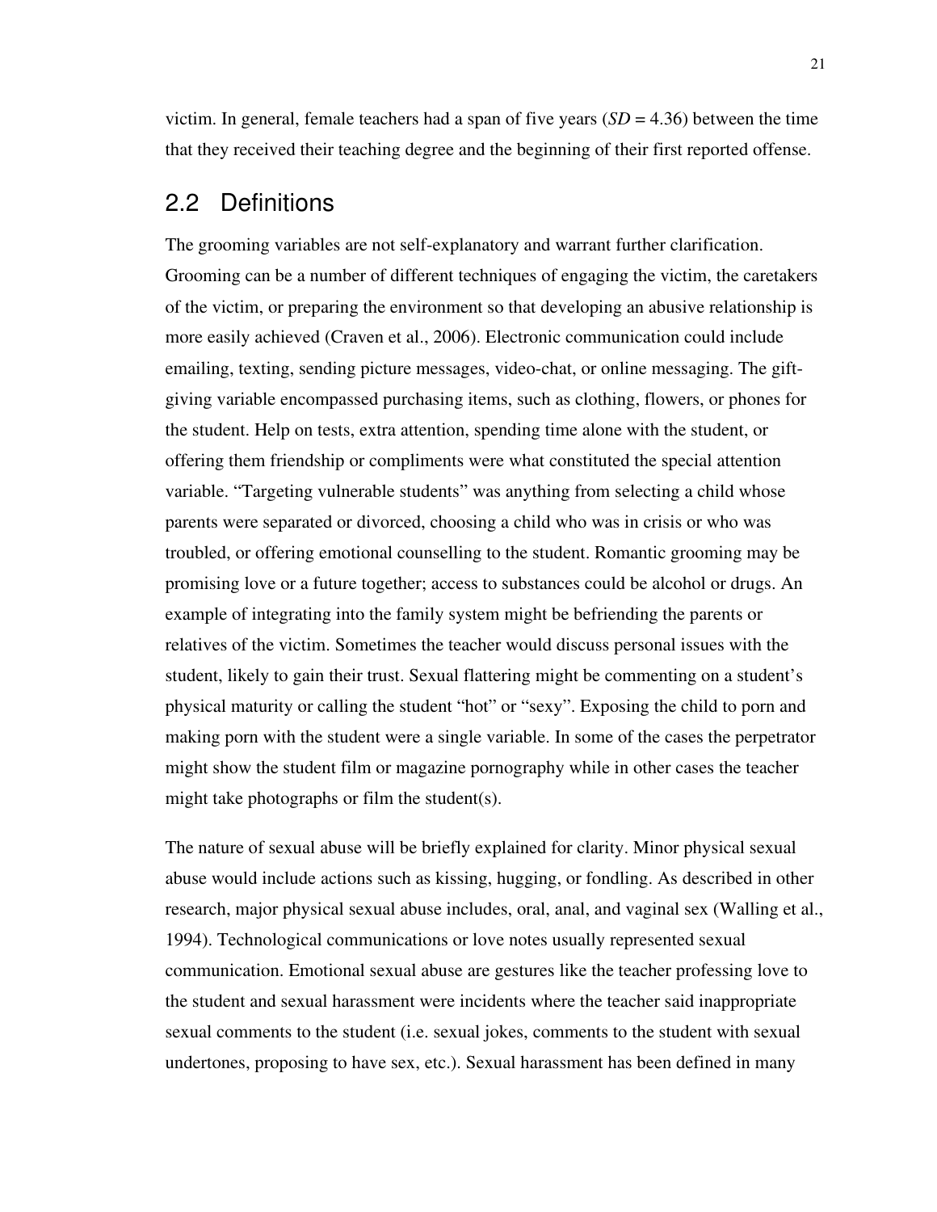victim. In general, female teachers had a span of five years (*SD* = 4.36) between the time that they received their teaching degree and the beginning of their first reported offense.

## 2.2 Definitions

The grooming variables are not self-explanatory and warrant further clarification. Grooming can be a number of different techniques of engaging the victim, the caretakers of the victim, or preparing the environment so that developing an abusive relationship is more easily achieved (Craven et al., 2006). Electronic communication could include emailing, texting, sending picture messages, video-chat, or online messaging. The gift-giving variable encompassed purchasing items, such as clothing, flowers, or phones for the student. Help on tests, extra attention, spending time alone with the student, or offering them friendship or compliments were what constituted the special attention variable. "Targeting vulnerable students" was anything from selecting a child whose parents were separated or divorced, choosing a child who was in crisis or who was troubled, or offering emotional counselling to the student. Romantic grooming may be promising love or a future together; access to substances could be alcohol or drugs. An example of integrating into the family system might be befriending the parents or relatives of the victim. Sometimes the teacher would discuss personal issues with the student, likely to gain their trust. Sexual flattering might be commenting on a student's physical maturity or calling the student "hot" or "sexy". Exposing the child to porn and making porn with the student were a single variable. In some of the cases the perpetrator might show the student film or magazine pornography while in other cases the teacher might take photographs or film the student(s).

The nature of sexual abuse will be briefly explained for clarity. Minor physical sexual abuse would include actions such as kissing, hugging, or fondling. As described in other research, major physical sexual abuse includes, oral, anal, and vaginal sex (Walling et al., 1994). Technological communications or love notes usually represented sexual communication. Emotional sexual abuse are gestures like the teacher professing love to the student and sexual harassment were incidents where the teacher said inappropriate sexual comments to the student (i.e. sexual jokes, comments to the student with sexual undertones, proposing to have sex, etc.). Sexual harassment has been defined in many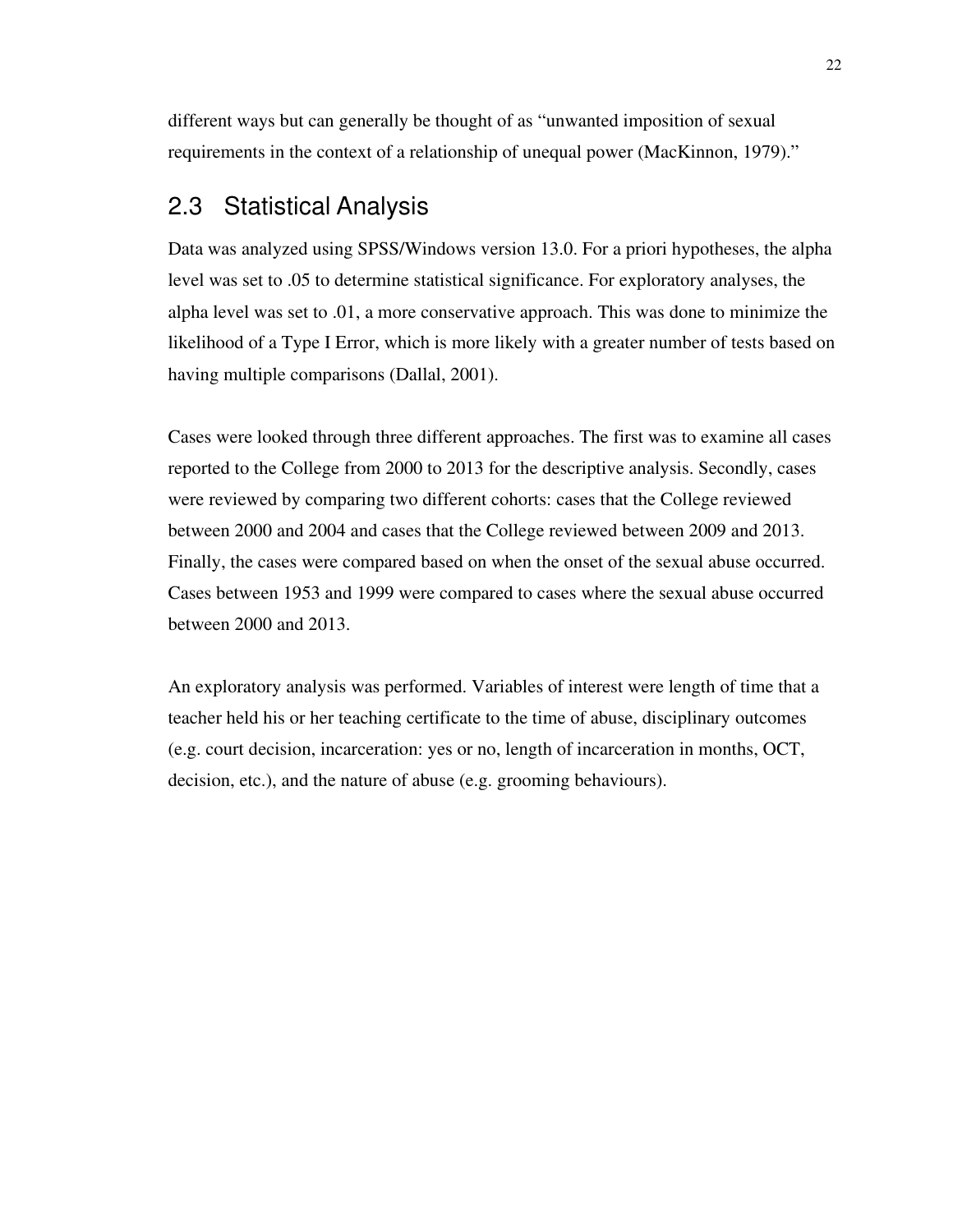different ways but can generally be thought of as "unwanted imposition of sexual requirements in the context of a relationship of unequal power (MacKinnon, 1979)."

## 2.3 Statistical Analysis

Data was analyzed using SPSS/Windows version 13.0. For a priori hypotheses, the alpha level was set to .05 to determine statistical significance. For exploratory analyses, the alpha level was set to .01, a more conservative approach. This was done to minimize the likelihood of a Type I Error, which is more likely with a greater number of tests based on having multiple comparisons (Dallal, 2001).

Cases were looked through three different approaches. The first was to examine all cases reported to the College from 2000 to 2013 for the descriptive analysis. Secondly, cases were reviewed by comparing two different cohorts: cases that the College reviewed between 2000 and 2004 and cases that the College reviewed between 2009 and 2013. Finally, the cases were compared based on when the onset of the sexual abuse occurred. Cases between 1953 and 1999 were compared to cases where the sexual abuse occurred between 2000 and 2013.

An exploratory analysis was performed. Variables of interest were length of time that a teacher held his or her teaching certificate to the time of abuse, disciplinary outcomes (e.g. court decision, incarceration: yes or no, length of incarceration in months, OCT, decision, etc.), and the nature of abuse (e.g. grooming behaviours).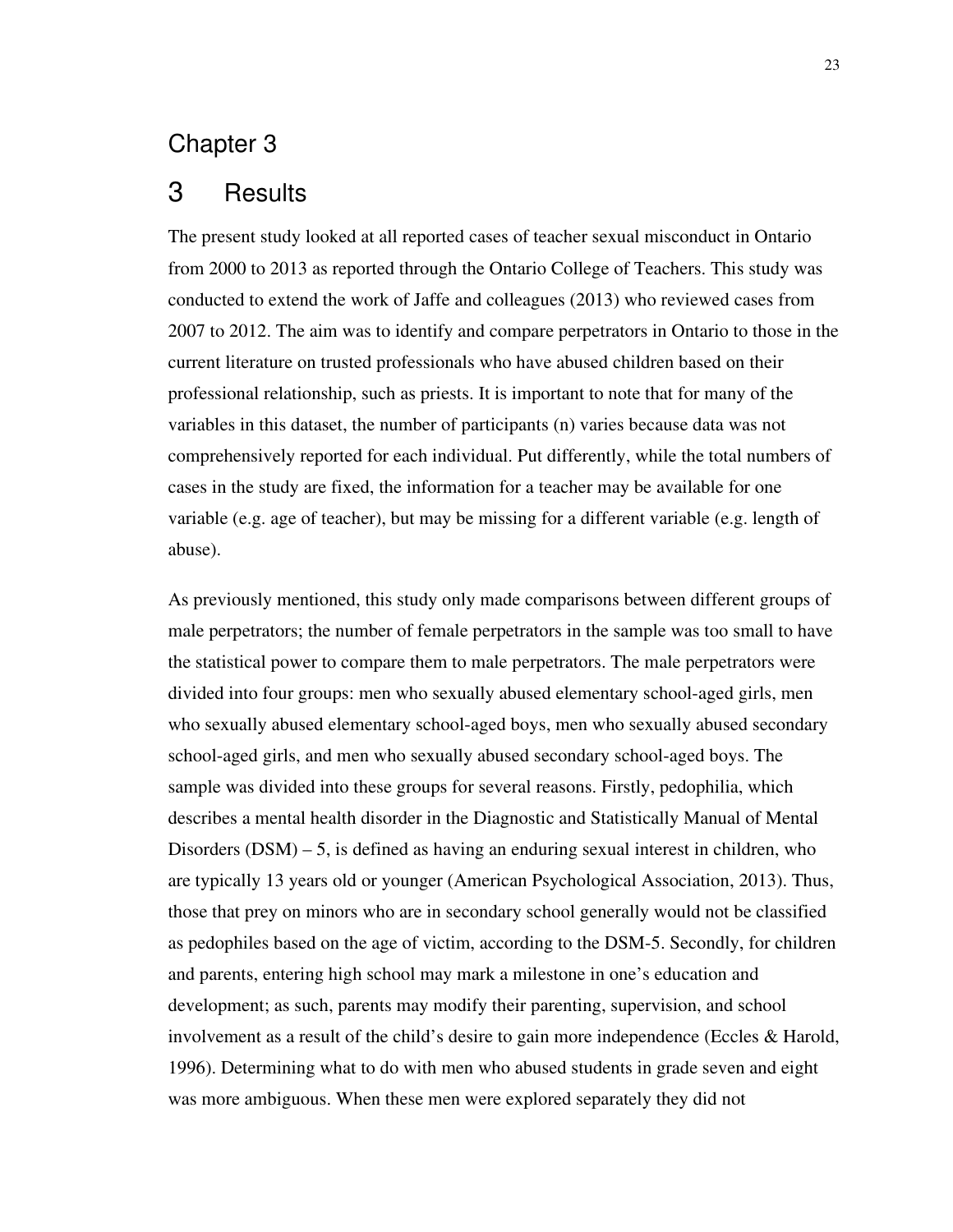# Chapter 3

# 3 Results

The present study looked at all reported cases of teacher sexual misconduct in Ontario from 2000 to 2013 as reported through the Ontario College of Teachers. This study was conducted to extend the work of Jaffe and colleagues (2013) who reviewed cases from 2007 to 2012. The aim was to identify and compare perpetrators in Ontario to those in the current literature on trusted professionals who have abused children based on their professional relationship, such as priests. It is important to note that for many of the variables in this dataset, the number of participants (n) varies because data was not comprehensively reported for each individual. Put differently, while the total numbers of cases in the study are fixed, the information for a teacher may be available for one variable (e.g. age of teacher), but may be missing for a different variable (e.g. length of abuse).

As previously mentioned, this study only made comparisons between different groups of male perpetrators; the number of female perpetrators in the sample was too small to have the statistical power to compare them to male perpetrators. The male perpetrators were divided into four groups: men who sexually abused elementary school-aged girls, men who sexually abused elementary school-aged boys, men who sexually abused secondary school-aged girls, and men who sexually abused secondary school-aged boys. The sample was divided into these groups for several reasons. Firstly, pedophilia, which describes a mental health disorder in the Diagnostic and Statistically Manual of Mental Disorders (DSM) – 5, is defined as having an enduring sexual interest in children, who are typically 13 years old or younger (American Psychological Association, 2013). Thus, those that prey on minors who are in secondary school generally would not be classified as pedophiles based on the age of victim, according to the DSM-5. Secondly, for children and parents, entering high school may mark a milestone in one's education and development; as such, parents may modify their parenting, supervision, and school involvement as a result of the child's desire to gain more independence (Eccles & Harold, 1996). Determining what to do with men who abused students in grade seven and eight was more ambiguous. When these men were explored separately they did not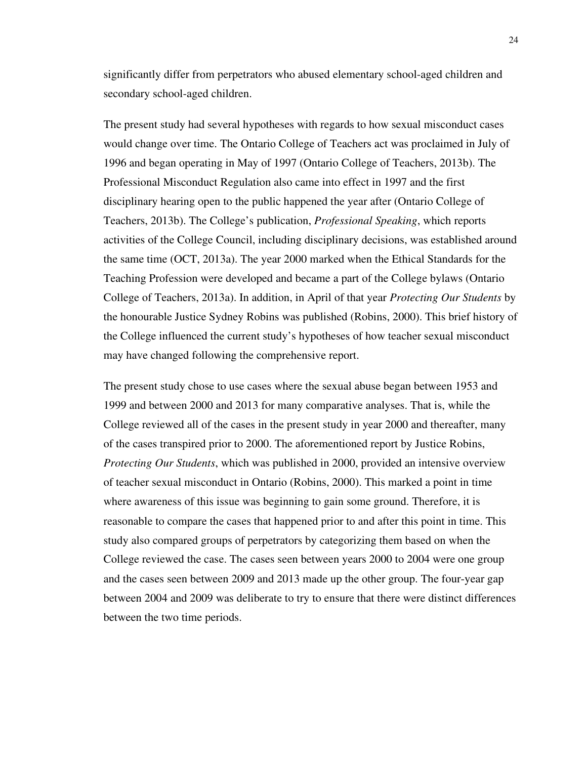significantly differ from perpetrators who abused elementary school-aged children and secondary school-aged children.

The present study had several hypotheses with regards to how sexual misconduct cases would change over time. The Ontario College of Teachers act was proclaimed in July of 1996 and began operating in May of 1997 (Ontario College of Teachers, 2013b). The Professional Misconduct Regulation also came into effect in 1997 and the first disciplinary hearing open to the public happened the year after (Ontario College of Teachers, 2013b). The College's publication, *Professional Speaking*, which reports activities of the College Council, including disciplinary decisions, was established around the same time (OCT, 2013a). The year 2000 marked when the Ethical Standards for the Teaching Profession were developed and became a part of the College bylaws (Ontario College of Teachers, 2013a). In addition, in April of that year *Protecting Our Students* by the honourable Justice Sydney Robins was published (Robins, 2000). This brief history of the College influenced the current study's hypotheses of how teacher sexual misconduct may have changed following the comprehensive report.

The present study chose to use cases where the sexual abuse began between 1953 and 1999 and between 2000 and 2013 for many comparative analyses. That is, while the College reviewed all of the cases in the present study in year 2000 and thereafter, many of the cases transpired prior to 2000. The aforementioned report by Justice Robins, *Protecting Our Students*, which was published in 2000, provided an intensive overview of teacher sexual misconduct in Ontario (Robins, 2000). This marked a point in time where awareness of this issue was beginning to gain some ground. Therefore, it is reasonable to compare the cases that happened prior to and after this point in time. This study also compared groups of perpetrators by categorizing them based on when the College reviewed the case. The cases seen between years 2000 to 2004 were one group and the cases seen between 2009 and 2013 made up the other group. The four-year gap between 2004 and 2009 was deliberate to try to ensure that there were distinct differences between the two time periods.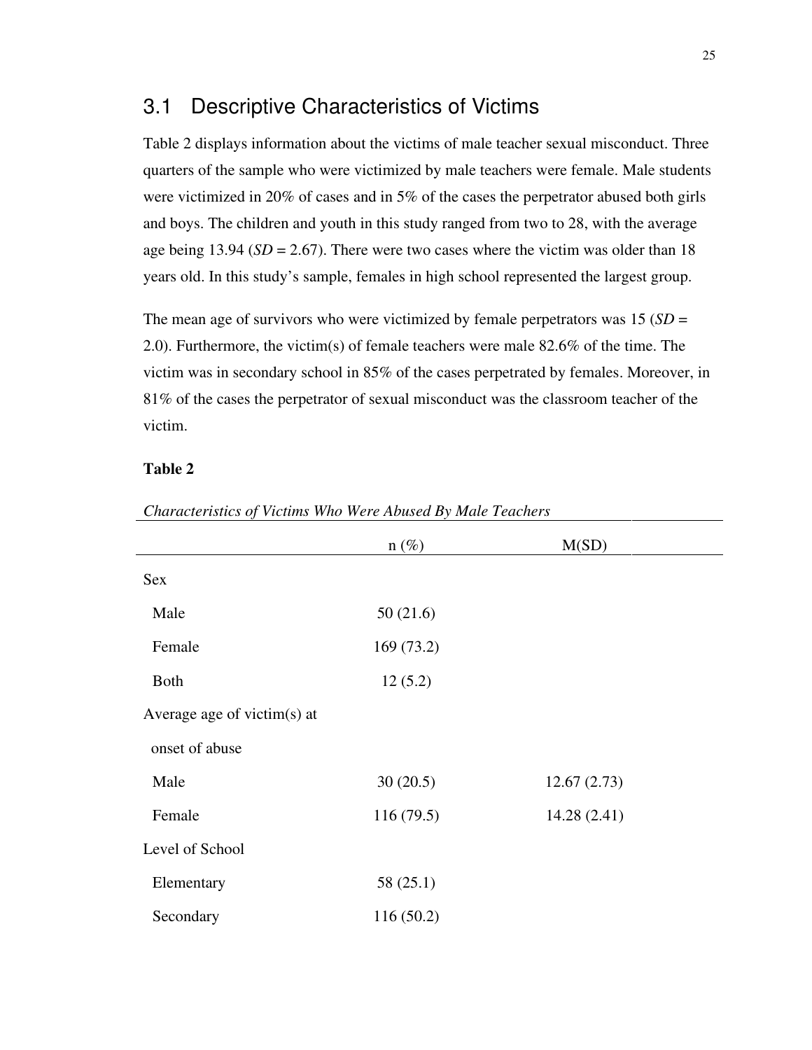## 3.1 Descriptive Characteristics of Victims

Table 2 displays information about the victims of male teacher sexual misconduct. Three quarters of the sample who were victimized by male teachers were female. Male students were victimized in 20% of cases and in 5% of the cases the perpetrator abused both girls and boys. The children and youth in this study ranged from two to 28, with the average age being 13.94 (*SD* = 2.67). There were two cases where the victim was older than 18 years old. In this study's sample, females in high school represented the largest group.

The mean age of survivors who were victimized by female perpetrators was 15 (*SD* = 2.0). Furthermore, the victim(s) of female teachers were male 82.6% of the time. The victim was in secondary school in 85% of the cases perpetrated by females. Moreover, in 81% of the cases the perpetrator of sexual misconduct was the classroom teacher of the victim.

**Table 2**

*Characteristics of Victims Who Were Abused By Male Teachers*

| | n (%) | M(SD) |
|---|---|---|
| Sex | | |
| Male | 50 (21.6) | |
| Female | 169 (73.2) | |
| Both | 12 (5.2) | |
| Average age of victim(s) at onset of abuse | | |
| Male | 30 (20.5) | 12.67 (2.73) |
| Female | 116 (79.5) | 14.28 (2.41) |
| Level of School | | |
| Elementary | 58 (25.1) | |
| Secondary | 116 (50.2) | |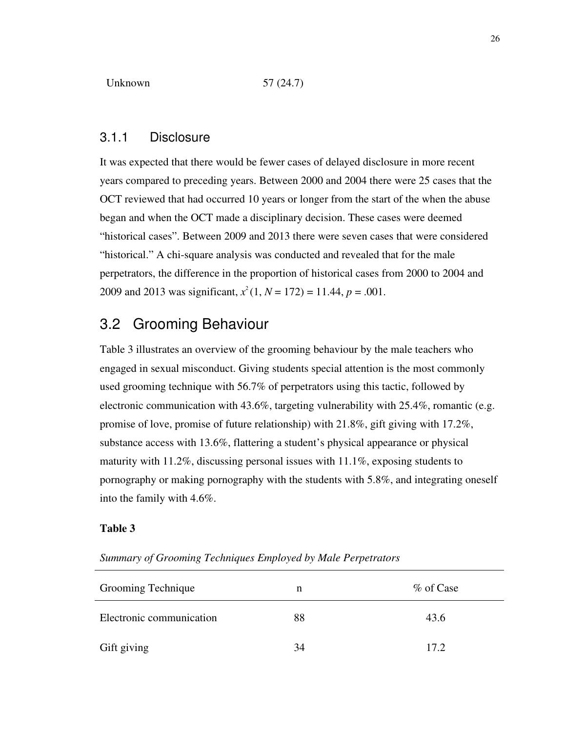| Unknown | 57 (24.7) |
|---|---|

### 3.1.1 Disclosure

It was expected that there would be fewer cases of delayed disclosure in more recent years compared to preceding years. Between 2000 and 2004 there were 25 cases that the OCT reviewed that had occurred 10 years or longer from the start of the when the abuse began and when the OCT made a disciplinary decision. These cases were deemed “historical cases”. Between 2009 and 2013 there were seven cases that were considered “historical.” A chi-square analysis was conducted and revealed that for the male perpetrators, the difference in the proportion of historical cases from 2000 to 2004 and 2009 and 2013 was significant, $x^2$ (1, *N* = 172) = 11.44, *p* = .001.

## 3.2 Grooming Behaviour

Table 3 illustrates an overview of the grooming behaviour by the male teachers who engaged in sexual misconduct. Giving students special attention is the most commonly used grooming technique with 56.7% of perpetrators using this tactic, followed by electronic communication with 43.6%, targeting vulnerability with 25.4%, romantic (e.g. promise of love, promise of future relationship) with 21.8%, gift giving with 17.2%, substance access with 13.6%, flattering a student’s physical appearance or physical maturity with 11.2%, discussing personal issues with 11.1%, exposing students to pornography or making pornography with the students with 5.8%, and integrating oneself into the family with 4.6%.

**Table 3**

*Summary of Grooming Techniques Employed by Male Perpetrators*

| Grooming Technique | n | % of Case |
|---|---|---|
| Electronic communication | 88 | 43.6 |
| Gift giving | 34 | 17.2 |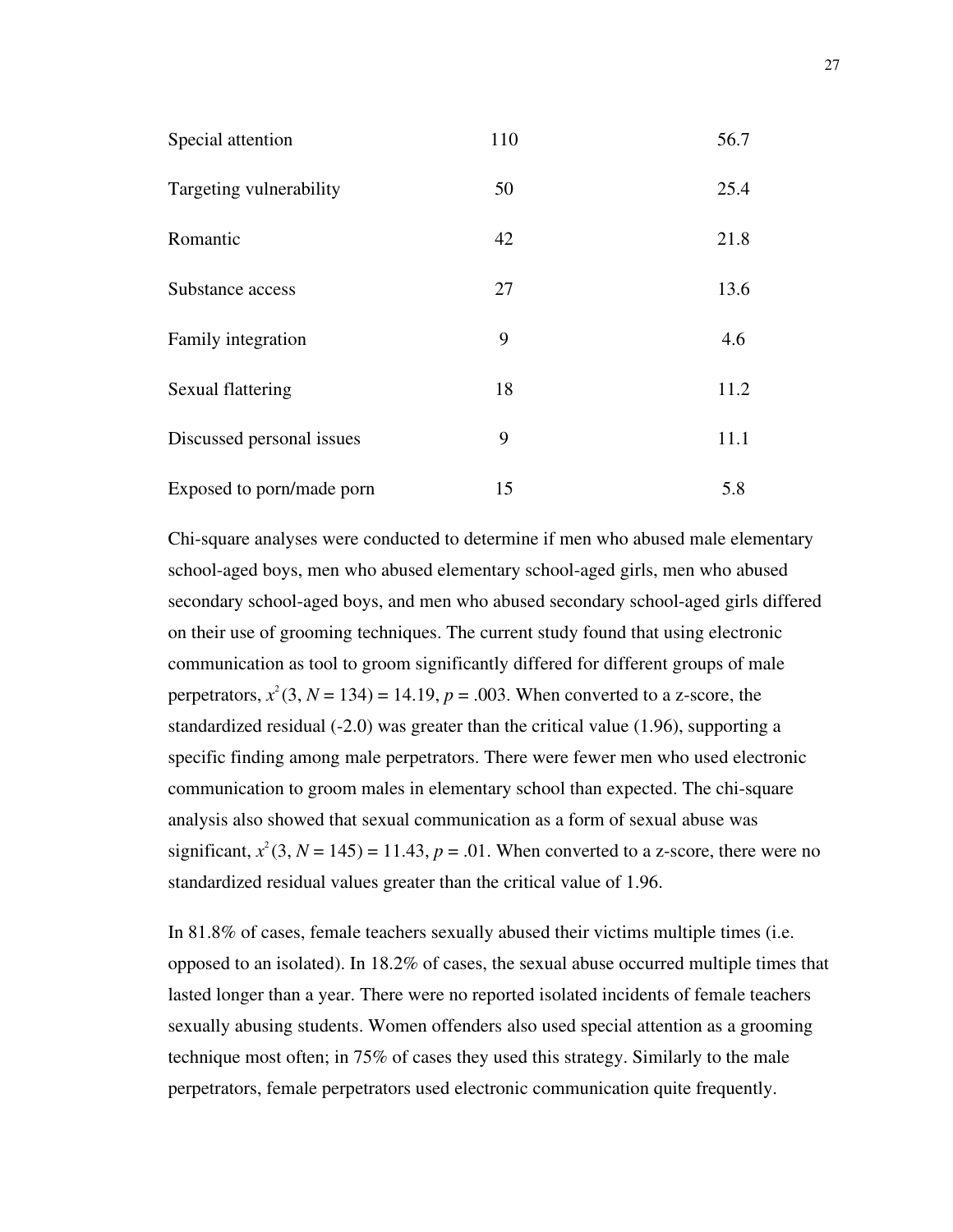| | | |
|---|---|---|
| Special attention | 110 | 56.7 |
| Targeting vulnerability | 50 | 25.4 |
| Romantic | 42 | 21.8 |
| Substance access | 27 | 13.6 |
| Family integration | 9 | 4.6 |
| Sexual flattering | 18 | 11.2 |
| Discussed personal issues | 9 | 11.1 |
| Exposed to porn/made porn | 15 | 5.8 |

Chi-square analyses were conducted to determine if men who abused male elementary school-aged boys, men who abused elementary school-aged girls, men who abused secondary school-aged boys, and men who abused secondary school-aged girls differed on their use of grooming techniques. The current study found that using electronic communication as tool to groom significantly differed for different groups of male perpetrators, $x^2$ (3, $N$ = 134) = 14.19, $p$ = .003. When converted to a z-score, the standardized residual (-2.0) was greater than the critical value (1.96), supporting a specific finding among male perpetrators. There were fewer men who used electronic communication to groom males in elementary school than expected. The chi-square analysis also showed that sexual communication as a form of sexual abuse was significant, $x^2$ (3, $N$ = 145) = 11.43, $p$ = .01. When converted to a z-score, there were no standardized residual values greater than the critical value of 1.96.

In 81.8% of cases, female teachers sexually abused their victims multiple times (i.e. opposed to an isolated). In 18.2% of cases, the sexual abuse occurred multiple times that lasted longer than a year. There were no reported isolated incidents of female teachers sexually abusing students. Women offenders also used special attention as a grooming technique most often; in 75% of cases they used this strategy. Similarly to the male perpetrators, female perpetrators used electronic communication quite frequently.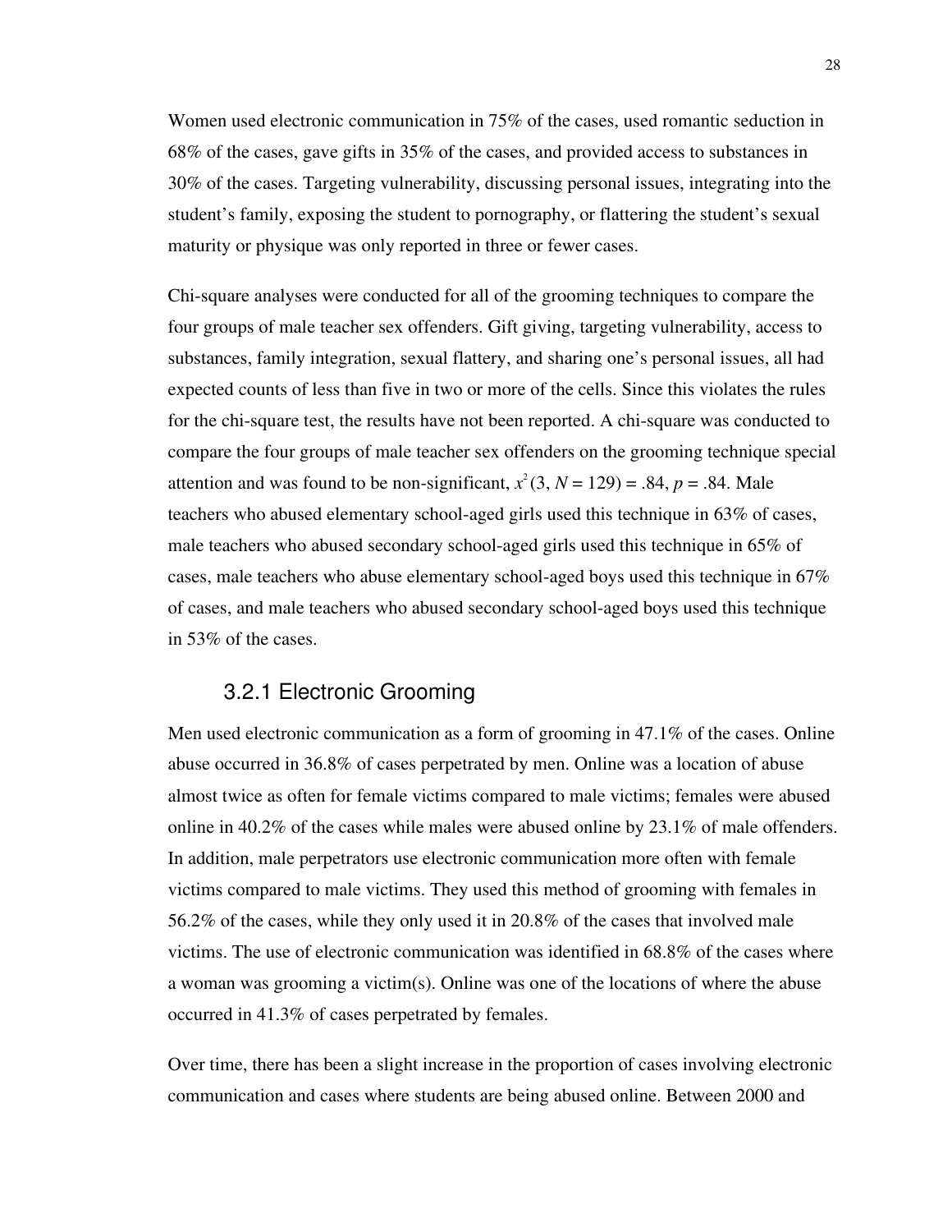Women used electronic communication in 75% of the cases, used romantic seduction in 68% of the cases, gave gifts in 35% of the cases, and provided access to substances in 30% of the cases. Targeting vulnerability, discussing personal issues, integrating into the student's family, exposing the student to pornography, or flattering the student's sexual maturity or physique was only reported in three or fewer cases.

Chi-square analyses were conducted for all of the grooming techniques to compare the four groups of male teacher sex offenders. Gift giving, targeting vulnerability, access to substances, family integration, sexual flattery, and sharing one's personal issues, all had expected counts of less than five in two or more of the cells. Since this violates the rules for the chi-square test, the results have not been reported. A chi-square was conducted to compare the four groups of male teacher sex offenders on the grooming technique special attention and was found to be non-significant, $x^2(3, N = 129) = .84$, $p = .84$. Male teachers who abused elementary school-aged girls used this technique in 63% of cases, male teachers who abused secondary school-aged girls used this technique in 65% of cases, male teachers who abuse elementary school-aged boys used this technique in 67% of cases, and male teachers who abused secondary school-aged boys used this technique in 53% of the cases.

### 3.2.1 Electronic Grooming

Men used electronic communication as a form of grooming in 47.1% of the cases. Online abuse occurred in 36.8% of cases perpetrated by men. Online was a location of abuse almost twice as often for female victims compared to male victims; females were abused online in 40.2% of the cases while males were abused online by 23.1% of male offenders. In addition, male perpetrators use electronic communication more often with female victims compared to male victims. They used this method of grooming with females in 56.2% of the cases, while they only used it in 20.8% of the cases that involved male victims. The use of electronic communication was identified in 68.8% of the cases where a woman was grooming a victim(s). Online was one of the locations of where the abuse occurred in 41.3% of cases perpetrated by females.

Over time, there has been a slight increase in the proportion of cases involving electronic communication and cases where students are being abused online. Between 2000 and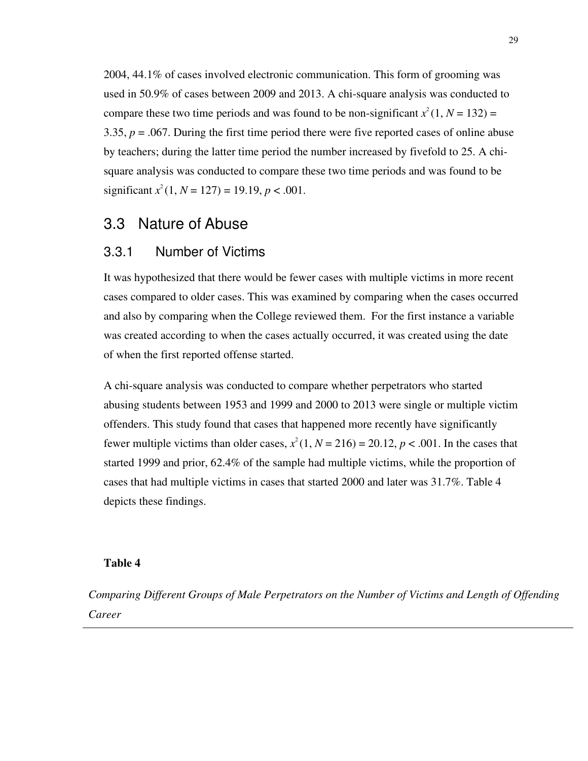2004, 44.1% of cases involved electronic communication. This form of grooming was used in 50.9% of cases between 2009 and 2013. A chi-square analysis was conducted to compare these two time periods and was found to be non-significant $x^2(1, N = 132) = 3.35$, $p = .067$. During the first time period there were five reported cases of online abuse by teachers; during the latter time period the number increased by fivefold to 25. A chi-square analysis was conducted to compare these two time periods and was found to be significant $x^2(1, N = 127) = 19.19$, $p < .001$.

## 3.3 Nature of Abuse

### 3.3.1 Number of Victims

It was hypothesized that there would be fewer cases with multiple victims in more recent cases compared to older cases. This was examined by comparing when the cases occurred and also by comparing when the College reviewed them. For the first instance a variable was created according to when the cases actually occurred, it was created using the date of when the first reported offense started.

A chi-square analysis was conducted to compare whether perpetrators who started abusing students between 1953 and 1999 and 2000 to 2013 were single or multiple victim offenders. This study found that cases that happened more recently have significantly fewer multiple victims than older cases, $x^2(1, N = 216) = 20.12$, $p < .001$. In the cases that started 1999 and prior, 62.4% of the sample had multiple victims, while the proportion of cases that had multiple victims in cases that started 2000 and later was 31.7%. Table 4 depicts these findings.

**Table 4**

*Comparing Different Groups of Male Perpetrators on the Number of Victims and Length of Offending Career*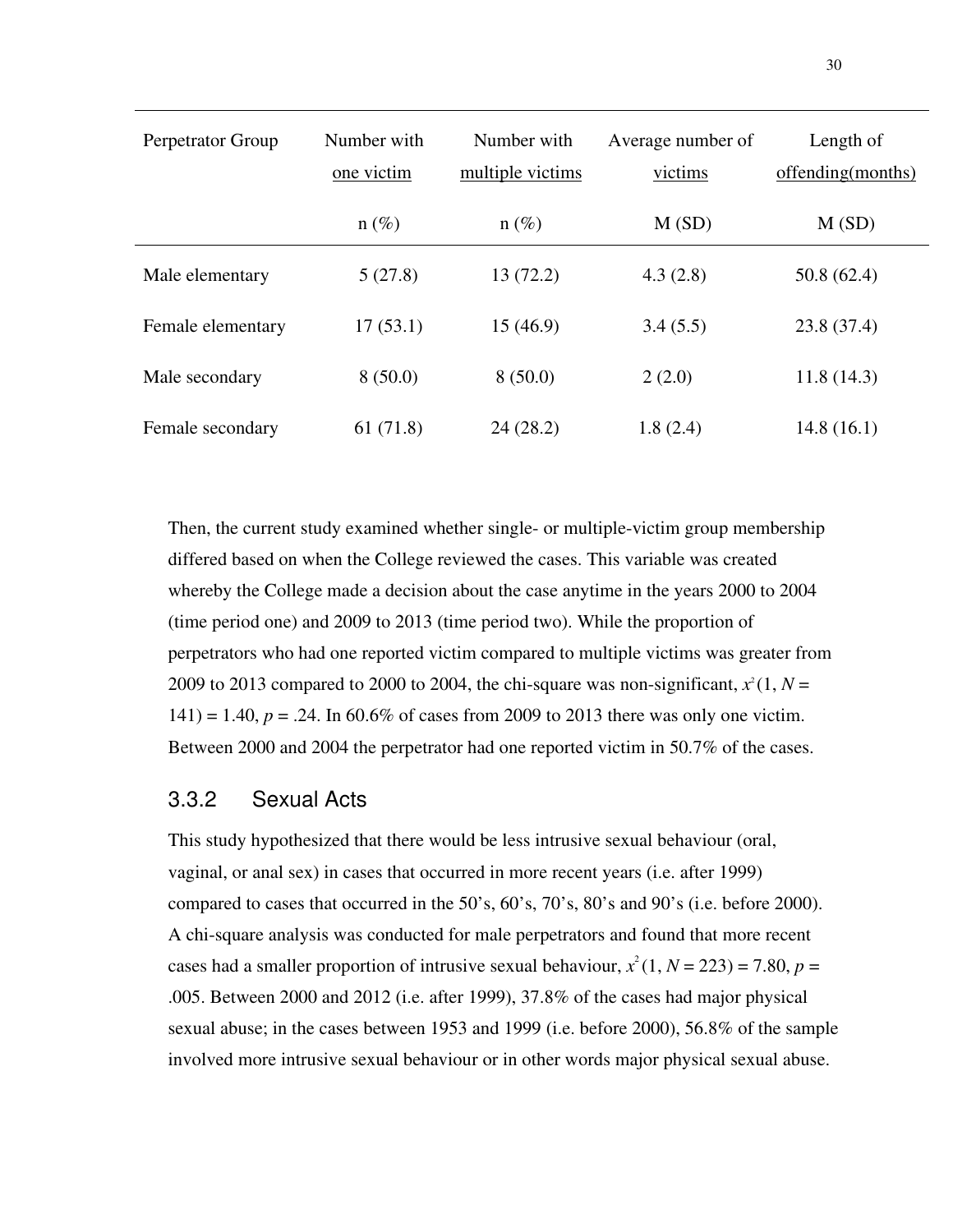| Perpetrator Group | Number with one victim | Number with multiple victims | Average number of victims | Length of offending(months) |
|---|---|---|---|---|
| | n (%) | n (%) | M (SD) | M (SD) |
| Male elementary | 5 (27.8) | 13 (72.2) | 4.3 (2.8) | 50.8 (62.4) |
| Female elementary | 17 (53.1) | 15 (46.9) | 3.4 (5.5) | 23.8 (37.4) |
| Male secondary | 8 (50.0) | 8 (50.0) | 2 (2.0) | 11.8 (14.3) |
| Female secondary | 61 (71.8) | 24 (28.2) | 1.8 (2.4) | 14.8 (16.1) |

Then, the current study examined whether single- or multiple-victim group membership differed based on when the College reviewed the cases. This variable was created whereby the College made a decision about the case anytime in the years 2000 to 2004 (time period one) and 2009 to 2013 (time period two). While the proportion of perpetrators who had one reported victim compared to multiple victims was greater from 2009 to 2013 compared to 2000 to 2004, the chi-square was non-significant, $x^2(1, N = 141) = 1.40$, $p = .24$. In 60.6% of cases from 2009 to 2013 there was only one victim. Between 2000 and 2004 the perpetrator had one reported victim in 50.7% of the cases.

### 3.3.2 Sexual Acts

This study hypothesized that there would be less intrusive sexual behaviour (oral, vaginal, or anal sex) in cases that occurred in more recent years (i.e. after 1999) compared to cases that occurred in the 50's, 60's, 70's, 80's and 90's (i.e. before 2000). A chi-square analysis was conducted for male perpetrators and found that more recent cases had a smaller proportion of intrusive sexual behaviour, $x^2(1, N = 223) = 7.80$, $p = .005$. Between 2000 and 2012 (i.e. after 1999), 37.8% of the cases had major physical sexual abuse; in the cases between 1953 and 1999 (i.e. before 2000), 56.8% of the sample involved more intrusive sexual behaviour or in other words major physical sexual abuse.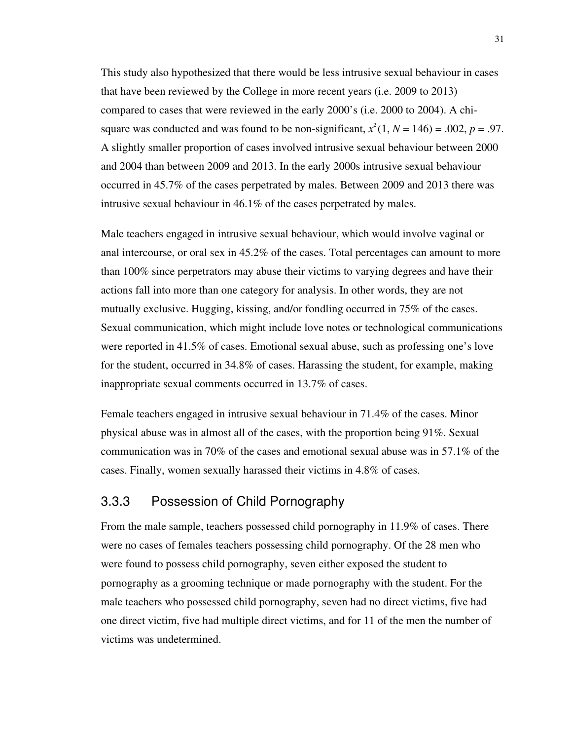This study also hypothesized that there would be less intrusive sexual behaviour in cases that have been reviewed by the College in more recent years (i.e. 2009 to 2013) compared to cases that were reviewed in the early 2000's (i.e. 2000 to 2004). A chi-square was conducted and was found to be non-significant, $x^2$ (1, $N$ = 146) = .002, $p$ = .97. A slightly smaller proportion of cases involved intrusive sexual behaviour between 2000 and 2004 than between 2009 and 2013. In the early 2000s intrusive sexual behaviour occurred in 45.7% of the cases perpetrated by males. Between 2009 and 2013 there was intrusive sexual behaviour in 46.1% of the cases perpetrated by males.

Male teachers engaged in intrusive sexual behaviour, which would involve vaginal or anal intercourse, or oral sex in 45.2% of the cases. Total percentages can amount to more than 100% since perpetrators may abuse their victims to varying degrees and have their actions fall into more than one category for analysis. In other words, they are not mutually exclusive. Hugging, kissing, and/or fondling occurred in 75% of the cases. Sexual communication, which might include love notes or technological communications were reported in 41.5% of cases. Emotional sexual abuse, such as professing one's love for the student, occurred in 34.8% of cases. Harassing the student, for example, making inappropriate sexual comments occurred in 13.7% of cases.

Female teachers engaged in intrusive sexual behaviour in 71.4% of the cases. Minor physical abuse was in almost all of the cases, with the proportion being 91%. Sexual communication was in 70% of the cases and emotional sexual abuse was in 57.1% of the cases. Finally, women sexually harassed their victims in 4.8% of cases.

### 3.3.3 Possession of Child Pornography

From the male sample, teachers possessed child pornography in 11.9% of cases. There were no cases of females teachers possessing child pornography. Of the 28 men who were found to possess child pornography, seven either exposed the student to pornography as a grooming technique or made pornography with the student. For the male teachers who possessed child pornography, seven had no direct victims, five had one direct victim, five had multiple direct victims, and for 11 of the men the number of victims was undetermined.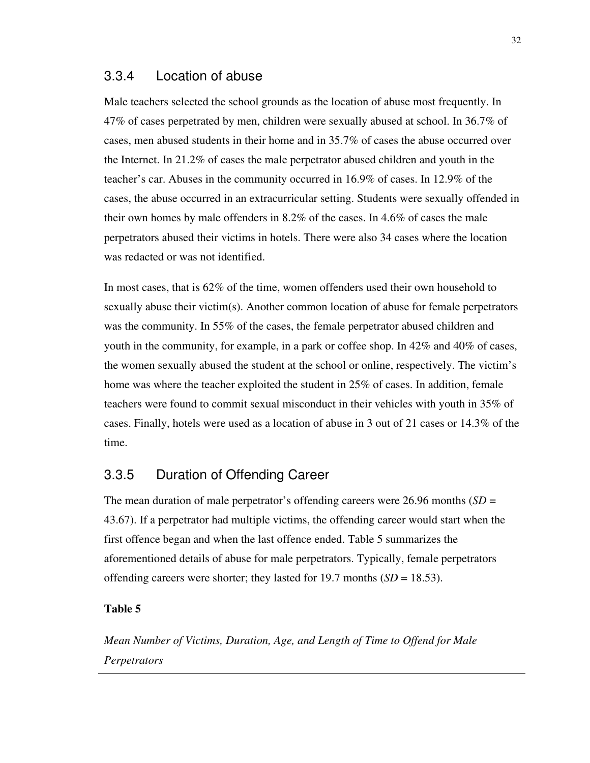### 3.3.4 Location of abuse

Male teachers selected the school grounds as the location of abuse most frequently. In 47% of cases perpetrated by men, children were sexually abused at school. In 36.7% of cases, men abused students in their home and in 35.7% of cases the abuse occurred over the Internet. In 21.2% of cases the male perpetrator abused children and youth in the teacher's car. Abuses in the community occurred in 16.9% of cases. In 12.9% of the cases, the abuse occurred in an extracurricular setting. Students were sexually offended in their own homes by male offenders in 8.2% of the cases. In 4.6% of cases the male perpetrators abused their victims in hotels. There were also 34 cases where the location was redacted or was not identified.

In most cases, that is 62% of the time, women offenders used their own household to sexually abuse their victim(s). Another common location of abuse for female perpetrators was the community. In 55% of the cases, the female perpetrator abused children and youth in the community, for example, in a park or coffee shop. In 42% and 40% of cases, the women sexually abused the student at the school or online, respectively. The victim's home was where the teacher exploited the student in 25% of cases. In addition, female teachers were found to commit sexual misconduct in their vehicles with youth in 35% of cases. Finally, hotels were used as a location of abuse in 3 out of 21 cases or 14.3% of the time.

### 3.3.5 Duration of Offending Career

The mean duration of male perpetrator's offending careers were 26.96 months (*SD* = 43.67). If a perpetrator had multiple victims, the offending career would start when the first offence began and when the last offence ended. Table 5 summarizes the aforementioned details of abuse for male perpetrators. Typically, female perpetrators offending careers were shorter; they lasted for 19.7 months (*SD* = 18.53).

**Table 5**

*Mean Number of Victims, Duration, Age, and Length of Time to Offend for Male Perpetrators*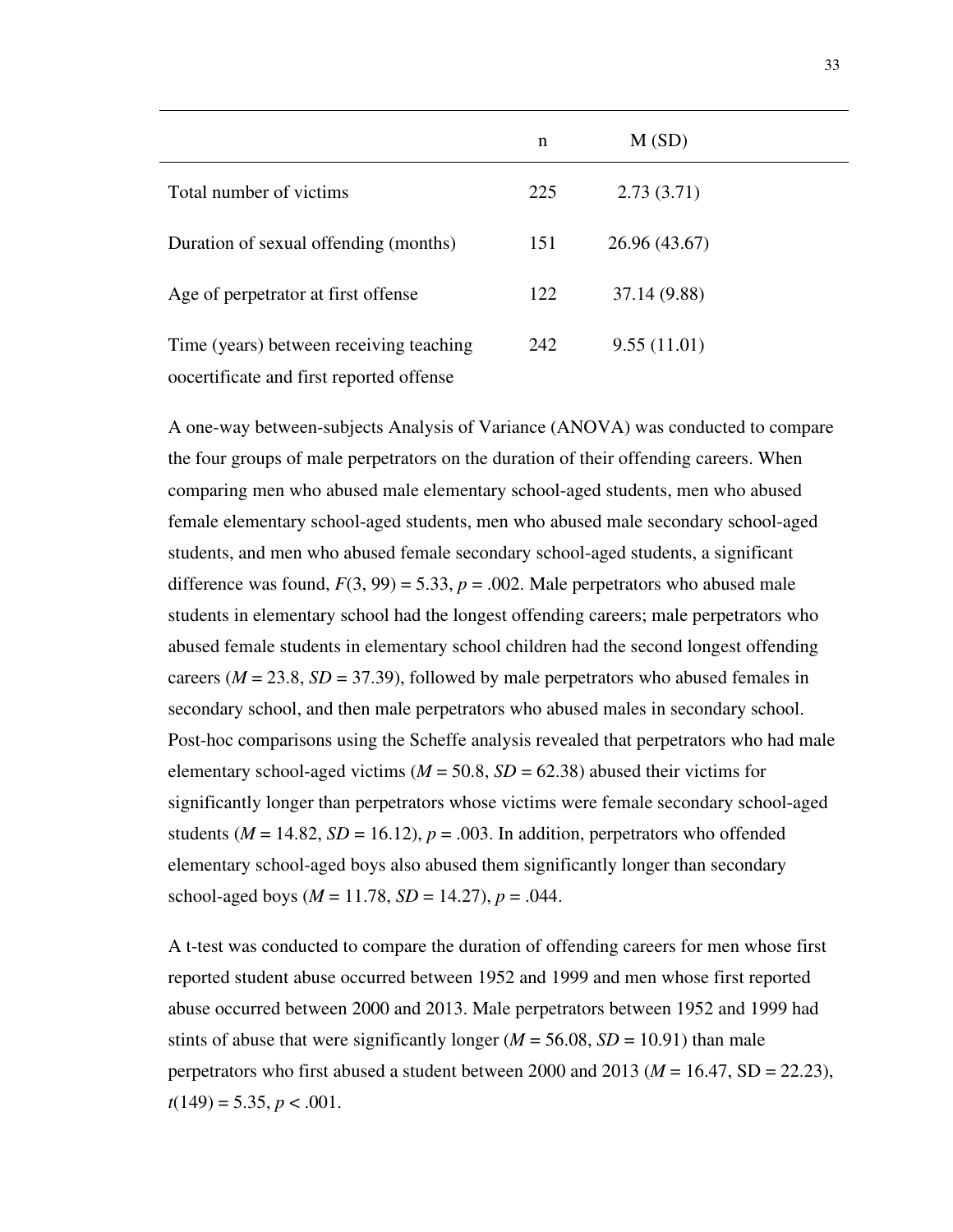| | n | M (SD) |
|---|---|---|
| Total number of victims | 225 | 2.73 (3.71) |
| Duration of sexual offending (months) | 151 | 26.96 (43.67) |
| Age of perpetrator at first offense | 122 | 37.14 (9.88) |
| Time (years) between receiving teaching oocertificate and first reported offense | 242 | 9.55 (11.01) |

A one-way between-subjects Analysis of Variance (ANOVA) was conducted to compare the four groups of male perpetrators on the duration of their offending careers. When comparing men who abused male elementary school-aged students, men who abused female elementary school-aged students, men who abused male secondary school-aged students, and men who abused female secondary school-aged students, a significant difference was found, $F(3, 99) = 5.33$, $p = .002$. Male perpetrators who abused male students in elementary school had the longest offending careers; male perpetrators who abused female students in elementary school children had the second longest offending careers ($M = 23.8$, $SD = 37.39$), followed by male perpetrators who abused females in secondary school, and then male perpetrators who abused males in secondary school. Post-hoc comparisons using the Scheffe analysis revealed that perpetrators who had male elementary school-aged victims ($M = 50.8$, $SD = 62.38$) abused their victims for significantly longer than perpetrators whose victims were female secondary school-aged students ($M = 14.82$, $SD = 16.12$), $p = .003$. In addition, perpetrators who offended elementary school-aged boys also abused them significantly longer than secondary school-aged boys ($M = 11.78$, $SD = 14.27$), $p = .044$.

A t-test was conducted to compare the duration of offending careers for men whose first reported student abuse occurred between 1952 and 1999 and men whose first reported abuse occurred between 2000 and 2013. Male perpetrators between 1952 and 1999 had stints of abuse that were significantly longer ($M = 56.08$, $SD = 10.91$) than male perpetrators who first abused a student between 2000 and 2013 ($M = 16.47$, SD = 22.23), $t(149) = 5.35$, $p < .001$.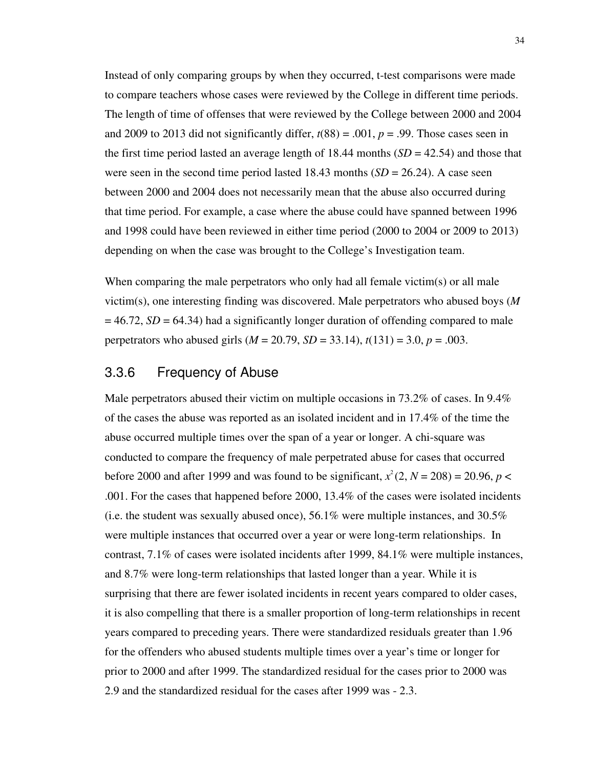Instead of only comparing groups by when they occurred, t-test comparisons were made to compare teachers whose cases were reviewed by the College in different time periods. The length of time of offenses that were reviewed by the College between 2000 and 2004 and 2009 to 2013 did not significantly differ, $t(88) = .001$, $p = .99$. Those cases seen in the first time period lasted an average length of 18.44 months ($SD = 42.54$) and those that were seen in the second time period lasted 18.43 months ($SD = 26.24$). A case seen between 2000 and 2004 does not necessarily mean that the abuse also occurred during that time period. For example, a case where the abuse could have spanned between 1996 and 1998 could have been reviewed in either time period (2000 to 2004 or 2009 to 2013) depending on when the case was brought to the College's Investigation team.

When comparing the male perpetrators who only had all female victim(s) or all male victim(s), one interesting finding was discovered. Male perpetrators who abused boys ($M = 46.72$, $SD = 64.34$) had a significantly longer duration of offending compared to male perpetrators who abused girls ($M = 20.79$, $SD = 33.14$), $t(131) = 3.0$, $p = .003$.

### 3.3.6 Frequency of Abuse

Male perpetrators abused their victim on multiple occasions in 73.2% of cases. In 9.4% of the cases the abuse was reported as an isolated incident and in 17.4% of the time the abuse occurred multiple times over the span of a year or longer. A chi-square was conducted to compare the frequency of male perpetrated abuse for cases that occurred before 2000 and after 1999 and was found to be significant, $x^2(2, N = 208) = 20.96$, $p < .001$. For the cases that happened before 2000, 13.4% of the cases were isolated incidents (i.e. the student was sexually abused once), 56.1% were multiple instances, and 30.5% were multiple instances that occurred over a year or were long-term relationships. In contrast, 7.1% of cases were isolated incidents after 1999, 84.1% were multiple instances, and 8.7% were long-term relationships that lasted longer than a year. While it is surprising that there are fewer isolated incidents in recent years compared to older cases, it is also compelling that there is a smaller proportion of long-term relationships in recent years compared to preceding years. There were standardized residuals greater than 1.96 for the offenders who abused students multiple times over a year's time or longer for prior to 2000 and after 1999. The standardized residual for the cases prior to 2000 was 2.9 and the standardized residual for the cases after 1999 was - 2.3.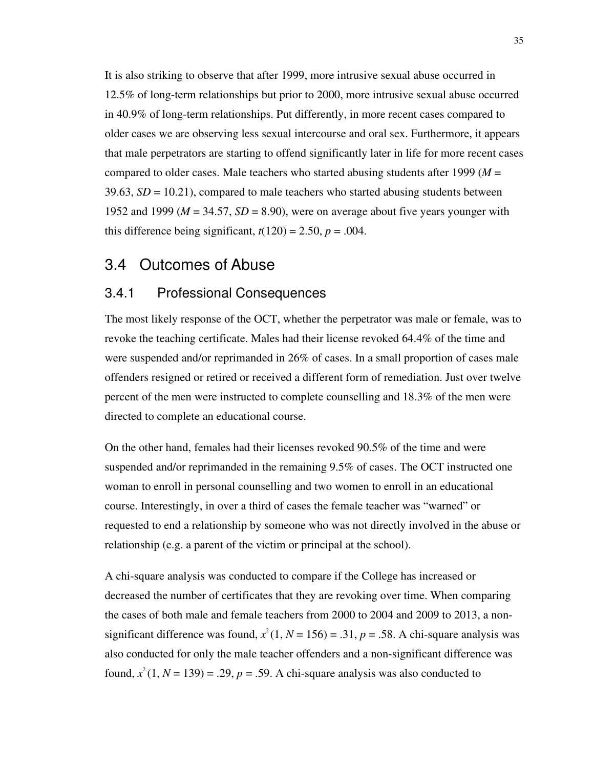It is also striking to observe that after 1999, more intrusive sexual abuse occurred in 12.5% of long-term relationships but prior to 2000, more intrusive sexual abuse occurred in 40.9% of long-term relationships. Put differently, in more recent cases compared to older cases we are observing less sexual intercourse and oral sex. Furthermore, it appears that male perpetrators are starting to offend significantly later in life for more recent cases compared to older cases. Male teachers who started abusing students after 1999 ($M$ = 39.63, $SD$ = 10.21), compared to male teachers who started abusing students between 1952 and 1999 ($M$ = 34.57, $SD$ = 8.90), were on average about five years younger with this difference being significant, $t(120) = 2.50$, $p = .004$.

## 3.4 Outcomes of Abuse

### 3.4.1 Professional Consequences

The most likely response of the OCT, whether the perpetrator was male or female, was to revoke the teaching certificate. Males had their license revoked 64.4% of the time and were suspended and/or reprimanded in 26% of cases. In a small proportion of cases male offenders resigned or retired or received a different form of remediation. Just over twelve percent of the men were instructed to complete counselling and 18.3% of the men were directed to complete an educational course.

On the other hand, females had their licenses revoked 90.5% of the time and were suspended and/or reprimanded in the remaining 9.5% of cases. The OCT instructed one woman to enroll in personal counselling and two women to enroll in an educational course. Interestingly, in over a third of cases the female teacher was "warned" or requested to end a relationship by someone who was not directly involved in the abuse or relationship (e.g. a parent of the victim or principal at the school).

A chi-square analysis was conducted to compare if the College has increased or decreased the number of certificates that they are revoking over time. When comparing the cases of both male and female teachers from 2000 to 2004 and 2009 to 2013, a non-significant difference was found, $x^2(1, N = 156) = .31$, $p = .58$. A chi-square analysis was also conducted for only the male teacher offenders and a non-significant difference was found, $x^2(1, N = 139) = .29$, $p = .59$. A chi-square analysis was also conducted to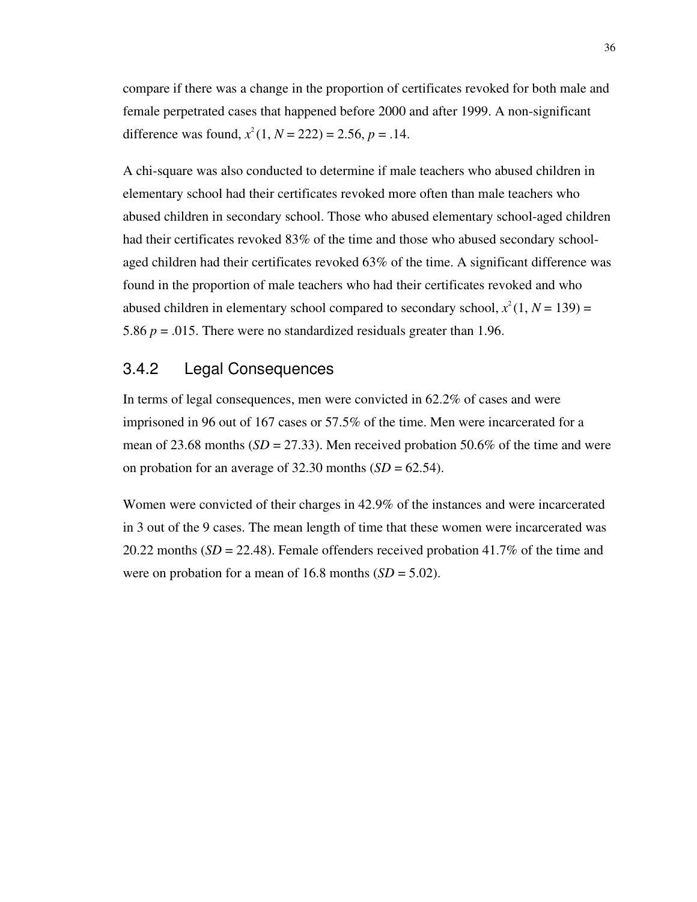compare if there was a change in the proportion of certificates revoked for both male and female perpetrated cases that happened before 2000 and after 1999. A non-significant difference was found, $x^2$ (1, *N* = 222) = 2.56, *p* = .14.

A chi-square was also conducted to determine if male teachers who abused children in elementary school had their certificates revoked more often than male teachers who abused children in secondary school. Those who abused elementary school-aged children had their certificates revoked 83% of the time and those who abused secondary school-aged children had their certificates revoked 63% of the time. A significant difference was found in the proportion of male teachers who had their certificates revoked and who abused children in elementary school compared to secondary school, $x^2$ (1, *N* = 139) = 5.86 *p* = .015. There were no standardized residuals greater than 1.96.

### 3.4.2 Legal Consequences

In terms of legal consequences, men were convicted in 62.2% of cases and were imprisoned in 96 out of 167 cases or 57.5% of the time. Men were incarcerated for a mean of 23.68 months (*SD* = 27.33). Men received probation 50.6% of the time and were on probation for an average of 32.30 months (*SD* = 62.54).

Women were convicted of their charges in 42.9% of the instances and were incarcerated in 3 out of the 9 cases. The mean length of time that these women were incarcerated was 20.22 months (*SD* = 22.48). Female offenders received probation 41.7% of the time and were on probation for a mean of 16.8 months (*SD* = 5.02).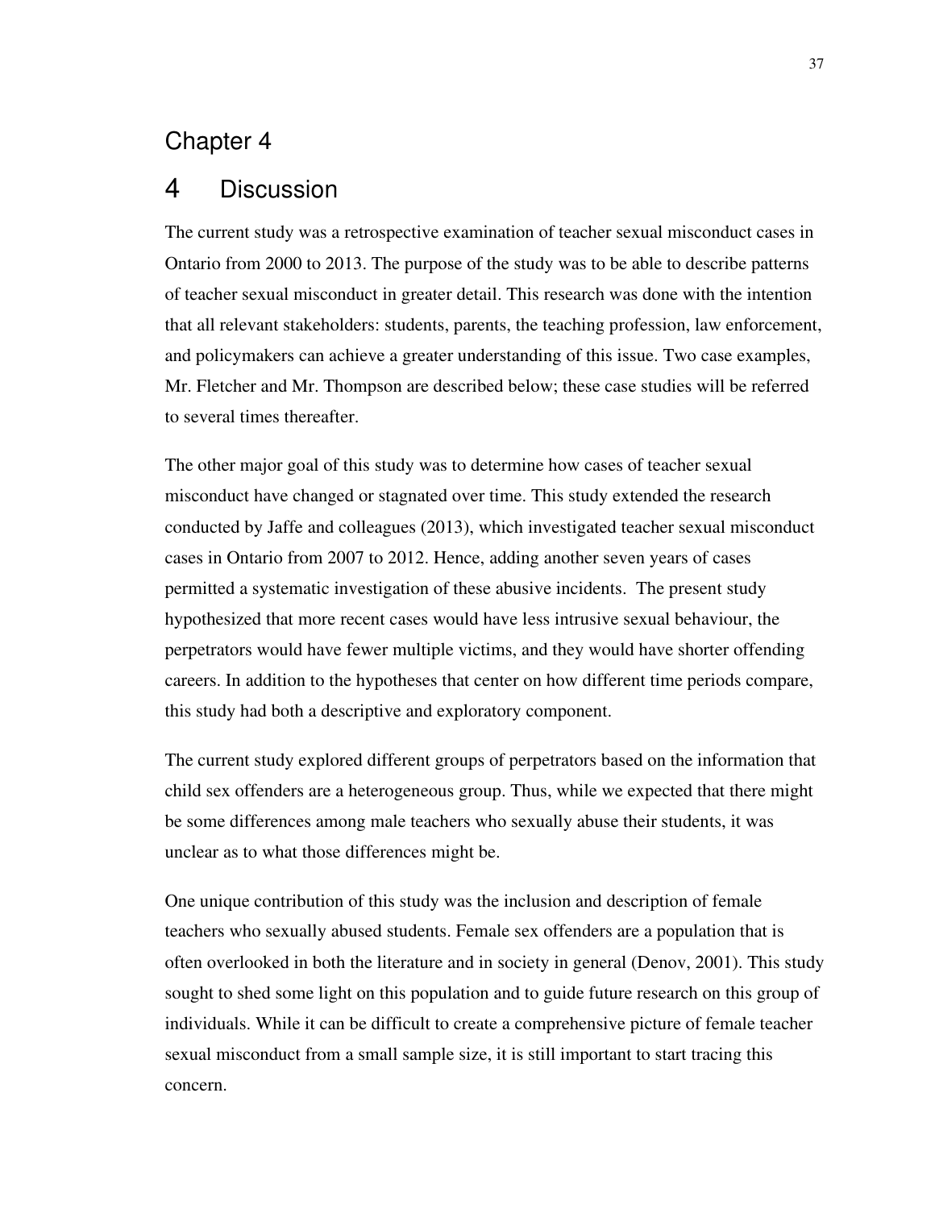# Chapter 4

# 4 Discussion

The current study was a retrospective examination of teacher sexual misconduct cases in Ontario from 2000 to 2013. The purpose of the study was to be able to describe patterns of teacher sexual misconduct in greater detail. This research was done with the intention that all relevant stakeholders: students, parents, the teaching profession, law enforcement, and policymakers can achieve a greater understanding of this issue. Two case examples, Mr. Fletcher and Mr. Thompson are described below; these case studies will be referred to several times thereafter.

The other major goal of this study was to determine how cases of teacher sexual misconduct have changed or stagnated over time. This study extended the research conducted by Jaffe and colleagues (2013), which investigated teacher sexual misconduct cases in Ontario from 2007 to 2012. Hence, adding another seven years of cases permitted a systematic investigation of these abusive incidents. The present study hypothesized that more recent cases would have less intrusive sexual behaviour, the perpetrators would have fewer multiple victims, and they would have shorter offending careers. In addition to the hypotheses that center on how different time periods compare, this study had both a descriptive and exploratory component.

The current study explored different groups of perpetrators based on the information that child sex offenders are a heterogeneous group. Thus, while we expected that there might be some differences among male teachers who sexually abuse their students, it was unclear as to what those differences might be.

One unique contribution of this study was the inclusion and description of female teachers who sexually abused students. Female sex offenders are a population that is often overlooked in both the literature and in society in general (Denov, 2001). This study sought to shed some light on this population and to guide future research on this group of individuals. While it can be difficult to create a comprehensive picture of female teacher sexual misconduct from a small sample size, it is still important to start tracing this concern.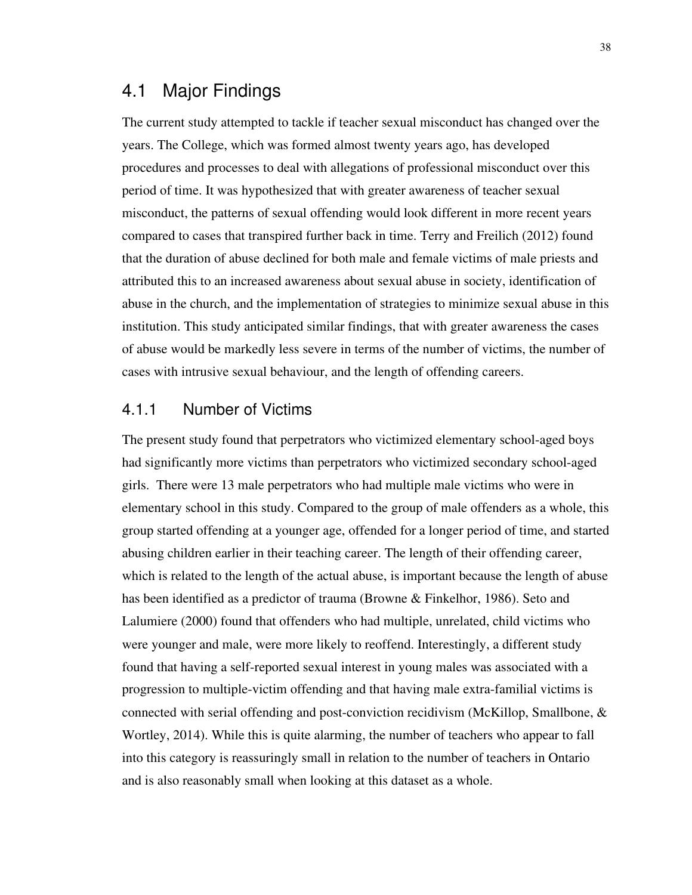## 4.1 Major Findings

The current study attempted to tackle if teacher sexual misconduct has changed over the years. The College, which was formed almost twenty years ago, has developed procedures and processes to deal with allegations of professional misconduct over this period of time. It was hypothesized that with greater awareness of teacher sexual misconduct, the patterns of sexual offending would look different in more recent years compared to cases that transpired further back in time. Terry and Freilich (2012) found that the duration of abuse declined for both male and female victims of male priests and attributed this to an increased awareness about sexual abuse in society, identification of abuse in the church, and the implementation of strategies to minimize sexual abuse in this institution. This study anticipated similar findings, that with greater awareness the cases of abuse would be markedly less severe in terms of the number of victims, the number of cases with intrusive sexual behaviour, and the length of offending careers.

### 4.1.1 Number of Victims

The present study found that perpetrators who victimized elementary school-aged boys had significantly more victims than perpetrators who victimized secondary school-aged girls. There were 13 male perpetrators who had multiple male victims who were in elementary school in this study. Compared to the group of male offenders as a whole, this group started offending at a younger age, offended for a longer period of time, and started abusing children earlier in their teaching career. The length of their offending career, which is related to the length of the actual abuse, is important because the length of abuse has been identified as a predictor of trauma (Browne & Finkelhor, 1986). Seto and Lalumiere (2000) found that offenders who had multiple, unrelated, child victims who were younger and male, were more likely to reoffend. Interestingly, a different study found that having a self-reported sexual interest in young males was associated with a progression to multiple-victim offending and that having male extra-familial victims is connected with serial offending and post-conviction recidivism (McKillop, Smallbone, & Wortley, 2014). While this is quite alarming, the number of teachers who appear to fall into this category is reassuringly small in relation to the number of teachers in Ontario and is also reasonably small when looking at this dataset as a whole.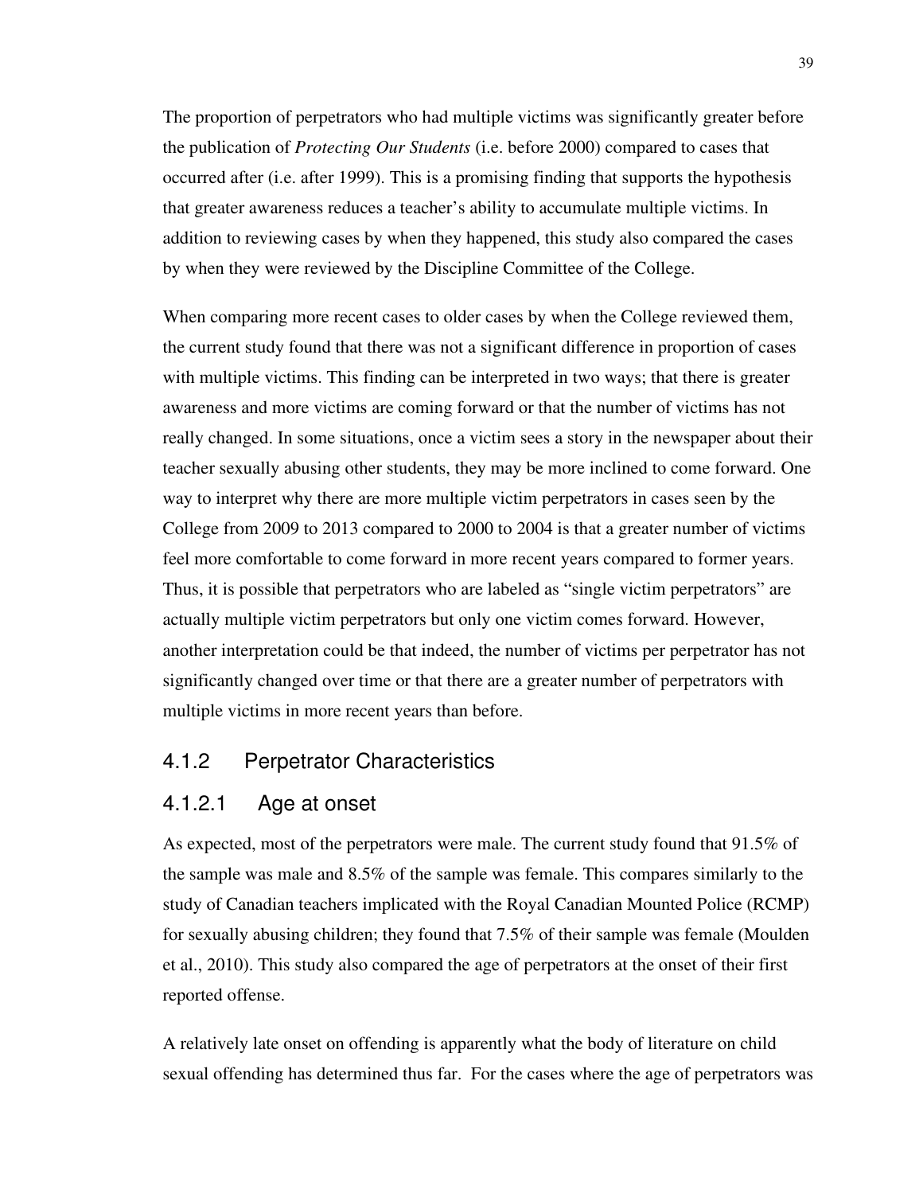The proportion of perpetrators who had multiple victims was significantly greater before the publication of *Protecting Our Students* (i.e. before 2000) compared to cases that occurred after (i.e. after 1999). This is a promising finding that supports the hypothesis that greater awareness reduces a teacher's ability to accumulate multiple victims. In addition to reviewing cases by when they happened, this study also compared the cases by when they were reviewed by the Discipline Committee of the College.

When comparing more recent cases to older cases by when the College reviewed them, the current study found that there was not a significant difference in proportion of cases with multiple victims. This finding can be interpreted in two ways; that there is greater awareness and more victims are coming forward or that the number of victims has not really changed. In some situations, once a victim sees a story in the newspaper about their teacher sexually abusing other students, they may be more inclined to come forward. One way to interpret why there are more multiple victim perpetrators in cases seen by the College from 2009 to 2013 compared to 2000 to 2004 is that a greater number of victims feel more comfortable to come forward in more recent years compared to former years. Thus, it is possible that perpetrators who are labeled as "single victim perpetrators" are actually multiple victim perpetrators but only one victim comes forward. However, another interpretation could be that indeed, the number of victims per perpetrator has not significantly changed over time or that there are a greater number of perpetrators with multiple victims in more recent years than before.

### 4.1.2 Perpetrator Characteristics

#### 4.1.2.1 Age at onset

As expected, most of the perpetrators were male. The current study found that 91.5% of the sample was male and 8.5% of the sample was female. This compares similarly to the study of Canadian teachers implicated with the Royal Canadian Mounted Police (RCMP) for sexually abusing children; they found that 7.5% of their sample was female (Moulden et al., 2010). This study also compared the age of perpetrators at the onset of their first reported offense.

A relatively late onset on offending is apparently what the body of literature on child sexual offending has determined thus far. For the cases where the age of perpetrators was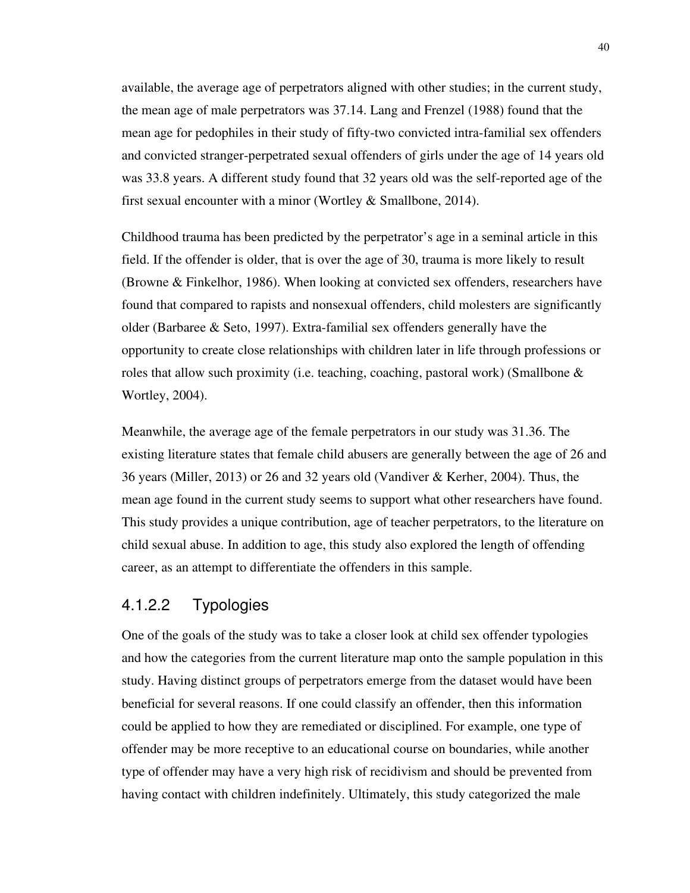available, the average age of perpetrators aligned with other studies; in the current study, the mean age of male perpetrators was 37.14. Lang and Frenzel (1988) found that the mean age for pedophiles in their study of fifty-two convicted intra-familial sex offenders and convicted stranger-perpetrated sexual offenders of girls under the age of 14 years old was 33.8 years. A different study found that 32 years old was the self-reported age of the first sexual encounter with a minor (Wortley & Smallbone, 2014).

Childhood trauma has been predicted by the perpetrator's age in a seminal article in this field. If the offender is older, that is over the age of 30, trauma is more likely to result (Browne & Finkelhor, 1986). When looking at convicted sex offenders, researchers have found that compared to rapists and nonsexual offenders, child molesters are significantly older (Barbaree & Seto, 1997). Extra-familial sex offenders generally have the opportunity to create close relationships with children later in life through professions or roles that allow such proximity (i.e. teaching, coaching, pastoral work) (Smallbone & Wortley, 2004).

Meanwhile, the average age of the female perpetrators in our study was 31.36. The existing literature states that female child abusers are generally between the age of 26 and 36 years (Miller, 2013) or 26 and 32 years old (Vandiver & Kerher, 2004). Thus, the mean age found in the current study seems to support what other researchers have found. This study provides a unique contribution, age of teacher perpetrators, to the literature on child sexual abuse. In addition to age, this study also explored the length of offending career, as an attempt to differentiate the offenders in this sample.

#### 4.1.2.2 Typologies

One of the goals of the study was to take a closer look at child sex offender typologies and how the categories from the current literature map onto the sample population in this study. Having distinct groups of perpetrators emerge from the dataset would have been beneficial for several reasons. If one could classify an offender, then this information could be applied to how they are remediated or disciplined. For example, one type of offender may be more receptive to an educational course on boundaries, while another type of offender may have a very high risk of recidivism and should be prevented from having contact with children indefinitely. Ultimately, this study categorized the male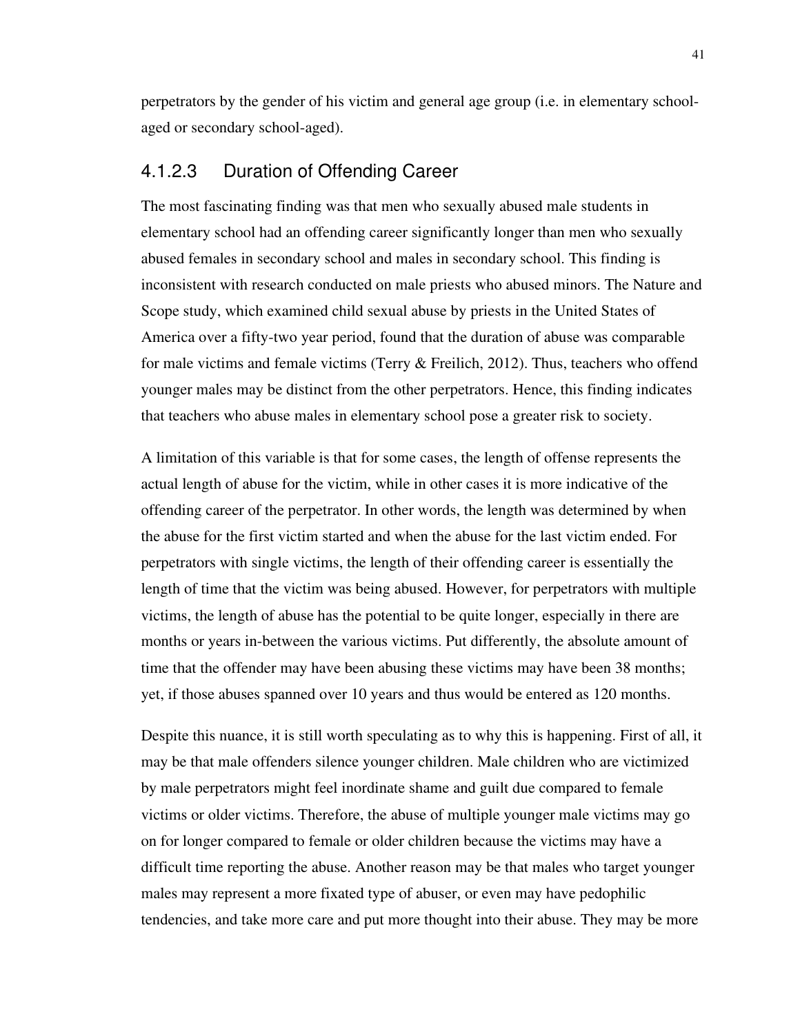perpetrators by the gender of his victim and general age group (i.e. in elementary school-aged or secondary school-aged).

#### 4.1.2.3 Duration of Offending Career

The most fascinating finding was that men who sexually abused male students in elementary school had an offending career significantly longer than men who sexually abused females in secondary school and males in secondary school. This finding is inconsistent with research conducted on male priests who abused minors. The Nature and Scope study, which examined child sexual abuse by priests in the United States of America over a fifty-two year period, found that the duration of abuse was comparable for male victims and female victims (Terry & Freilich, 2012). Thus, teachers who offend younger males may be distinct from the other perpetrators. Hence, this finding indicates that teachers who abuse males in elementary school pose a greater risk to society.

A limitation of this variable is that for some cases, the length of offense represents the actual length of abuse for the victim, while in other cases it is more indicative of the offending career of the perpetrator. In other words, the length was determined by when the abuse for the first victim started and when the abuse for the last victim ended. For perpetrators with single victims, the length of their offending career is essentially the length of time that the victim was being abused. However, for perpetrators with multiple victims, the length of abuse has the potential to be quite longer, especially in there are months or years in-between the various victims. Put differently, the absolute amount of time that the offender may have been abusing these victims may have been 38 months; yet, if those abuses spanned over 10 years and thus would be entered as 120 months.

Despite this nuance, it is still worth speculating as to why this is happening. First of all, it may be that male offenders silence younger children. Male children who are victimized by male perpetrators might feel inordinate shame and guilt due compared to female victims or older victims. Therefore, the abuse of multiple younger male victims may go on for longer compared to female or older children because the victims may have a difficult time reporting the abuse. Another reason may be that males who target younger males may represent a more fixated type of abuser, or even may have pedophilic tendencies, and take more care and put more thought into their abuse. They may be more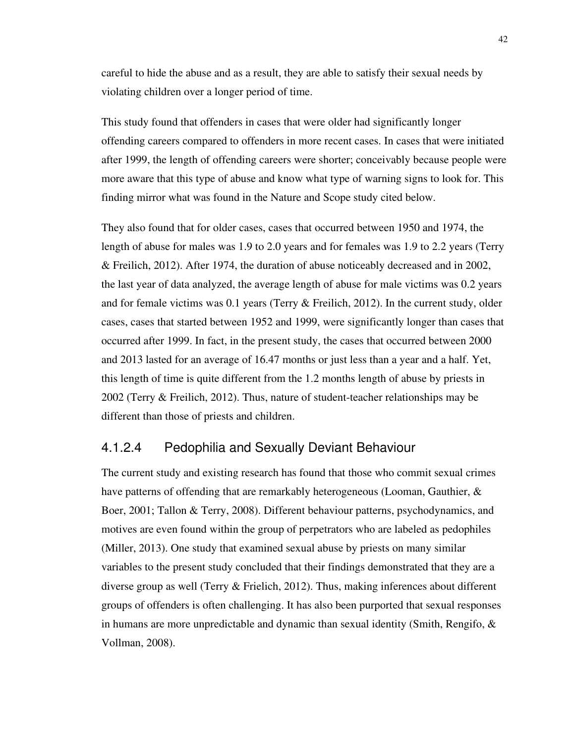careful to hide the abuse and as a result, they are able to satisfy their sexual needs by violating children over a longer period of time.

This study found that offenders in cases that were older had significantly longer offending careers compared to offenders in more recent cases. In cases that were initiated after 1999, the length of offending careers were shorter; conceivably because people were more aware that this type of abuse and know what type of warning signs to look for. This finding mirror what was found in the Nature and Scope study cited below.

They also found that for older cases, cases that occurred between 1950 and 1974, the length of abuse for males was 1.9 to 2.0 years and for females was 1.9 to 2.2 years (Terry & Freilich, 2012). After 1974, the duration of abuse noticeably decreased and in 2002, the last year of data analyzed, the average length of abuse for male victims was 0.2 years and for female victims was 0.1 years (Terry & Freilich, 2012). In the current study, older cases, cases that started between 1952 and 1999, were significantly longer than cases that occurred after 1999. In fact, in the present study, the cases that occurred between 2000 and 2013 lasted for an average of 16.47 months or just less than a year and a half. Yet, this length of time is quite different from the 1.2 months length of abuse by priests in 2002 (Terry & Freilich, 2012). Thus, nature of student-teacher relationships may be different than those of priests and children.

#### 4.1.2.4 Pedophilia and Sexually Deviant Behaviour

The current study and existing research has found that those who commit sexual crimes have patterns of offending that are remarkably heterogeneous (Looman, Gauthier, & Boer, 2001; Tallon & Terry, 2008). Different behaviour patterns, psychodynamics, and motives are even found within the group of perpetrators who are labeled as pedophiles (Miller, 2013). One study that examined sexual abuse by priests on many similar variables to the present study concluded that their findings demonstrated that they are a diverse group as well (Terry & Frielich, 2012). Thus, making inferences about different groups of offenders is often challenging. It has also been purported that sexual responses in humans are more unpredictable and dynamic than sexual identity (Smith, Rengifo, & Vollman, 2008).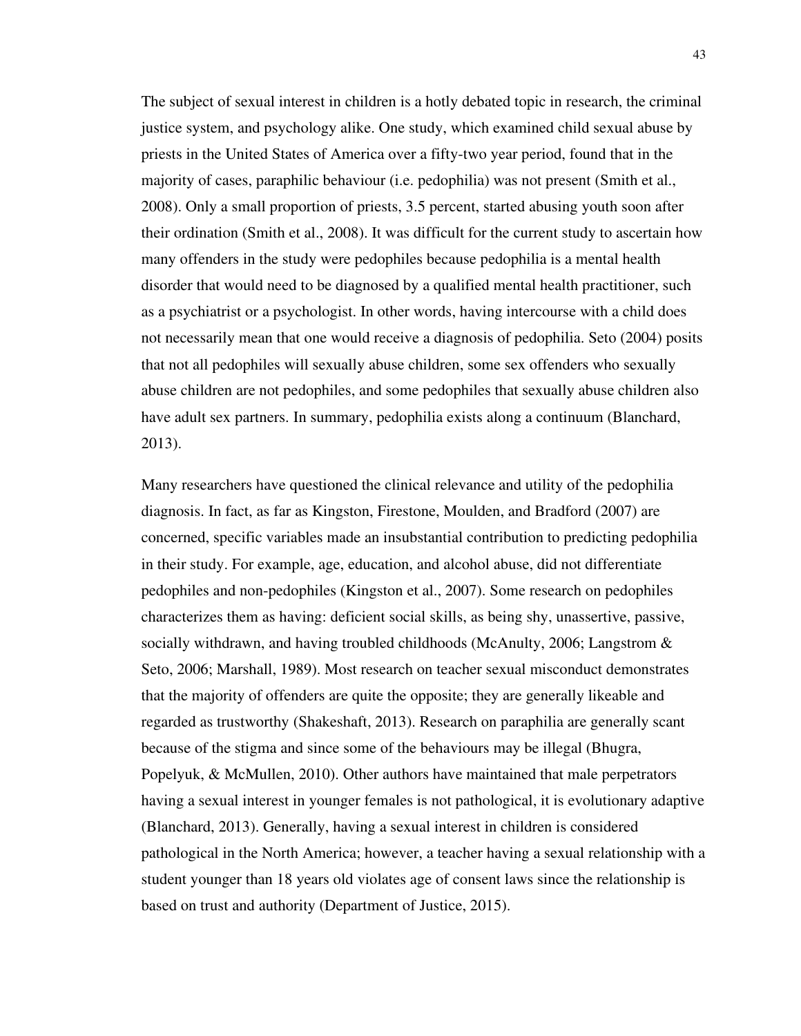The subject of sexual interest in children is a hotly debated topic in research, the criminal justice system, and psychology alike. One study, which examined child sexual abuse by priests in the United States of America over a fifty-two year period, found that in the majority of cases, paraphilic behaviour (i.e. pedophilia) was not present (Smith et al., 2008). Only a small proportion of priests, 3.5 percent, started abusing youth soon after their ordination (Smith et al., 2008). It was difficult for the current study to ascertain how many offenders in the study were pedophiles because pedophilia is a mental health disorder that would need to be diagnosed by a qualified mental health practitioner, such as a psychiatrist or a psychologist. In other words, having intercourse with a child does not necessarily mean that one would receive a diagnosis of pedophilia. Seto (2004) posits that not all pedophiles will sexually abuse children, some sex offenders who sexually abuse children are not pedophiles, and some pedophiles that sexually abuse children also have adult sex partners. In summary, pedophilia exists along a continuum (Blanchard, 2013).

Many researchers have questioned the clinical relevance and utility of the pedophilia diagnosis. In fact, as far as Kingston, Firestone, Moulden, and Bradford (2007) are concerned, specific variables made an insubstantial contribution to predicting pedophilia in their study. For example, age, education, and alcohol abuse, did not differentiate pedophiles and non-pedophiles (Kingston et al., 2007). Some research on pedophiles characterizes them as having: deficient social skills, as being shy, unassertive, passive, socially withdrawn, and having troubled childhoods (McAnulty, 2006; Langstrom & Seto, 2006; Marshall, 1989). Most research on teacher sexual misconduct demonstrates that the majority of offenders are quite the opposite; they are generally likeable and regarded as trustworthy (Shakeshaft, 2013). Research on paraphilia are generally scant because of the stigma and since some of the behaviours may be illegal (Bhugra, Popelyuk, & McMullen, 2010). Other authors have maintained that male perpetrators having a sexual interest in younger females is not pathological, it is evolutionary adaptive (Blanchard, 2013). Generally, having a sexual interest in children is considered pathological in the North America; however, a teacher having a sexual relationship with a student younger than 18 years old violates age of consent laws since the relationship is based on trust and authority (Department of Justice, 2015).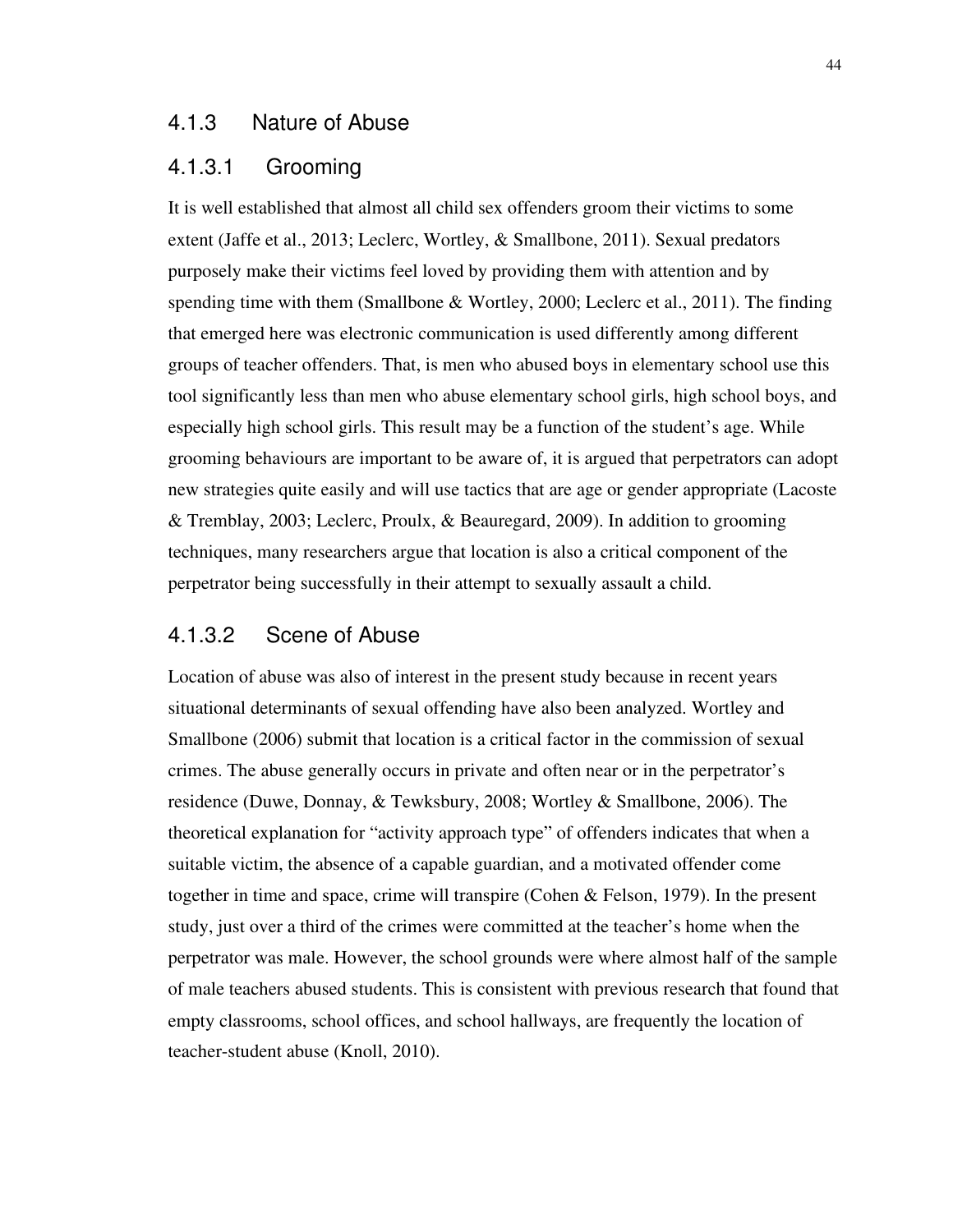### 4.1.3 Nature of Abuse

#### 4.1.3.1 Grooming

It is well established that almost all child sex offenders groom their victims to some extent (Jaffe et al., 2013; Leclerc, Wortley, & Smallbone, 2011). Sexual predators purposely make their victims feel loved by providing them with attention and by spending time with them (Smallbone & Wortley, 2000; Leclerc et al., 2011). The finding that emerged here was electronic communication is used differently among different groups of teacher offenders. That, is men who abused boys in elementary school use this tool significantly less than men who abuse elementary school girls, high school boys, and especially high school girls. This result may be a function of the student's age. While grooming behaviours are important to be aware of, it is argued that perpetrators can adopt new strategies quite easily and will use tactics that are age or gender appropriate (Lacoste & Tremblay, 2003; Leclerc, Proulx, & Beauregard, 2009). In addition to grooming techniques, many researchers argue that location is also a critical component of the perpetrator being successfully in their attempt to sexually assault a child.

#### 4.1.3.2 Scene of Abuse

Location of abuse was also of interest in the present study because in recent years situational determinants of sexual offending have also been analyzed. Wortley and Smallbone (2006) submit that location is a critical factor in the commission of sexual crimes. The abuse generally occurs in private and often near or in the perpetrator's residence (Duwe, Donnay, & Tewksbury, 2008; Wortley & Smallbone, 2006). The theoretical explanation for "activity approach type" of offenders indicates that when a suitable victim, the absence of a capable guardian, and a motivated offender come together in time and space, crime will transpire (Cohen & Felson, 1979). In the present study, just over a third of the crimes were committed at the teacher's home when the perpetrator was male. However, the school grounds were where almost half of the sample of male teachers abused students. This is consistent with previous research that found that empty classrooms, school offices, and school hallways, are frequently the location of teacher-student abuse (Knoll, 2010).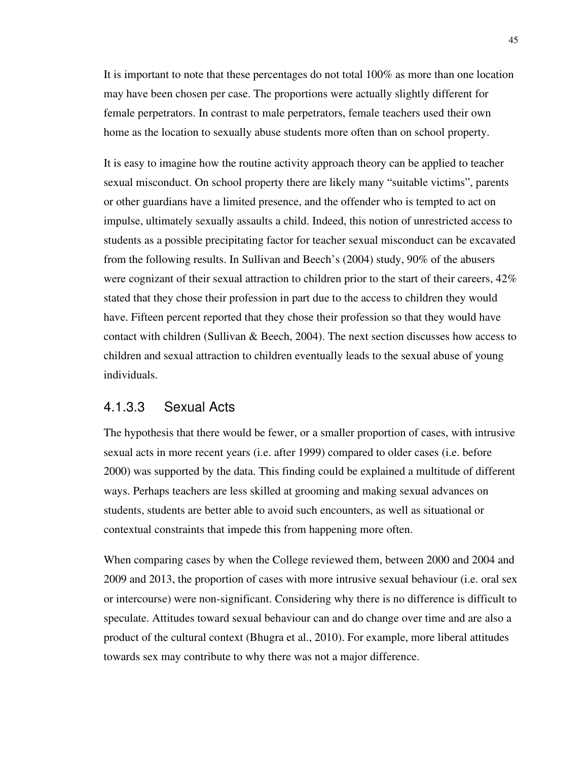It is important to note that these percentages do not total 100% as more than one location may have been chosen per case. The proportions were actually slightly different for female perpetrators. In contrast to male perpetrators, female teachers used their own home as the location to sexually abuse students more often than on school property.

It is easy to imagine how the routine activity approach theory can be applied to teacher sexual misconduct. On school property there are likely many "suitable victims", parents or other guardians have a limited presence, and the offender who is tempted to act on impulse, ultimately sexually assaults a child. Indeed, this notion of unrestricted access to students as a possible precipitating factor for teacher sexual misconduct can be excavated from the following results. In Sullivan and Beech's (2004) study, 90% of the abusers were cognizant of their sexual attraction to children prior to the start of their careers, 42% stated that they chose their profession in part due to the access to children they would have. Fifteen percent reported that they chose their profession so that they would have contact with children (Sullivan & Beech, 2004). The next section discusses how access to children and sexual attraction to children eventually leads to the sexual abuse of young individuals.

#### 4.1.3.3 Sexual Acts

The hypothesis that there would be fewer, or a smaller proportion of cases, with intrusive sexual acts in more recent years (i.e. after 1999) compared to older cases (i.e. before 2000) was supported by the data. This finding could be explained a multitude of different ways. Perhaps teachers are less skilled at grooming and making sexual advances on students, students are better able to avoid such encounters, as well as situational or contextual constraints that impede this from happening more often.

When comparing cases by when the College reviewed them, between 2000 and 2004 and 2009 and 2013, the proportion of cases with more intrusive sexual behaviour (i.e. oral sex or intercourse) were non-significant. Considering why there is no difference is difficult to speculate. Attitudes toward sexual behaviour can and do change over time and are also a product of the cultural context (Bhugra et al., 2010). For example, more liberal attitudes towards sex may contribute to why there was not a major difference.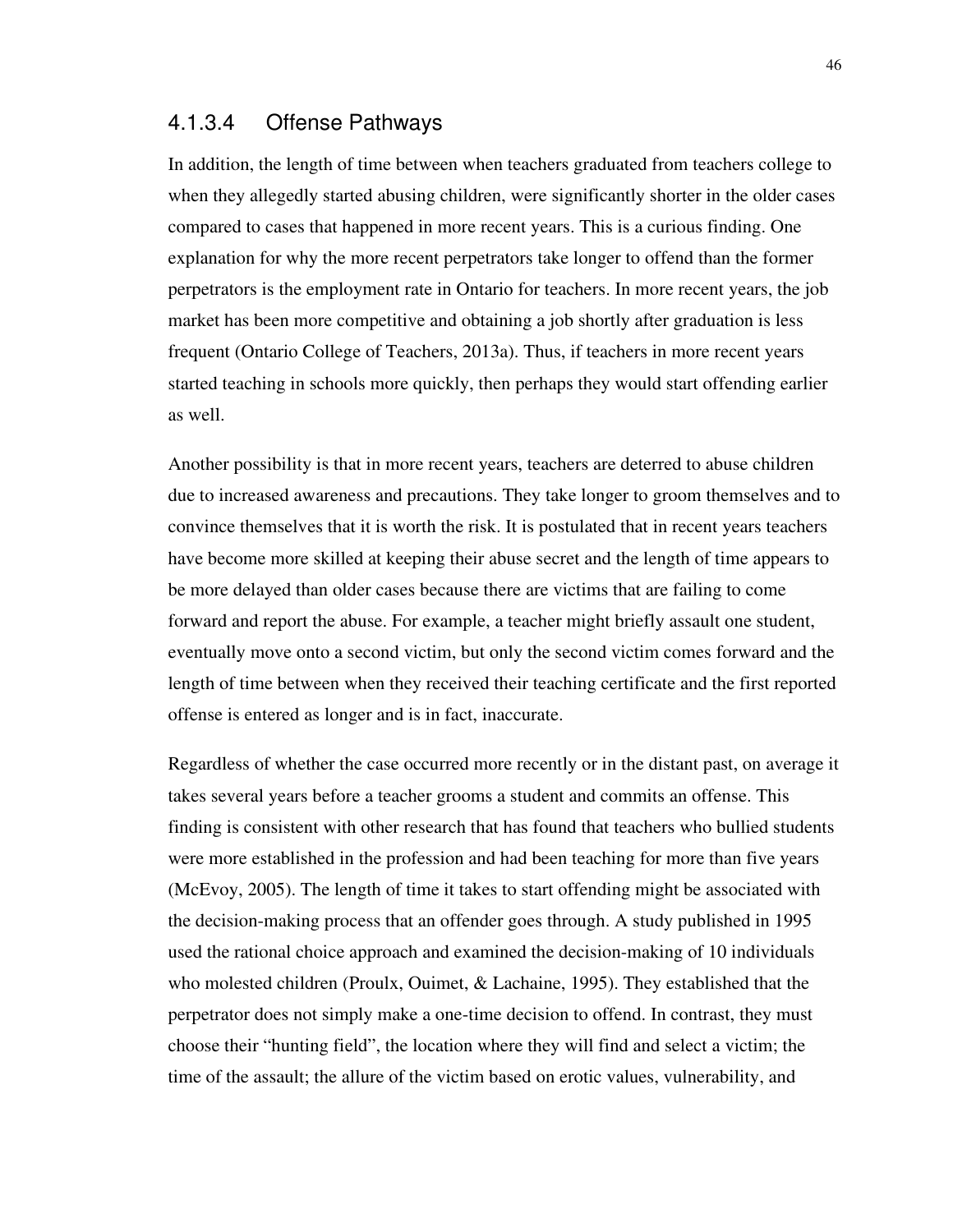#### 4.1.3.4 Offense Pathways

In addition, the length of time between when teachers graduated from teachers college to when they allegedly started abusing children, were significantly shorter in the older cases compared to cases that happened in more recent years. This is a curious finding. One explanation for why the more recent perpetrators take longer to offend than the former perpetrators is the employment rate in Ontario for teachers. In more recent years, the job market has been more competitive and obtaining a job shortly after graduation is less frequent (Ontario College of Teachers, 2013a). Thus, if teachers in more recent years started teaching in schools more quickly, then perhaps they would start offending earlier as well.

Another possibility is that in more recent years, teachers are deterred to abuse children due to increased awareness and precautions. They take longer to groom themselves and to convince themselves that it is worth the risk. It is postulated that in recent years teachers have become more skilled at keeping their abuse secret and the length of time appears to be more delayed than older cases because there are victims that are failing to come forward and report the abuse. For example, a teacher might briefly assault one student, eventually move onto a second victim, but only the second victim comes forward and the length of time between when they received their teaching certificate and the first reported offense is entered as longer and is in fact, inaccurate.

Regardless of whether the case occurred more recently or in the distant past, on average it takes several years before a teacher grooms a student and commits an offense. This finding is consistent with other research that has found that teachers who bullied students were more established in the profession and had been teaching for more than five years (McEvoy, 2005). The length of time it takes to start offending might be associated with the decision-making process that an offender goes through. A study published in 1995 used the rational choice approach and examined the decision-making of 10 individuals who molested children (Proulx, Ouimet, & Lachaine, 1995). They established that the perpetrator does not simply make a one-time decision to offend. In contrast, they must choose their "hunting field", the location where they will find and select a victim; the time of the assault; the allure of the victim based on erotic values, vulnerability, and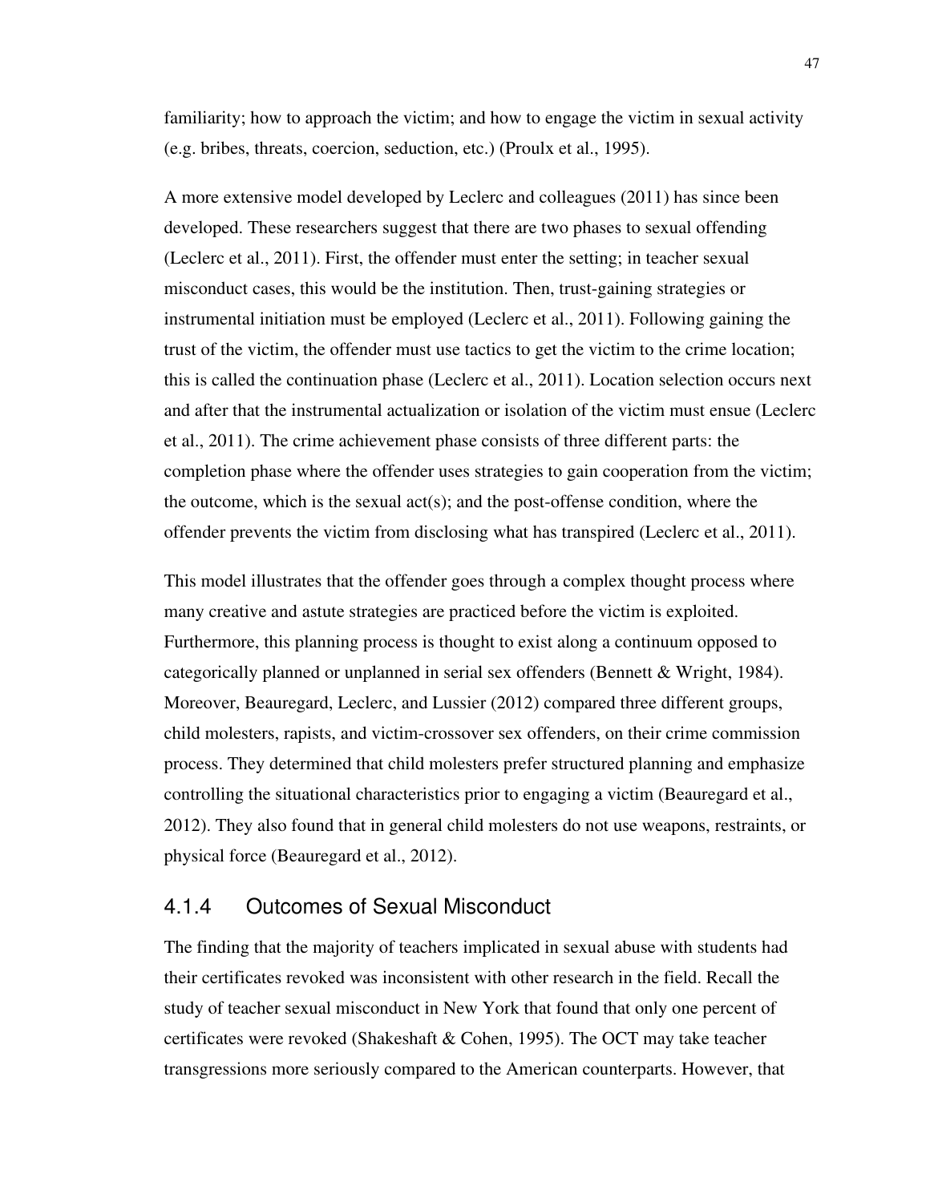familiarity; how to approach the victim; and how to engage the victim in sexual activity (e.g. bribes, threats, coercion, seduction, etc.) (Proulx et al., 1995).

A more extensive model developed by Leclerc and colleagues (2011) has since been developed. These researchers suggest that there are two phases to sexual offending (Leclerc et al., 2011). First, the offender must enter the setting; in teacher sexual misconduct cases, this would be the institution. Then, trust-gaining strategies or instrumental initiation must be employed (Leclerc et al., 2011). Following gaining the trust of the victim, the offender must use tactics to get the victim to the crime location; this is called the continuation phase (Leclerc et al., 2011). Location selection occurs next and after that the instrumental actualization or isolation of the victim must ensue (Leclerc et al., 2011). The crime achievement phase consists of three different parts: the completion phase where the offender uses strategies to gain cooperation from the victim; the outcome, which is the sexual act(s); and the post-offense condition, where the offender prevents the victim from disclosing what has transpired (Leclerc et al., 2011).

This model illustrates that the offender goes through a complex thought process where many creative and astute strategies are practiced before the victim is exploited. Furthermore, this planning process is thought to exist along a continuum opposed to categorically planned or unplanned in serial sex offenders (Bennett & Wright, 1984). Moreover, Beauregard, Leclerc, and Lussier (2012) compared three different groups, child molesters, rapists, and victim-crossover sex offenders, on their crime commission process. They determined that child molesters prefer structured planning and emphasize controlling the situational characteristics prior to engaging a victim (Beauregard et al., 2012). They also found that in general child molesters do not use weapons, restraints, or physical force (Beauregard et al., 2012).

### 4.1.4 Outcomes of Sexual Misconduct

The finding that the majority of teachers implicated in sexual abuse with students had their certificates revoked was inconsistent with other research in the field. Recall the study of teacher sexual misconduct in New York that found that only one percent of certificates were revoked (Shakeshaft & Cohen, 1995). The OCT may take teacher transgressions more seriously compared to the American counterparts. However, that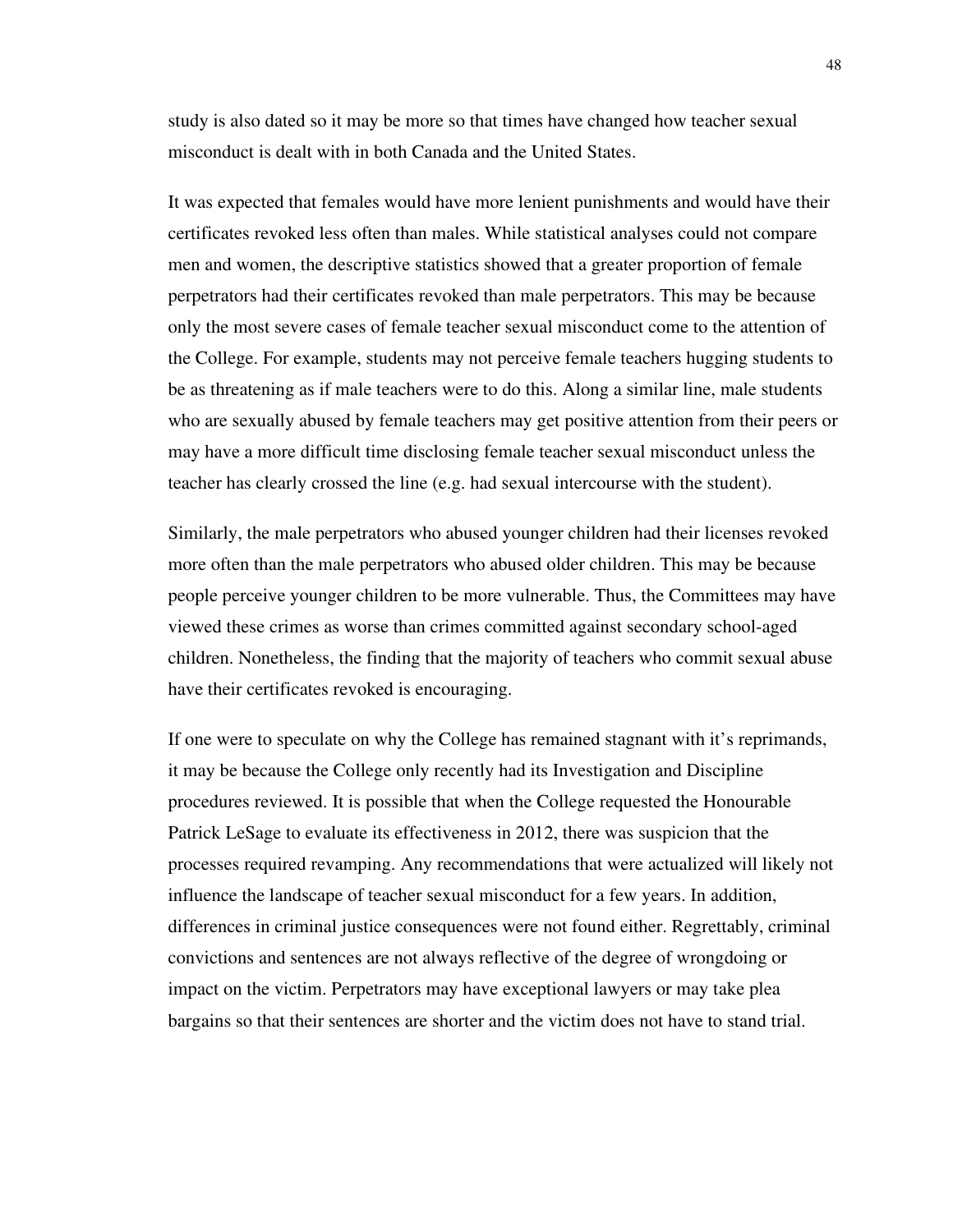study is also dated so it may be more so that times have changed how teacher sexual misconduct is dealt with in both Canada and the United States.

It was expected that females would have more lenient punishments and would have their certificates revoked less often than males. While statistical analyses could not compare men and women, the descriptive statistics showed that a greater proportion of female perpetrators had their certificates revoked than male perpetrators. This may be because only the most severe cases of female teacher sexual misconduct come to the attention of the College. For example, students may not perceive female teachers hugging students to be as threatening as if male teachers were to do this. Along a similar line, male students who are sexually abused by female teachers may get positive attention from their peers or may have a more difficult time disclosing female teacher sexual misconduct unless the teacher has clearly crossed the line (e.g. had sexual intercourse with the student).

Similarly, the male perpetrators who abused younger children had their licenses revoked more often than the male perpetrators who abused older children. This may be because people perceive younger children to be more vulnerable. Thus, the Committees may have viewed these crimes as worse than crimes committed against secondary school-aged children. Nonetheless, the finding that the majority of teachers who commit sexual abuse have their certificates revoked is encouraging.

If one were to speculate on why the College has remained stagnant with it's reprimands, it may be because the College only recently had its Investigation and Discipline procedures reviewed. It is possible that when the College requested the Honourable Patrick LeSage to evaluate its effectiveness in 2012, there was suspicion that the processes required revamping. Any recommendations that were actualized will likely not influence the landscape of teacher sexual misconduct for a few years. In addition, differences in criminal justice consequences were not found either. Regrettably, criminal convictions and sentences are not always reflective of the degree of wrongdoing or impact on the victim. Perpetrators may have exceptional lawyers or may take plea bargains so that their sentences are shorter and the victim does not have to stand trial.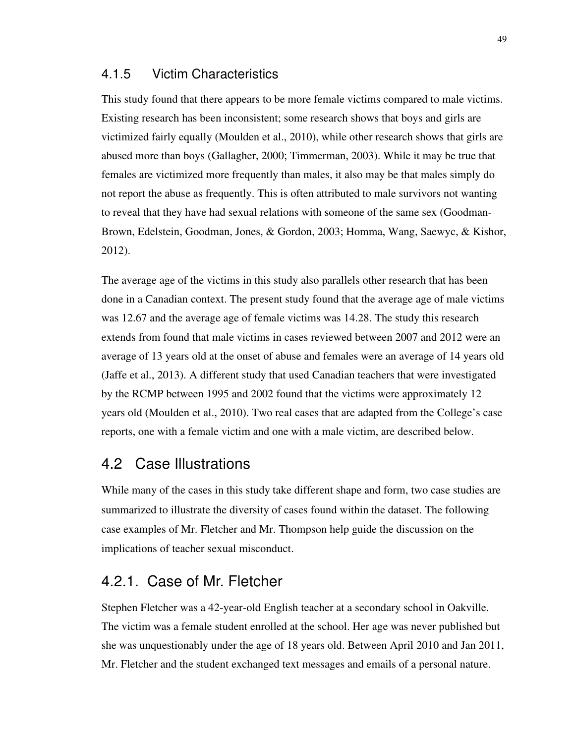### 4.1.5 Victim Characteristics

This study found that there appears to be more female victims compared to male victims. Existing research has been inconsistent; some research shows that boys and girls are victimized fairly equally (Moulden et al., 2010), while other research shows that girls are abused more than boys (Gallagher, 2000; Timmerman, 2003). While it may be true that females are victimized more frequently than males, it also may be that males simply do not report the abuse as frequently. This is often attributed to male survivors not wanting to reveal that they have had sexual relations with someone of the same sex (Goodman-Brown, Edelstein, Goodman, Jones, & Gordon, 2003; Homma, Wang, Saewyc, & Kishor, 2012).

The average age of the victims in this study also parallels other research that has been done in a Canadian context. The present study found that the average age of male victims was 12.67 and the average age of female victims was 14.28. The study this research extends from found that male victims in cases reviewed between 2007 and 2012 were an average of 13 years old at the onset of abuse and females were an average of 14 years old (Jaffe et al., 2013). A different study that used Canadian teachers that were investigated by the RCMP between 1995 and 2002 found that the victims were approximately 12 years old (Moulden et al., 2010). Two real cases that are adapted from the College's case reports, one with a female victim and one with a male victim, are described below.

## 4.2 Case Illustrations

While many of the cases in this study take different shape and form, two case studies are summarized to illustrate the diversity of cases found within the dataset. The following case examples of Mr. Fletcher and Mr. Thompson help guide the discussion on the implications of teacher sexual misconduct.

### 4.2.1. Case of Mr. Fletcher

Stephen Fletcher was a 42-year-old English teacher at a secondary school in Oakville. The victim was a female student enrolled at the school. Her age was never published but she was unquestionably under the age of 18 years old. Between April 2010 and Jan 2011, Mr. Fletcher and the student exchanged text messages and emails of a personal nature.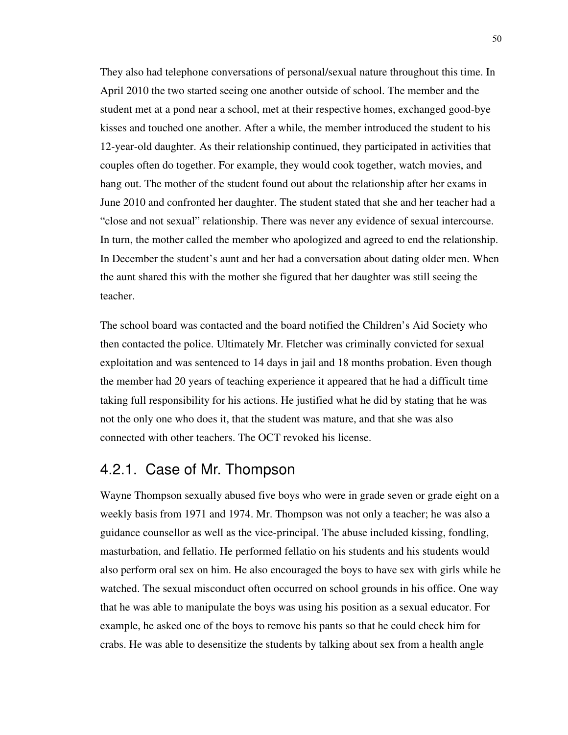They also had telephone conversations of personal/sexual nature throughout this time. In April 2010 the two started seeing one another outside of school. The member and the student met at a pond near a school, met at their respective homes, exchanged good-bye kisses and touched one another. After a while, the member introduced the student to his 12-year-old daughter. As their relationship continued, they participated in activities that couples often do together. For example, they would cook together, watch movies, and hang out. The mother of the student found out about the relationship after her exams in June 2010 and confronted her daughter. The student stated that she and her teacher had a "close and not sexual" relationship. There was never any evidence of sexual intercourse. In turn, the mother called the member who apologized and agreed to end the relationship. In December the student's aunt and her had a conversation about dating older men. When the aunt shared this with the mother she figured that her daughter was still seeing the teacher.

The school board was contacted and the board notified the Children's Aid Society who then contacted the police. Ultimately Mr. Fletcher was criminally convicted for sexual exploitation and was sentenced to 14 days in jail and 18 months probation. Even though the member had 20 years of teaching experience it appeared that he had a difficult time taking full responsibility for his actions. He justified what he did by stating that he was not the only one who does it, that the student was mature, and that she was also connected with other teachers. The OCT revoked his license.

### 4.2.1. Case of Mr. Thompson

Wayne Thompson sexually abused five boys who were in grade seven or grade eight on a weekly basis from 1971 and 1974. Mr. Thompson was not only a teacher; he was also a guidance counsellor as well as the vice-principal. The abuse included kissing, fondling, masturbation, and fellatio. He performed fellatio on his students and his students would also perform oral sex on him. He also encouraged the boys to have sex with girls while he watched. The sexual misconduct often occurred on school grounds in his office. One way that he was able to manipulate the boys was using his position as a sexual educator. For example, he asked one of the boys to remove his pants so that he could check him for crabs. He was able to desensitize the students by talking about sex from a health angle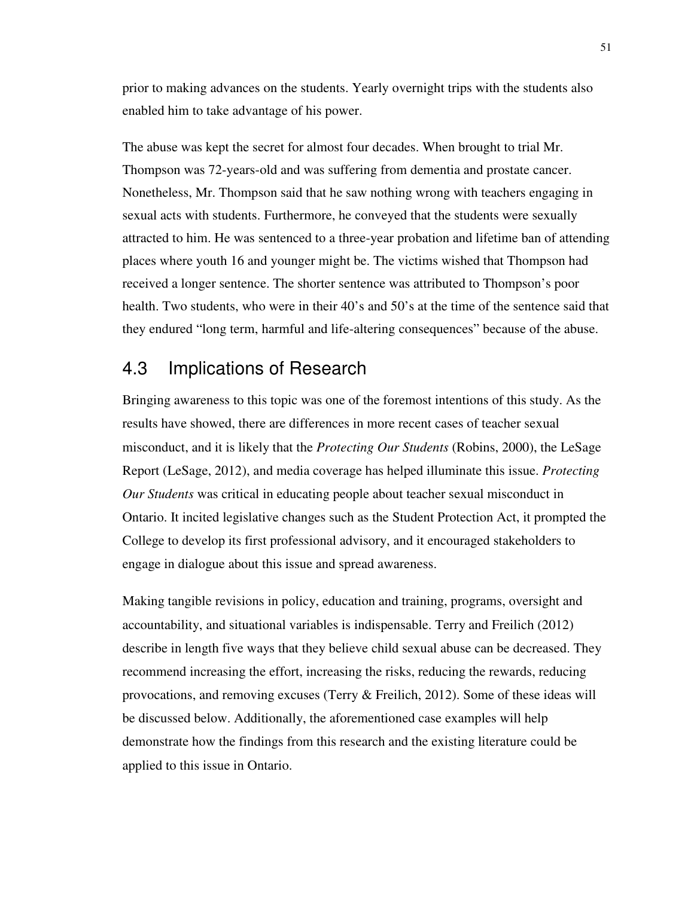prior to making advances on the students. Yearly overnight trips with the students also enabled him to take advantage of his power.

The abuse was kept the secret for almost four decades. When brought to trial Mr. Thompson was 72-years-old and was suffering from dementia and prostate cancer. Nonetheless, Mr. Thompson said that he saw nothing wrong with teachers engaging in sexual acts with students. Furthermore, he conveyed that the students were sexually attracted to him. He was sentenced to a three-year probation and lifetime ban of attending places where youth 16 and younger might be. The victims wished that Thompson had received a longer sentence. The shorter sentence was attributed to Thompson's poor health. Two students, who were in their 40's and 50's at the time of the sentence said that they endured "long term, harmful and life-altering consequences" because of the abuse.

## 4.3 Implications of Research

Bringing awareness to this topic was one of the foremost intentions of this study. As the results have showed, there are differences in more recent cases of teacher sexual misconduct, and it is likely that the *Protecting Our Students* (Robins, 2000), the LeSage Report (LeSage, 2012), and media coverage has helped illuminate this issue. *Protecting Our Students* was critical in educating people about teacher sexual misconduct in Ontario. It incited legislative changes such as the Student Protection Act, it prompted the College to develop its first professional advisory, and it encouraged stakeholders to engage in dialogue about this issue and spread awareness.

Making tangible revisions in policy, education and training, programs, oversight and accountability, and situational variables is indispensable. Terry and Freilich (2012) describe in length five ways that they believe child sexual abuse can be decreased. They recommend increasing the effort, increasing the risks, reducing the rewards, reducing provocations, and removing excuses (Terry & Freilich, 2012). Some of these ideas will be discussed below. Additionally, the aforementioned case examples will help demonstrate how the findings from this research and the existing literature could be applied to this issue in Ontario.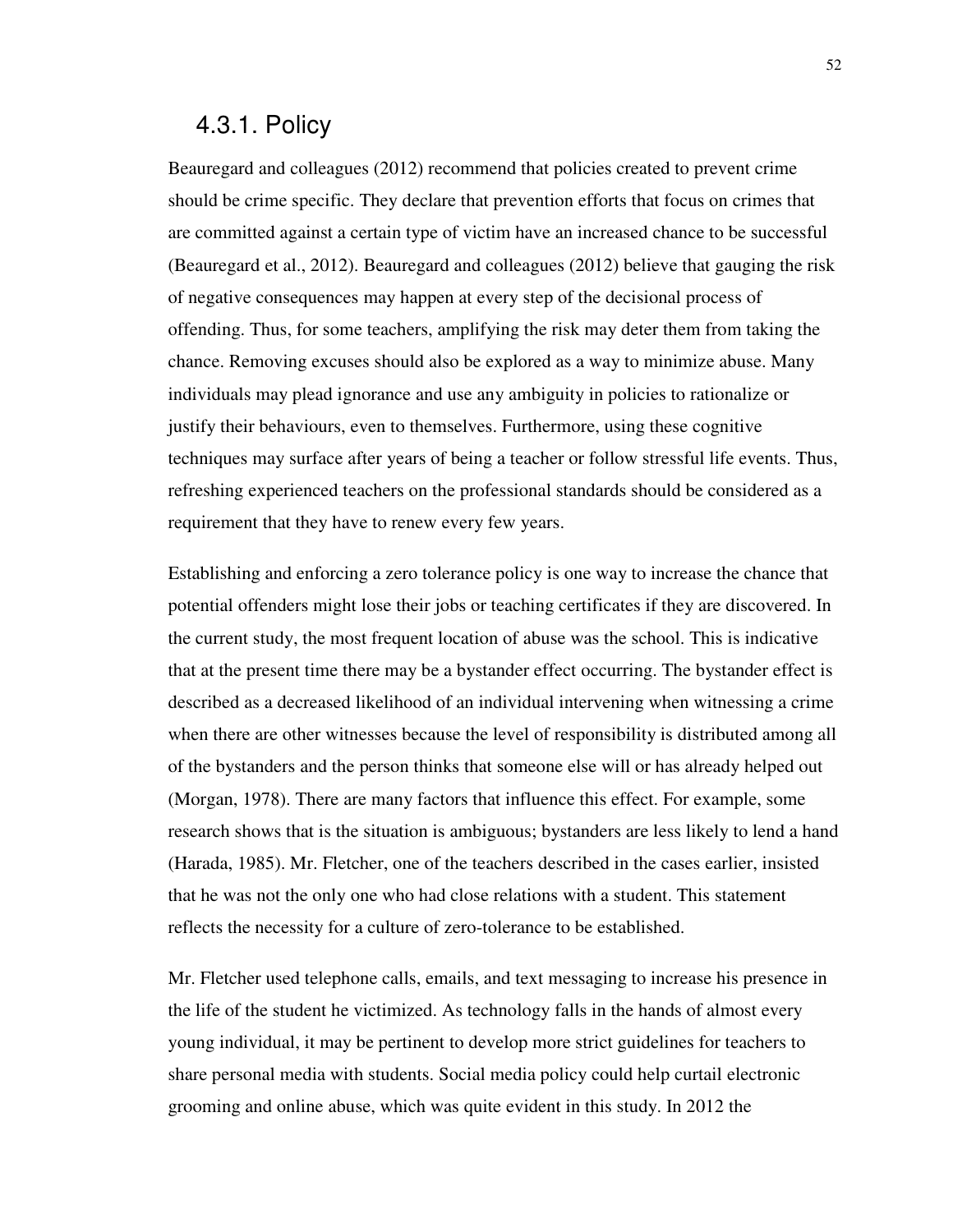### 4.3.1. Policy

Beauregard and colleagues (2012) recommend that policies created to prevent crime should be crime specific. They declare that prevention efforts that focus on crimes that are committed against a certain type of victim have an increased chance to be successful (Beauregard et al., 2012). Beauregard and colleagues (2012) believe that gauging the risk of negative consequences may happen at every step of the decisional process of offending. Thus, for some teachers, amplifying the risk may deter them from taking the chance. Removing excuses should also be explored as a way to minimize abuse. Many individuals may plead ignorance and use any ambiguity in policies to rationalize or justify their behaviours, even to themselves. Furthermore, using these cognitive techniques may surface after years of being a teacher or follow stressful life events. Thus, refreshing experienced teachers on the professional standards should be considered as a requirement that they have to renew every few years.

Establishing and enforcing a zero tolerance policy is one way to increase the chance that potential offenders might lose their jobs or teaching certificates if they are discovered. In the current study, the most frequent location of abuse was the school. This is indicative that at the present time there may be a bystander effect occurring. The bystander effect is described as a decreased likelihood of an individual intervening when witnessing a crime when there are other witnesses because the level of responsibility is distributed among all of the bystanders and the person thinks that someone else will or has already helped out (Morgan, 1978). There are many factors that influence this effect. For example, some research shows that is the situation is ambiguous; bystanders are less likely to lend a hand (Harada, 1985). Mr. Fletcher, one of the teachers described in the cases earlier, insisted that he was not the only one who had close relations with a student. This statement reflects the necessity for a culture of zero-tolerance to be established.

Mr. Fletcher used telephone calls, emails, and text messaging to increase his presence in the life of the student he victimized. As technology falls in the hands of almost every young individual, it may be pertinent to develop more strict guidelines for teachers to share personal media with students. Social media policy could help curtail electronic grooming and online abuse, which was quite evident in this study. In 2012 the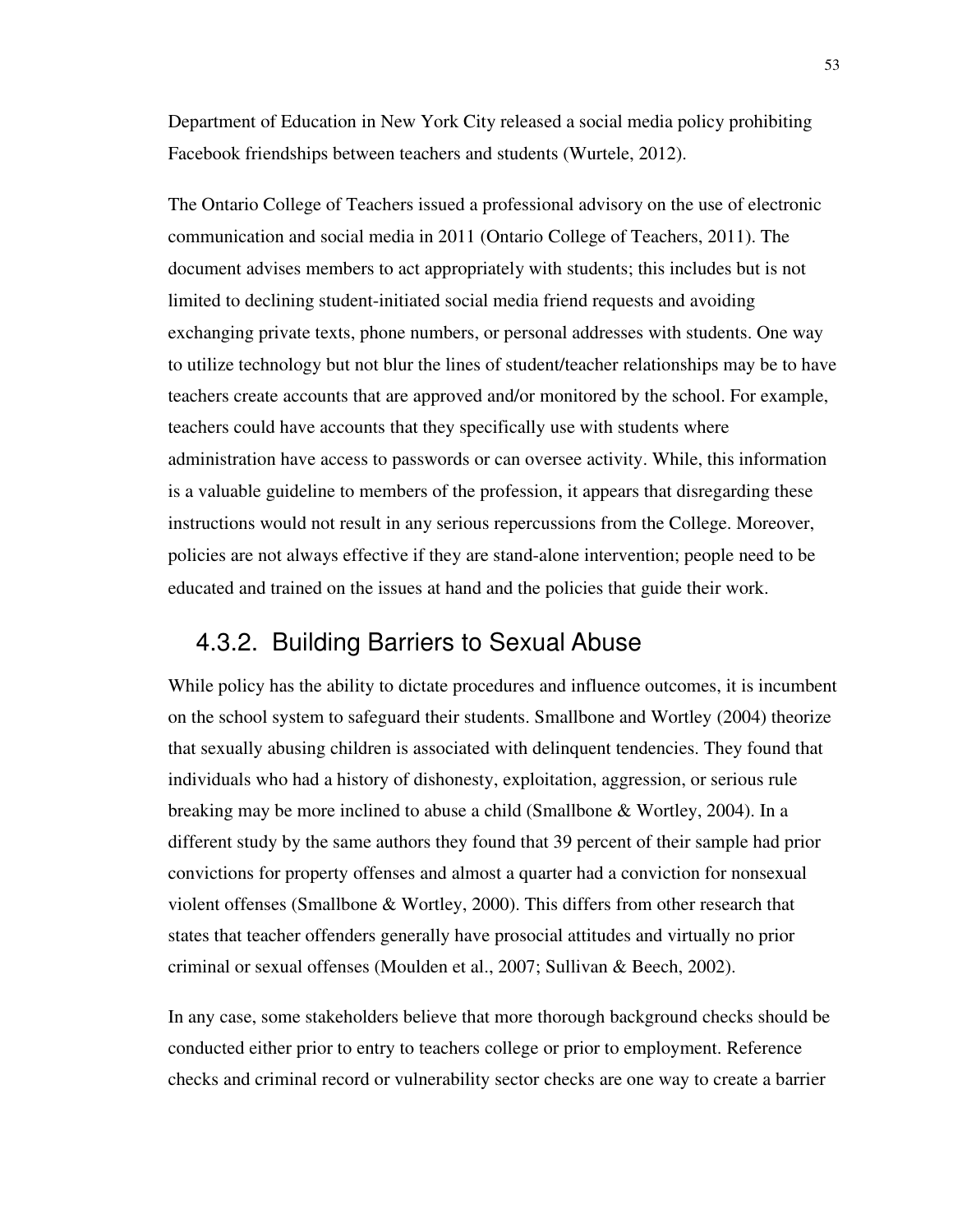Department of Education in New York City released a social media policy prohibiting Facebook friendships between teachers and students (Wurtele, 2012).

The Ontario College of Teachers issued a professional advisory on the use of electronic communication and social media in 2011 (Ontario College of Teachers, 2011). The document advises members to act appropriately with students; this includes but is not limited to declining student-initiated social media friend requests and avoiding exchanging private texts, phone numbers, or personal addresses with students. One way to utilize technology but not blur the lines of student/teacher relationships may be to have teachers create accounts that are approved and/or monitored by the school. For example, teachers could have accounts that they specifically use with students where administration have access to passwords or can oversee activity. While, this information is a valuable guideline to members of the profession, it appears that disregarding these instructions would not result in any serious repercussions from the College. Moreover, policies are not always effective if they are stand-alone intervention; people need to be educated and trained on the issues at hand and the policies that guide their work.

### 4.3.2. Building Barriers to Sexual Abuse

While policy has the ability to dictate procedures and influence outcomes, it is incumbent on the school system to safeguard their students. Smallbone and Wortley (2004) theorize that sexually abusing children is associated with delinquent tendencies. They found that individuals who had a history of dishonesty, exploitation, aggression, or serious rule breaking may be more inclined to abuse a child (Smallbone & Wortley, 2004). In a different study by the same authors they found that 39 percent of their sample had prior convictions for property offenses and almost a quarter had a conviction for nonsexual violent offenses (Smallbone & Wortley, 2000). This differs from other research that states that teacher offenders generally have prosocial attitudes and virtually no prior criminal or sexual offenses (Moulden et al., 2007; Sullivan & Beech, 2002).

In any case, some stakeholders believe that more thorough background checks should be conducted either prior to entry to teachers college or prior to employment. Reference checks and criminal record or vulnerability sector checks are one way to create a barrier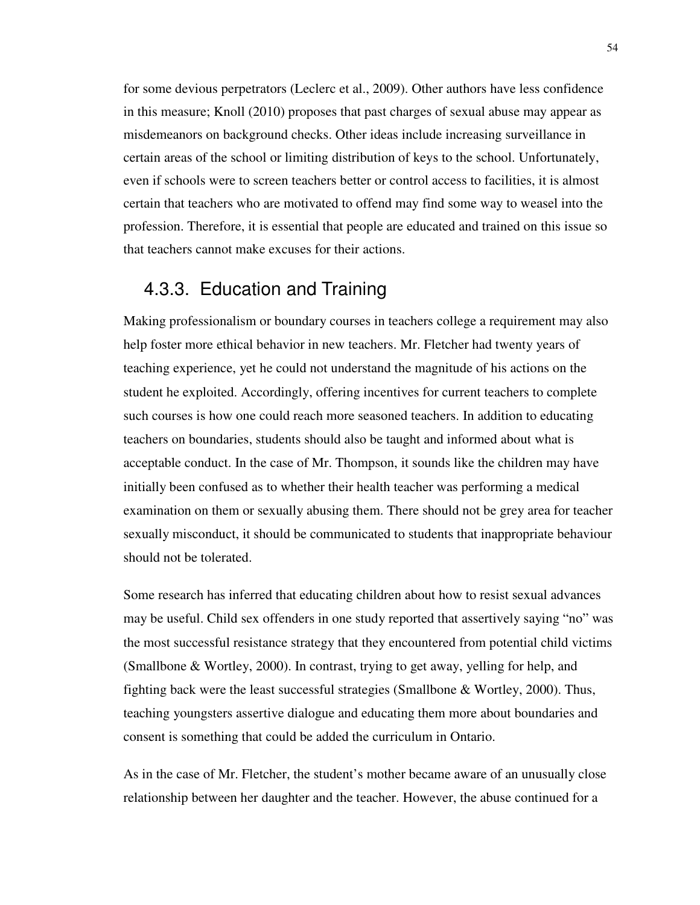for some devious perpetrators (Leclerc et al., 2009). Other authors have less confidence in this measure; Knoll (2010) proposes that past charges of sexual abuse may appear as misdemeanors on background checks. Other ideas include increasing surveillance in certain areas of the school or limiting distribution of keys to the school. Unfortunately, even if schools were to screen teachers better or control access to facilities, it is almost certain that teachers who are motivated to offend may find some way to weasel into the profession. Therefore, it is essential that people are educated and trained on this issue so that teachers cannot make excuses for their actions.

### 4.3.3. Education and Training

Making professionalism or boundary courses in teachers college a requirement may also help foster more ethical behavior in new teachers. Mr. Fletcher had twenty years of teaching experience, yet he could not understand the magnitude of his actions on the student he exploited. Accordingly, offering incentives for current teachers to complete such courses is how one could reach more seasoned teachers. In addition to educating teachers on boundaries, students should also be taught and informed about what is acceptable conduct. In the case of Mr. Thompson, it sounds like the children may have initially been confused as to whether their health teacher was performing a medical examination on them or sexually abusing them. There should not be grey area for teacher sexually misconduct, it should be communicated to students that inappropriate behaviour should not be tolerated.

Some research has inferred that educating children about how to resist sexual advances may be useful. Child sex offenders in one study reported that assertively saying "no" was the most successful resistance strategy that they encountered from potential child victims (Smallbone & Wortley, 2000). In contrast, trying to get away, yelling for help, and fighting back were the least successful strategies (Smallbone & Wortley, 2000). Thus, teaching youngsters assertive dialogue and educating them more about boundaries and consent is something that could be added the curriculum in Ontario.

As in the case of Mr. Fletcher, the student's mother became aware of an unusually close relationship between her daughter and the teacher. However, the abuse continued for a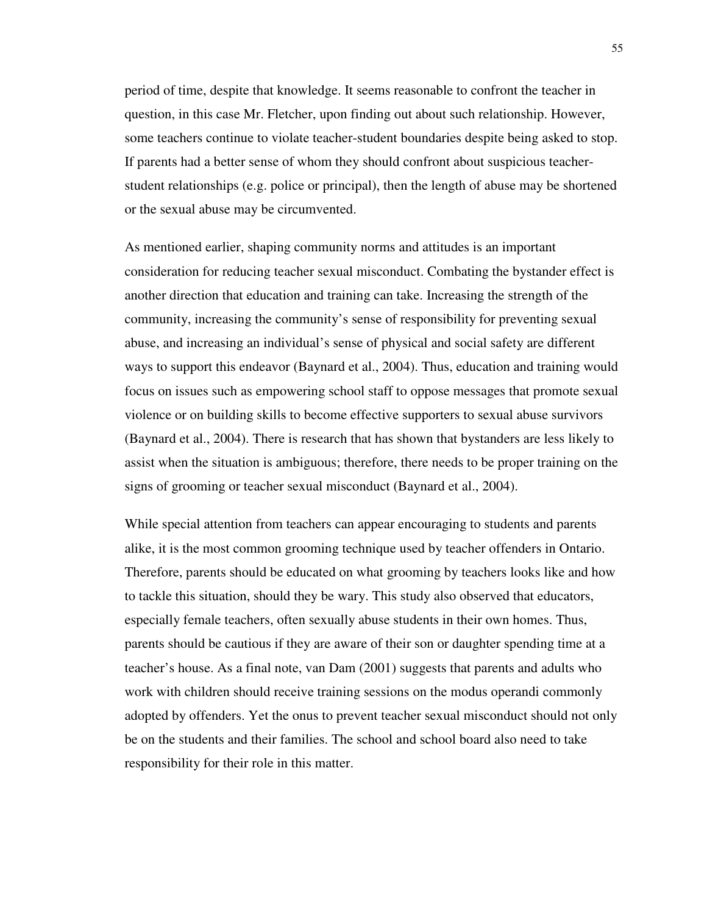period of time, despite that knowledge. It seems reasonable to confront the teacher in question, in this case Mr. Fletcher, upon finding out about such relationship. However, some teachers continue to violate teacher-student boundaries despite being asked to stop. If parents had a better sense of whom they should confront about suspicious teacher-student relationships (e.g. police or principal), then the length of abuse may be shortened or the sexual abuse may be circumvented.

As mentioned earlier, shaping community norms and attitudes is an important consideration for reducing teacher sexual misconduct. Combating the bystander effect is another direction that education and training can take. Increasing the strength of the community, increasing the community's sense of responsibility for preventing sexual abuse, and increasing an individual's sense of physical and social safety are different ways to support this endeavor (Baynard et al., 2004). Thus, education and training would focus on issues such as empowering school staff to oppose messages that promote sexual violence or on building skills to become effective supporters to sexual abuse survivors (Baynard et al., 2004). There is research that has shown that bystanders are less likely to assist when the situation is ambiguous; therefore, there needs to be proper training on the signs of grooming or teacher sexual misconduct (Baynard et al., 2004).

While special attention from teachers can appear encouraging to students and parents alike, it is the most common grooming technique used by teacher offenders in Ontario. Therefore, parents should be educated on what grooming by teachers looks like and how to tackle this situation, should they be wary. This study also observed that educators, especially female teachers, often sexually abuse students in their own homes. Thus, parents should be cautious if they are aware of their son or daughter spending time at a teacher's house. As a final note, van Dam (2001) suggests that parents and adults who work with children should receive training sessions on the modus operandi commonly adopted by offenders. Yet the onus to prevent teacher sexual misconduct should not only be on the students and their families. The school and school board also need to take responsibility for their role in this matter.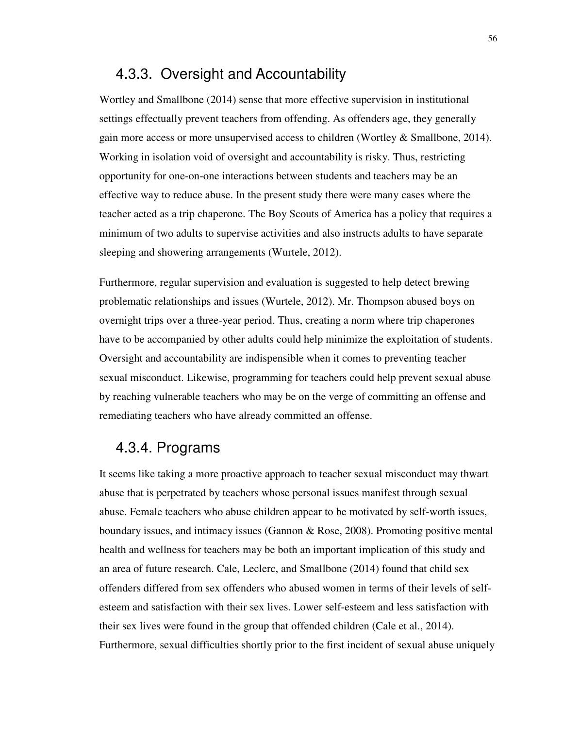### 4.3.3. Oversight and Accountability

Wortley and Smallbone (2014) sense that more effective supervision in institutional settings effectually prevent teachers from offending. As offenders age, they generally gain more access or more unsupervised access to children (Wortley & Smallbone, 2014). Working in isolation void of oversight and accountability is risky. Thus, restricting opportunity for one-on-one interactions between students and teachers may be an effective way to reduce abuse. In the present study there were many cases where the teacher acted as a trip chaperone. The Boy Scouts of America has a policy that requires a minimum of two adults to supervise activities and also instructs adults to have separate sleeping and showering arrangements (Wurtele, 2012).

Furthermore, regular supervision and evaluation is suggested to help detect brewing problematic relationships and issues (Wurtele, 2012). Mr. Thompson abused boys on overnight trips over a three-year period. Thus, creating a norm where trip chaperones have to be accompanied by other adults could help minimize the exploitation of students. Oversight and accountability are indispensible when it comes to preventing teacher sexual misconduct. Likewise, programming for teachers could help prevent sexual abuse by reaching vulnerable teachers who may be on the verge of committing an offense and remediating teachers who have already committed an offense.

### 4.3.4. Programs

It seems like taking a more proactive approach to teacher sexual misconduct may thwart abuse that is perpetrated by teachers whose personal issues manifest through sexual abuse. Female teachers who abuse children appear to be motivated by self-worth issues, boundary issues, and intimacy issues (Gannon & Rose, 2008). Promoting positive mental health and wellness for teachers may be both an important implication of this study and an area of future research. Cale, Leclerc, and Smallbone (2014) found that child sex offenders differed from sex offenders who abused women in terms of their levels of self-esteem and satisfaction with their sex lives. Lower self-esteem and less satisfaction with their sex lives were found in the group that offended children (Cale et al., 2014). Furthermore, sexual difficulties shortly prior to the first incident of sexual abuse uniquely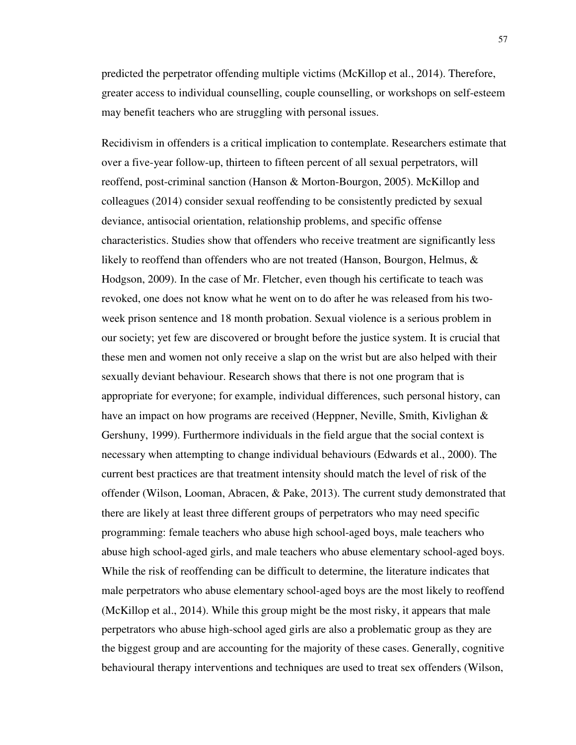predicted the perpetrator offending multiple victims (McKillop et al., 2014). Therefore, greater access to individual counselling, couple counselling, or workshops on self-esteem may benefit teachers who are struggling with personal issues.

Recidivism in offenders is a critical implication to contemplate. Researchers estimate that over a five-year follow-up, thirteen to fifteen percent of all sexual perpetrators, will reoffend, post-criminal sanction (Hanson & Morton-Bourgon, 2005). McKillop and colleagues (2014) consider sexual reoffending to be consistently predicted by sexual deviance, antisocial orientation, relationship problems, and specific offense characteristics. Studies show that offenders who receive treatment are significantly less likely to reoffend than offenders who are not treated (Hanson, Bourgon, Helmus, & Hodgson, 2009). In the case of Mr. Fletcher, even though his certificate to teach was revoked, one does not know what he went on to do after he was released from his two-week prison sentence and 18 month probation. Sexual violence is a serious problem in our society; yet few are discovered or brought before the justice system. It is crucial that these men and women not only receive a slap on the wrist but are also helped with their sexually deviant behaviour. Research shows that there is not one program that is appropriate for everyone; for example, individual differences, such personal history, can have an impact on how programs are received (Heppner, Neville, Smith, Kivlighan & Gershuny, 1999). Furthermore individuals in the field argue that the social context is necessary when attempting to change individual behaviours (Edwards et al., 2000). The current best practices are that treatment intensity should match the level of risk of the offender (Wilson, Looman, Abracen, & Pake, 2013). The current study demonstrated that there are likely at least three different groups of perpetrators who may need specific programming: female teachers who abuse high school-aged boys, male teachers who abuse high school-aged girls, and male teachers who abuse elementary school-aged boys. While the risk of reoffending can be difficult to determine, the literature indicates that male perpetrators who abuse elementary school-aged boys are the most likely to reoffend (McKillop et al., 2014). While this group might be the most risky, it appears that male perpetrators who abuse high-school aged girls are also a problematic group as they are the biggest group and are accounting for the majority of these cases. Generally, cognitive behavioural therapy interventions and techniques are used to treat sex offenders (Wilson,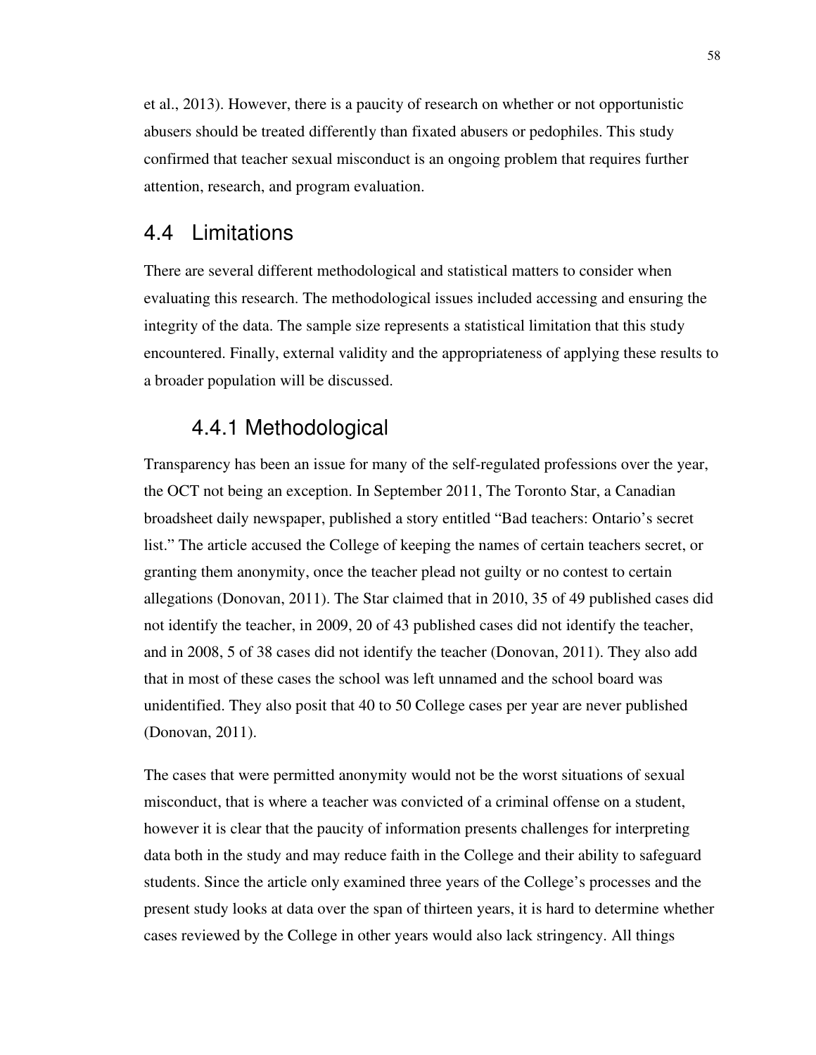et al., 2013). However, there is a paucity of research on whether or not opportunistic abusers should be treated differently than fixated abusers or pedophiles. This study confirmed that teacher sexual misconduct is an ongoing problem that requires further attention, research, and program evaluation.

## 4.4 Limitations

There are several different methodological and statistical matters to consider when evaluating this research. The methodological issues included accessing and ensuring the integrity of the data. The sample size represents a statistical limitation that this study encountered. Finally, external validity and the appropriateness of applying these results to a broader population will be discussed.

### 4.4.1 Methodological

Transparency has been an issue for many of the self-regulated professions over the year, the OCT not being an exception. In September 2011, The Toronto Star, a Canadian broadsheet daily newspaper, published a story entitled "Bad teachers: Ontario's secret list." The article accused the College of keeping the names of certain teachers secret, or granting them anonymity, once the teacher plead not guilty or no contest to certain allegations (Donovan, 2011). The Star claimed that in 2010, 35 of 49 published cases did not identify the teacher, in 2009, 20 of 43 published cases did not identify the teacher, and in 2008, 5 of 38 cases did not identify the teacher (Donovan, 2011). They also add that in most of these cases the school was left unnamed and the school board was unidentified. They also posit that 40 to 50 College cases per year are never published (Donovan, 2011).

The cases that were permitted anonymity would not be the worst situations of sexual misconduct, that is where a teacher was convicted of a criminal offense on a student, however it is clear that the paucity of information presents challenges for interpreting data both in the study and may reduce faith in the College and their ability to safeguard students. Since the article only examined three years of the College's processes and the present study looks at data over the span of thirteen years, it is hard to determine whether cases reviewed by the College in other years would also lack stringency. All things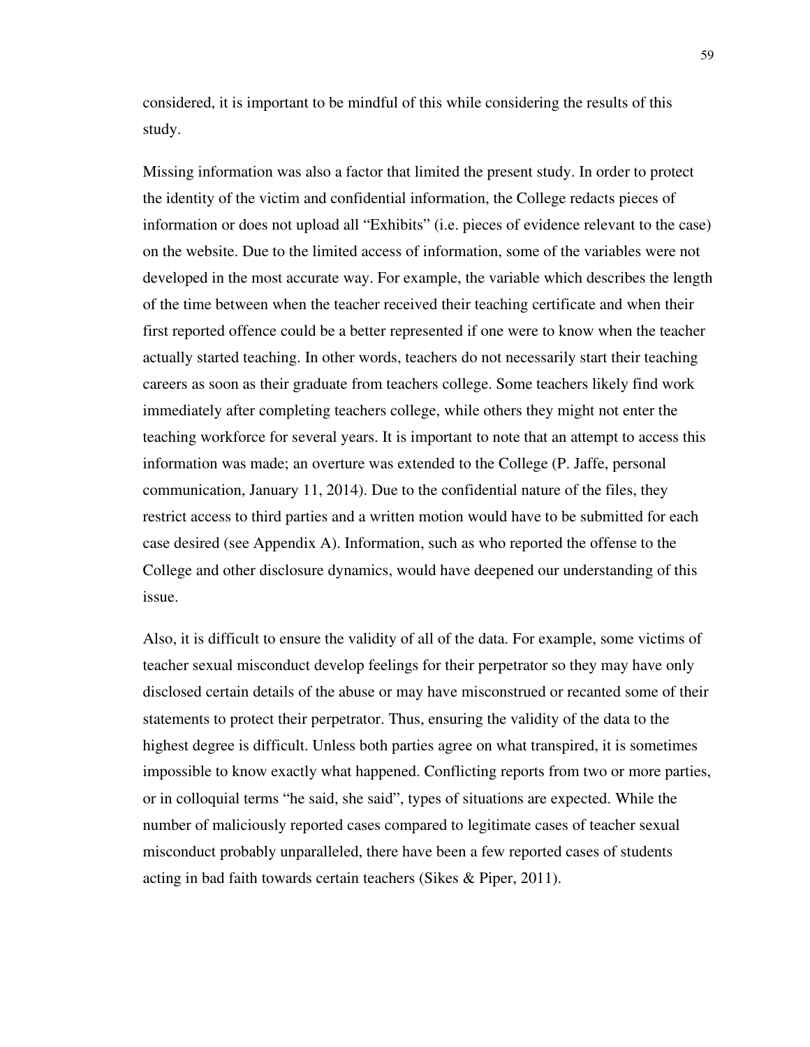considered, it is important to be mindful of this while considering the results of this study.

Missing information was also a factor that limited the present study. In order to protect the identity of the victim and confidential information, the College redacts pieces of information or does not upload all "Exhibits" (i.e. pieces of evidence relevant to the case) on the website. Due to the limited access of information, some of the variables were not developed in the most accurate way. For example, the variable which describes the length of the time between when the teacher received their teaching certificate and when their first reported offence could be a better represented if one were to know when the teacher actually started teaching. In other words, teachers do not necessarily start their teaching careers as soon as their graduate from teachers college. Some teachers likely find work immediately after completing teachers college, while others they might not enter the teaching workforce for several years. It is important to note that an attempt to access this information was made; an overture was extended to the College (P. Jaffe, personal communication, January 11, 2014). Due to the confidential nature of the files, they restrict access to third parties and a written motion would have to be submitted for each case desired (see Appendix A). Information, such as who reported the offense to the College and other disclosure dynamics, would have deepened our understanding of this issue.

Also, it is difficult to ensure the validity of all of the data. For example, some victims of teacher sexual misconduct develop feelings for their perpetrator so they may have only disclosed certain details of the abuse or may have misconstrued or recanted some of their statements to protect their perpetrator. Thus, ensuring the validity of the data to the highest degree is difficult. Unless both parties agree on what transpired, it is sometimes impossible to know exactly what happened. Conflicting reports from two or more parties, or in colloquial terms "he said, she said", types of situations are expected. While the number of maliciously reported cases compared to legitimate cases of teacher sexual misconduct probably unparalleled, there have been a few reported cases of students acting in bad faith towards certain teachers (Sikes & Piper, 2011).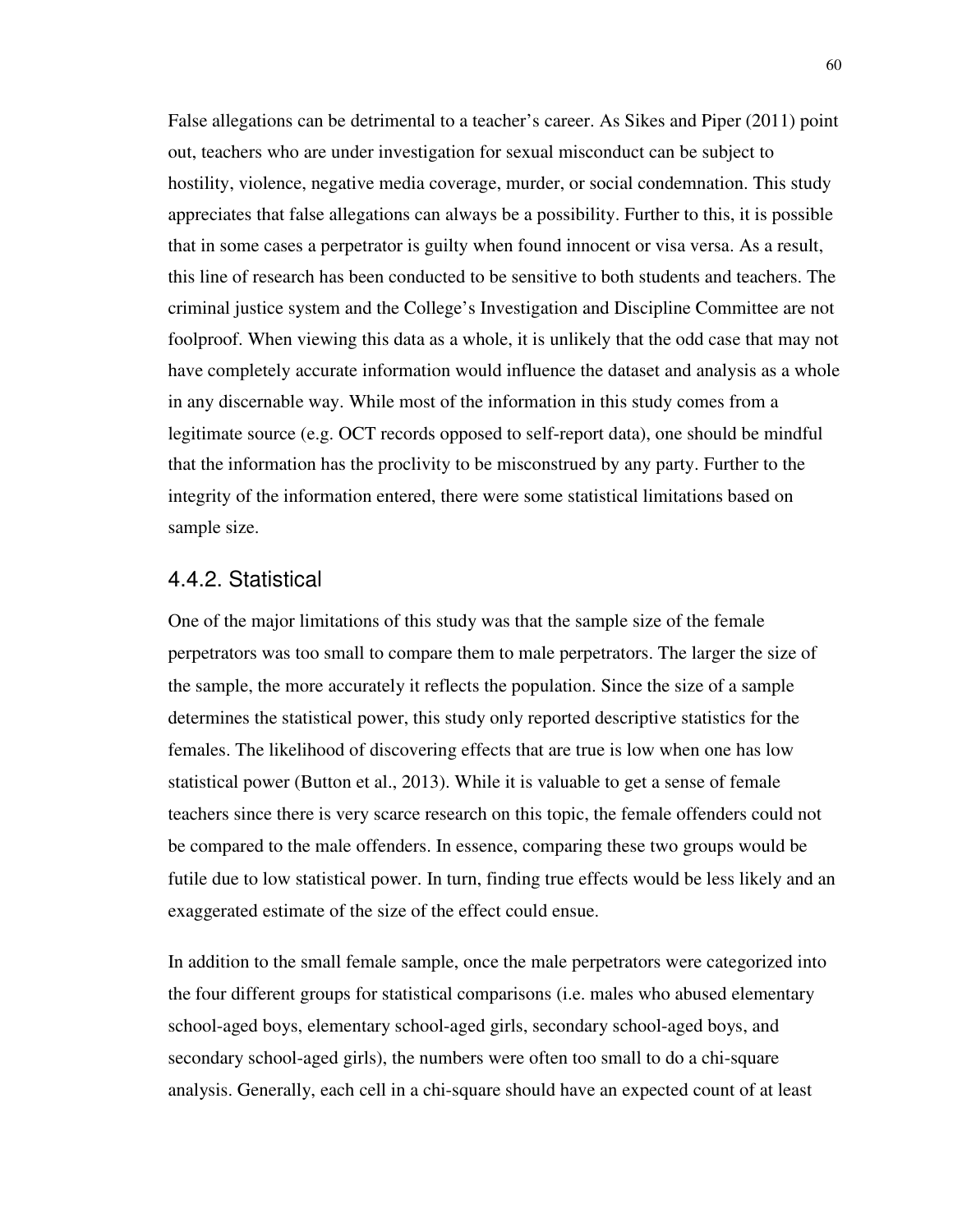False allegations can be detrimental to a teacher's career. As Sikes and Piper (2011) point out, teachers who are under investigation for sexual misconduct can be subject to hostility, violence, negative media coverage, murder, or social condemnation. This study appreciates that false allegations can always be a possibility. Further to this, it is possible that in some cases a perpetrator is guilty when found innocent or visa versa. As a result, this line of research has been conducted to be sensitive to both students and teachers. The criminal justice system and the College's Investigation and Discipline Committee are not foolproof. When viewing this data as a whole, it is unlikely that the odd case that may not have completely accurate information would influence the dataset and analysis as a whole in any discernable way. While most of the information in this study comes from a legitimate source (e.g. OCT records opposed to self-report data), one should be mindful that the information has the proclivity to be misconstrued by any party. Further to the integrity of the information entered, there were some statistical limitations based on sample size.

### 4.4.2. Statistical

One of the major limitations of this study was that the sample size of the female perpetrators was too small to compare them to male perpetrators. The larger the size of the sample, the more accurately it reflects the population. Since the size of a sample determines the statistical power, this study only reported descriptive statistics for the females. The likelihood of discovering effects that are true is low when one has low statistical power (Button et al., 2013). While it is valuable to get a sense of female teachers since there is very scarce research on this topic, the female offenders could not be compared to the male offenders. In essence, comparing these two groups would be futile due to low statistical power. In turn, finding true effects would be less likely and an exaggerated estimate of the size of the effect could ensue.

In addition to the small female sample, once the male perpetrators were categorized into the four different groups for statistical comparisons (i.e. males who abused elementary school-aged boys, elementary school-aged girls, secondary school-aged boys, and secondary school-aged girls), the numbers were often too small to do a chi-square analysis. Generally, each cell in a chi-square should have an expected count of at least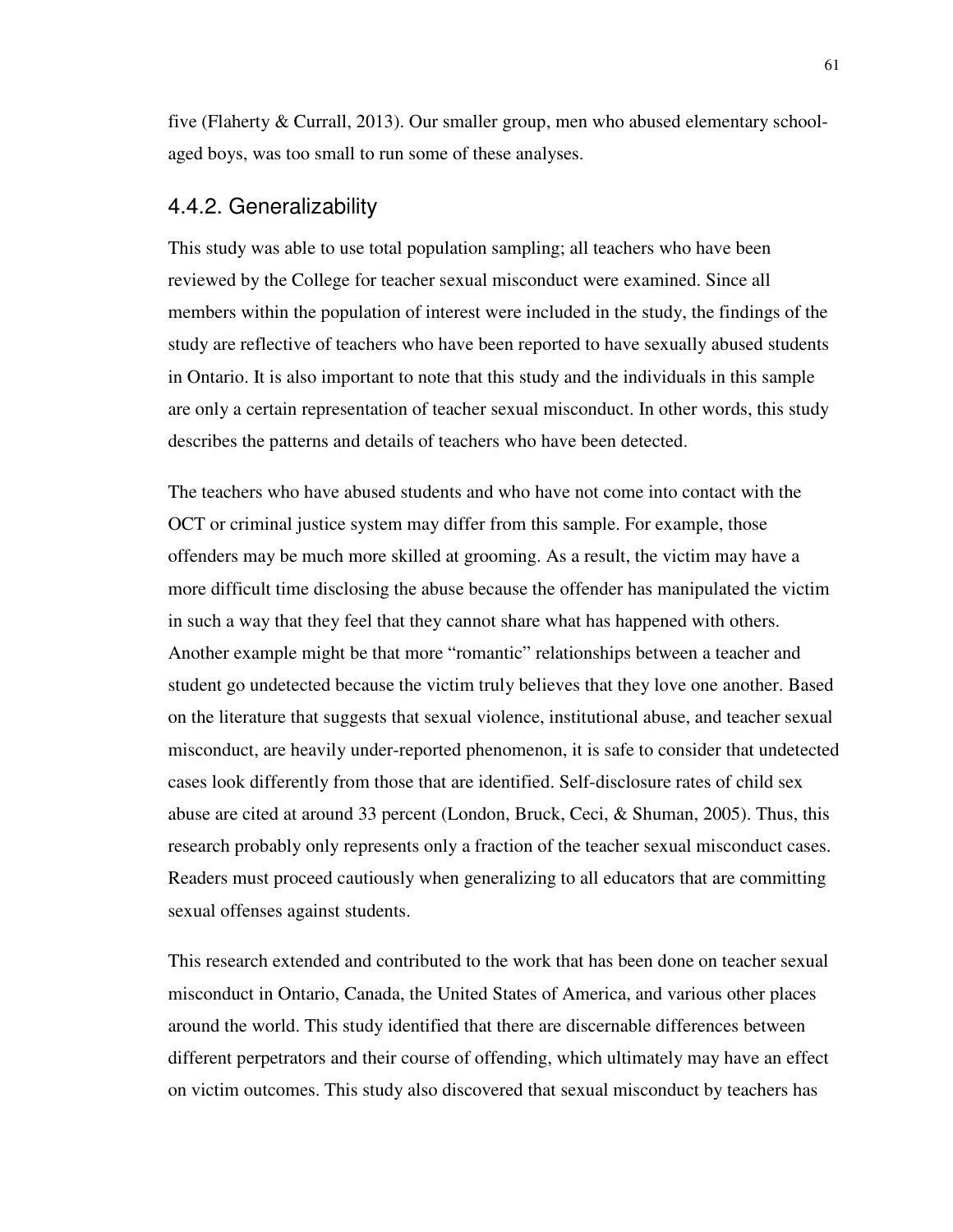five (Flaherty & Currall, 2013). Our smaller group, men who abused elementary school-aged boys, was too small to run some of these analyses.

### 4.4.2. Generalizability

This study was able to use total population sampling; all teachers who have been reviewed by the College for teacher sexual misconduct were examined. Since all members within the population of interest were included in the study, the findings of the study are reflective of teachers who have been reported to have sexually abused students in Ontario. It is also important to note that this study and the individuals in this sample are only a certain representation of teacher sexual misconduct. In other words, this study describes the patterns and details of teachers who have been detected.

The teachers who have abused students and who have not come into contact with the OCT or criminal justice system may differ from this sample. For example, those offenders may be much more skilled at grooming. As a result, the victim may have a more difficult time disclosing the abuse because the offender has manipulated the victim in such a way that they feel that they cannot share what has happened with others. Another example might be that more "romantic" relationships between a teacher and student go undetected because the victim truly believes that they love one another. Based on the literature that suggests that sexual violence, institutional abuse, and teacher sexual misconduct, are heavily under-reported phenomenon, it is safe to consider that undetected cases look differently from those that are identified. Self-disclosure rates of child sex abuse are cited at around 33 percent (London, Bruck, Ceci, & Shuman, 2005). Thus, this research probably only represents only a fraction of the teacher sexual misconduct cases. Readers must proceed cautiously when generalizing to all educators that are committing sexual offenses against students.

This research extended and contributed to the work that has been done on teacher sexual misconduct in Ontario, Canada, the United States of America, and various other places around the world. This study identified that there are discernable differences between different perpetrators and their course of offending, which ultimately may have an effect on victim outcomes. This study also discovered that sexual misconduct by teachers has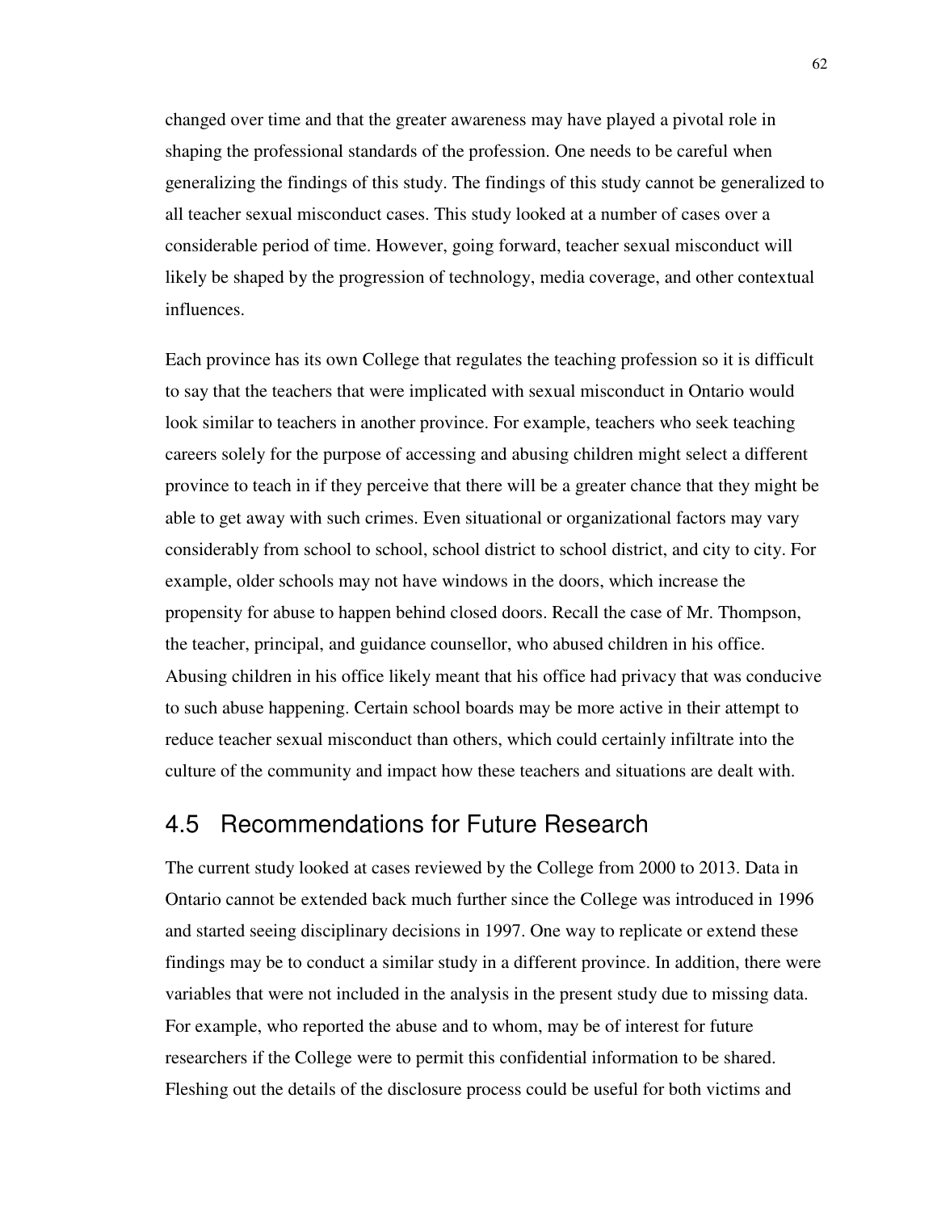changed over time and that the greater awareness may have played a pivotal role in shaping the professional standards of the profession. One needs to be careful when generalizing the findings of this study. The findings of this study cannot be generalized to all teacher sexual misconduct cases. This study looked at a number of cases over a considerable period of time. However, going forward, teacher sexual misconduct will likely be shaped by the progression of technology, media coverage, and other contextual influences.

Each province has its own College that regulates the teaching profession so it is difficult to say that the teachers that were implicated with sexual misconduct in Ontario would look similar to teachers in another province. For example, teachers who seek teaching careers solely for the purpose of accessing and abusing children might select a different province to teach in if they perceive that there will be a greater chance that they might be able to get away with such crimes. Even situational or organizational factors may vary considerably from school to school, school district to school district, and city to city. For example, older schools may not have windows in the doors, which increase the propensity for abuse to happen behind closed doors. Recall the case of Mr. Thompson, the teacher, principal, and guidance counsellor, who abused children in his office. Abusing children in his office likely meant that his office had privacy that was conducive to such abuse happening. Certain school boards may be more active in their attempt to reduce teacher sexual misconduct than others, which could certainly infiltrate into the culture of the community and impact how these teachers and situations are dealt with.

## 4.5 Recommendations for Future Research

The current study looked at cases reviewed by the College from 2000 to 2013. Data in Ontario cannot be extended back much further since the College was introduced in 1996 and started seeing disciplinary decisions in 1997. One way to replicate or extend these findings may be to conduct a similar study in a different province. In addition, there were variables that were not included in the analysis in the present study due to missing data. For example, who reported the abuse and to whom, may be of interest for future researchers if the College were to permit this confidential information to be shared. Fleshing out the details of the disclosure process could be useful for both victims and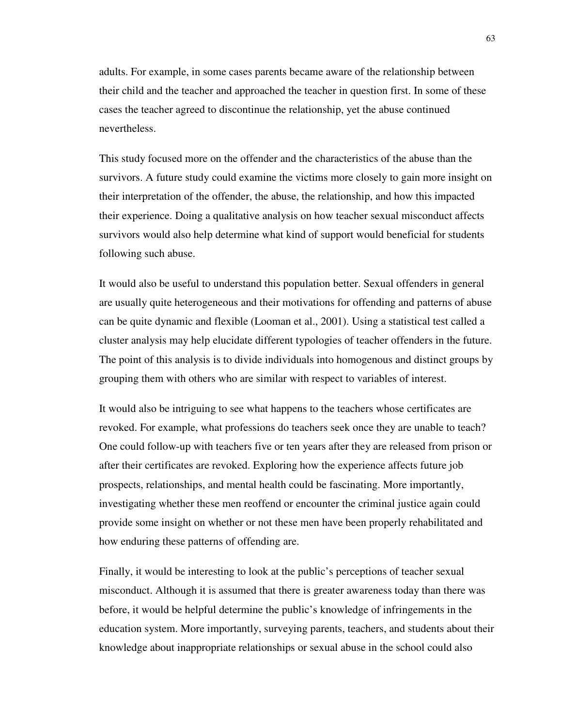adults. For example, in some cases parents became aware of the relationship between their child and the teacher and approached the teacher in question first. In some of these cases the teacher agreed to discontinue the relationship, yet the abuse continued nevertheless.

This study focused more on the offender and the characteristics of the abuse than the survivors. A future study could examine the victims more closely to gain more insight on their interpretation of the offender, the abuse, the relationship, and how this impacted their experience. Doing a qualitative analysis on how teacher sexual misconduct affects survivors would also help determine what kind of support would beneficial for students following such abuse.

It would also be useful to understand this population better. Sexual offenders in general are usually quite heterogeneous and their motivations for offending and patterns of abuse can be quite dynamic and flexible (Looman et al., 2001). Using a statistical test called a cluster analysis may help elucidate different typologies of teacher offenders in the future. The point of this analysis is to divide individuals into homogenous and distinct groups by grouping them with others who are similar with respect to variables of interest.

It would also be intriguing to see what happens to the teachers whose certificates are revoked. For example, what professions do teachers seek once they are unable to teach? One could follow-up with teachers five or ten years after they are released from prison or after their certificates are revoked. Exploring how the experience affects future job prospects, relationships, and mental health could be fascinating. More importantly, investigating whether these men reoffend or encounter the criminal justice again could provide some insight on whether or not these men have been properly rehabilitated and how enduring these patterns of offending are.

Finally, it would be interesting to look at the public's perceptions of teacher sexual misconduct. Although it is assumed that there is greater awareness today than there was before, it would be helpful determine the public's knowledge of infringements in the education system. More importantly, surveying parents, teachers, and students about their knowledge about inappropriate relationships or sexual abuse in the school could also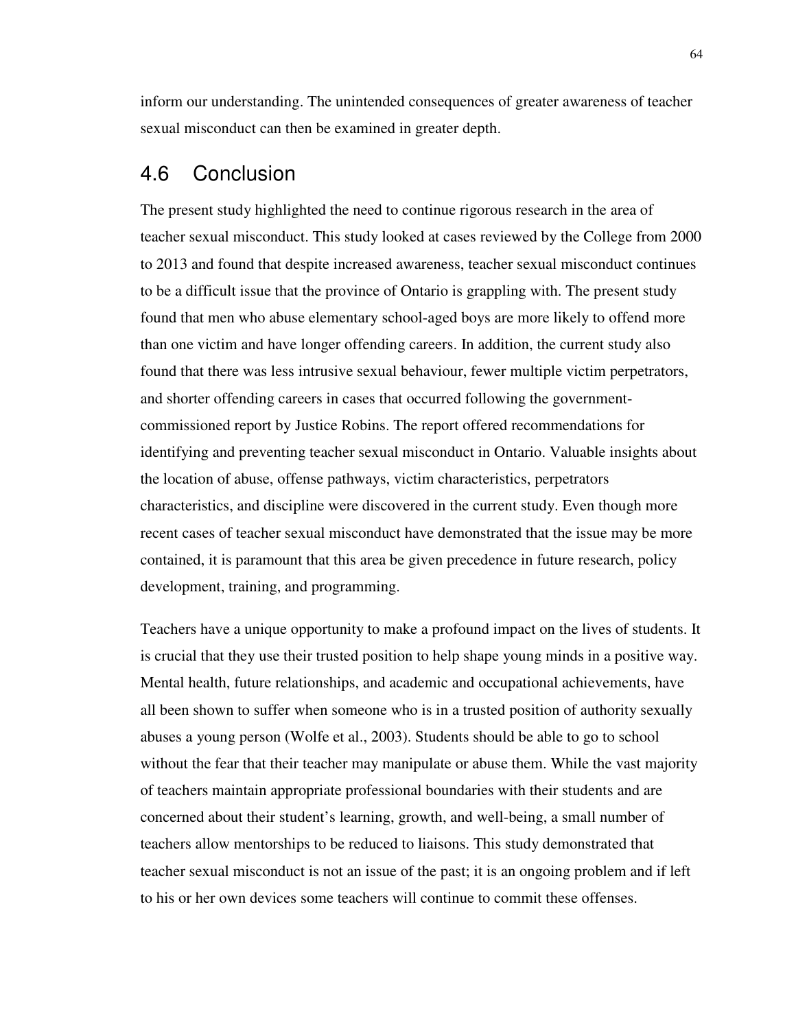inform our understanding. The unintended consequences of greater awareness of teacher sexual misconduct can then be examined in greater depth.

## 4.6 Conclusion

The present study highlighted the need to continue rigorous research in the area of teacher sexual misconduct. This study looked at cases reviewed by the College from 2000 to 2013 and found that despite increased awareness, teacher sexual misconduct continues to be a difficult issue that the province of Ontario is grappling with. The present study found that men who abuse elementary school-aged boys are more likely to offend more than one victim and have longer offending careers. In addition, the current study also found that there was less intrusive sexual behaviour, fewer multiple victim perpetrators, and shorter offending careers in cases that occurred following the government-commissioned report by Justice Robins. The report offered recommendations for identifying and preventing teacher sexual misconduct in Ontario. Valuable insights about the location of abuse, offense pathways, victim characteristics, perpetrators characteristics, and discipline were discovered in the current study. Even though more recent cases of teacher sexual misconduct have demonstrated that the issue may be more contained, it is paramount that this area be given precedence in future research, policy development, training, and programming.

Teachers have a unique opportunity to make a profound impact on the lives of students. It is crucial that they use their trusted position to help shape young minds in a positive way. Mental health, future relationships, and academic and occupational achievements, have all been shown to suffer when someone who is in a trusted position of authority sexually abuses a young person (Wolfe et al., 2003). Students should be able to go to school without the fear that their teacher may manipulate or abuse them. While the vast majority of teachers maintain appropriate professional boundaries with their students and are concerned about their student's learning, growth, and well-being, a small number of teachers allow mentorships to be reduced to liaisons. This study demonstrated that teacher sexual misconduct is not an issue of the past; it is an ongoing problem and if left to his or her own devices some teachers will continue to commit these offenses.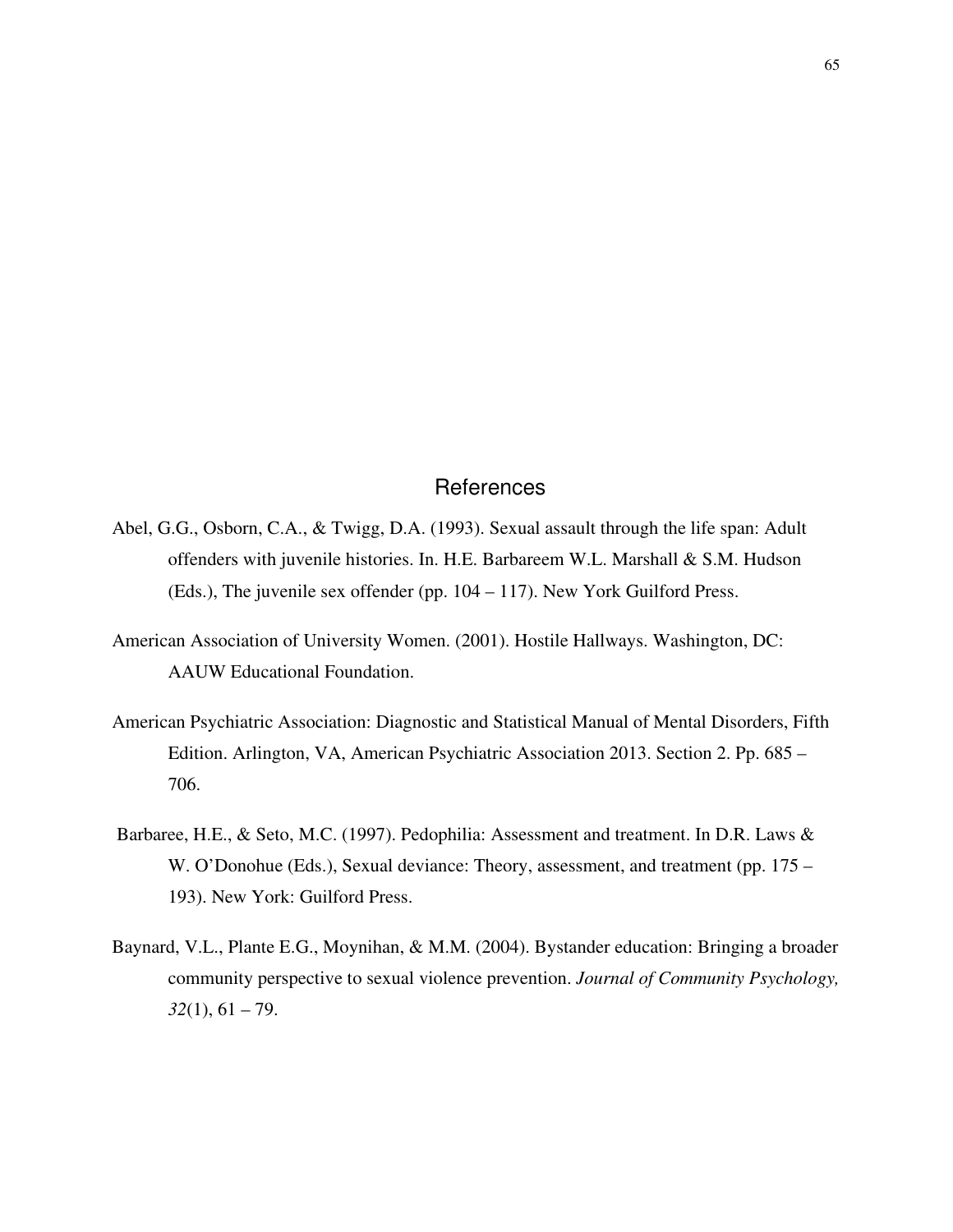# References

Abel, G.G., Osborn, C.A., & Twigg, D.A. (1993). Sexual assault through the life span: Adult offenders with juvenile histories. In. H.E. Barbareem W.L. Marshall & S.M. Hudson (Eds.), The juvenile sex offender (pp. 104 – 117). New York Guilford Press.

American Association of University Women. (2001). Hostile Hallways. Washington, DC: AAUW Educational Foundation.

American Psychiatric Association: Diagnostic and Statistical Manual of Mental Disorders, Fifth Edition. Arlington, VA, American Psychiatric Association 2013. Section 2. Pp. 685 – 706.

Barbaree, H.E., & Seto, M.C. (1997). Pedophilia: Assessment and treatment. In D.R. Laws & W. O'Donohue (Eds.), Sexual deviance: Theory, assessment, and treatment (pp. 175 – 193). New York: Guilford Press.

Baynard, V.L., Plante E.G., Moynihan, & M.M. (2004). Bystander education: Bringing a broader community perspective to sexual violence prevention. *Journal of Community Psychology, 32*(1), 61 – 79.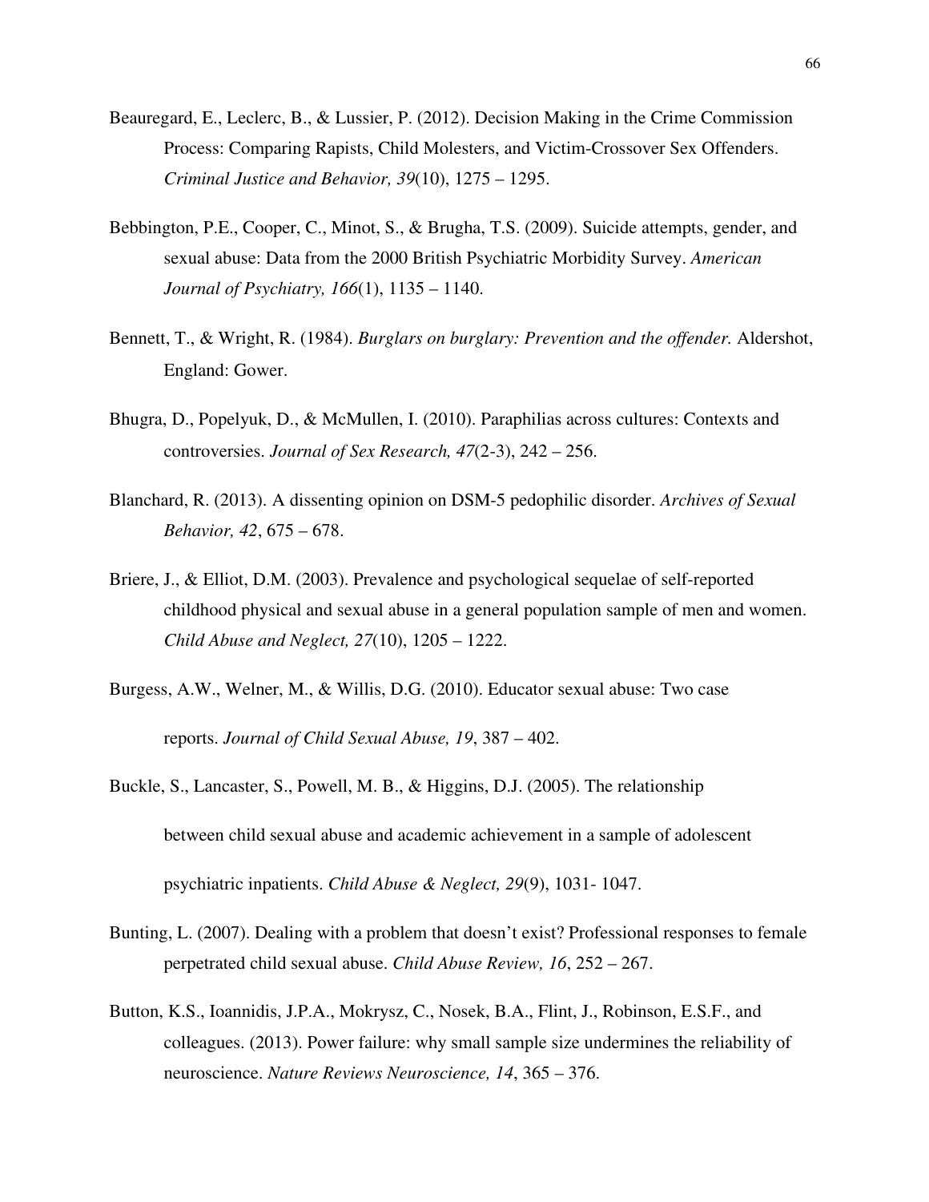Beauregard, E., Leclerc, B., & Lussier, P. (2012). Decision Making in the Crime Commission Process: Comparing Rapists, Child Molesters, and Victim-Crossover Sex Offenders. *Criminal Justice and Behavior, 39*(10), 1275 – 1295.

Bebbington, P.E., Cooper, C., Minot, S., & Brugha, T.S. (2009). Suicide attempts, gender, and sexual abuse: Data from the 2000 British Psychiatric Morbidity Survey. *American Journal of Psychiatry, 166*(1), 1135 – 1140.

Bennett, T., & Wright, R. (1984). *Burglars on burglary: Prevention and the offender.* Aldershot, England: Gower.

Bhugra, D., Popelyuk, D., & McMullen, I. (2010). Paraphilias across cultures: Contexts and controversies. *Journal of Sex Research, 47*(2-3), 242 – 256.

Blanchard, R. (2013). A dissenting opinion on DSM-5 pedophilic disorder. *Archives of Sexual Behavior, 42*, 675 – 678.

Briere, J., & Elliot, D.M. (2003). Prevalence and psychological sequelae of self-reported childhood physical and sexual abuse in a general population sample of men and women. *Child Abuse and Neglect, 27*(10), 1205 – 1222.

Burgess, A.W., Welner, M., & Willis, D.G. (2010). Educator sexual abuse: Two case reports. *Journal of Child Sexual Abuse, 19*, 387 – 402.

Buckle, S., Lancaster, S., Powell, M. B., & Higgins, D.J. (2005). The relationship between child sexual abuse and academic achievement in a sample of adolescent psychiatric inpatients. *Child Abuse & Neglect, 29*(9), 1031- 1047.

Bunting, L. (2007). Dealing with a problem that doesn't exist? Professional responses to female perpetrated child sexual abuse. *Child Abuse Review, 16*, 252 – 267.

Button, K.S., Ioannidis, J.P.A., Mokrysz, C., Nosek, B.A., Flint, J., Robinson, E.S.F., and colleagues. (2013). Power failure: why small sample size undermines the reliability of neuroscience. *Nature Reviews Neuroscience, 14*, 365 – 376.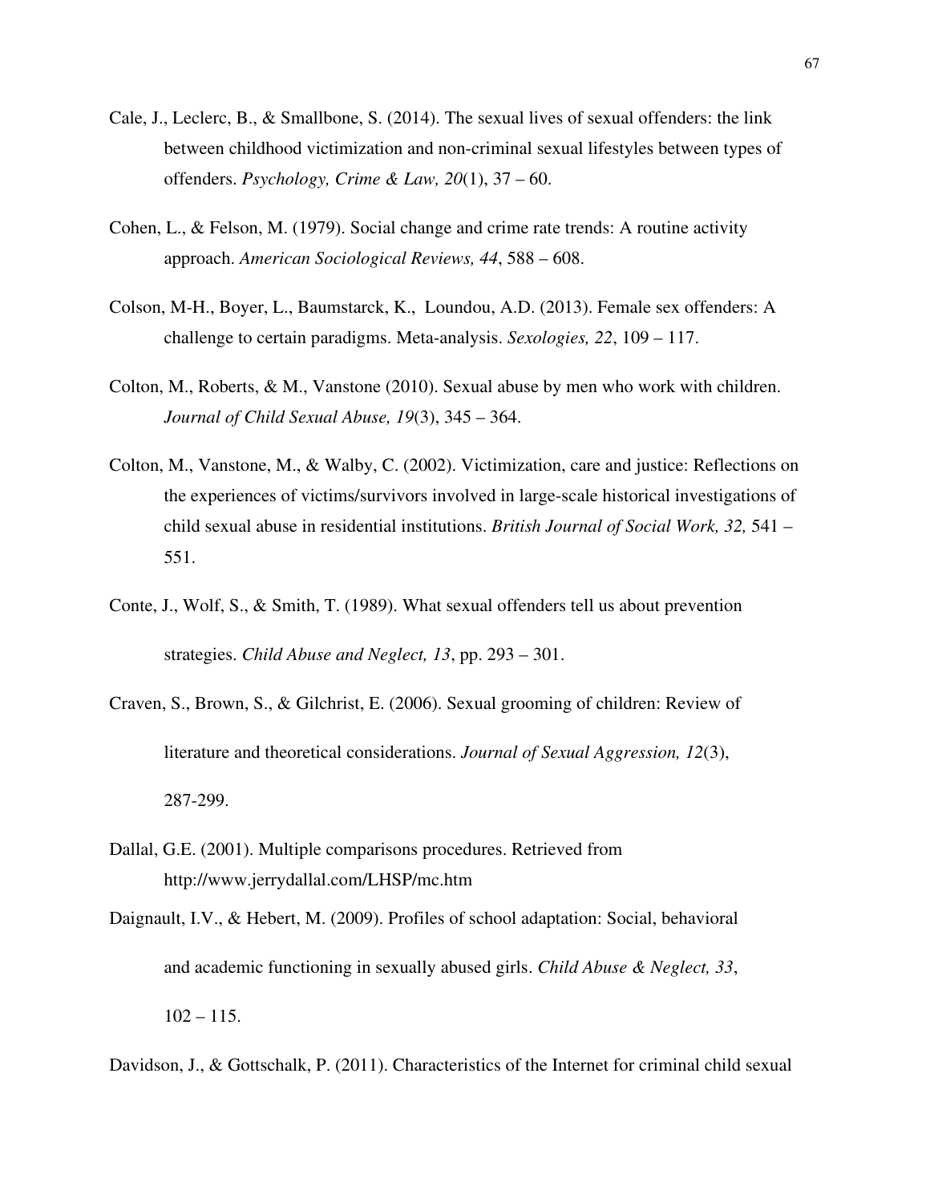Cale, J., Leclerc, B., & Smallbone, S. (2014). The sexual lives of sexual offenders: the link between childhood victimization and non-criminal sexual lifestyles between types of offenders. *Psychology, Crime & Law, 20*(1), 37 – 60.

Cohen, L., & Felson, M. (1979). Social change and crime rate trends: A routine activity approach. *American Sociological Reviews, 44*, 588 – 608.

Colson, M-H., Boyer, L., Baumstarck, K., Loundou, A.D. (2013). Female sex offenders: A challenge to certain paradigms. Meta-analysis. *Sexologies, 22*, 109 – 117.

Colton, M., Roberts, & M., Vanstone (2010). Sexual abuse by men who work with children. *Journal of Child Sexual Abuse, 19*(3), 345 – 364.

Colton, M., Vanstone, M., & Walby, C. (2002). Victimization, care and justice: Reflections on the experiences of victims/survivors involved in large-scale historical investigations of child sexual abuse in residential institutions. *British Journal of Social Work, 32,* 541 – 551.

Conte, J., Wolf, S., & Smith, T. (1989). What sexual offenders tell us about prevention strategies. *Child Abuse and Neglect, 13*, pp. 293 – 301.

Craven, S., Brown, S., & Gilchrist, E. (2006). Sexual grooming of children: Review of literature and theoretical considerations. *Journal of Sexual Aggression, 12*(3), 287-299.

Dallal, G.E. (2001). Multiple comparisons procedures. Retrieved from http://www.jerrydallal.com/LHSP/mc.htm

Daignault, I.V., & Hebert, M. (2009). Profiles of school adaptation: Social, behavioral and academic functioning in sexually abused girls. *Child Abuse & Neglect, 33*, 102 – 115.

Davidson, J., & Gottschalk, P. (2011). Characteristics of the Internet for criminal child sexual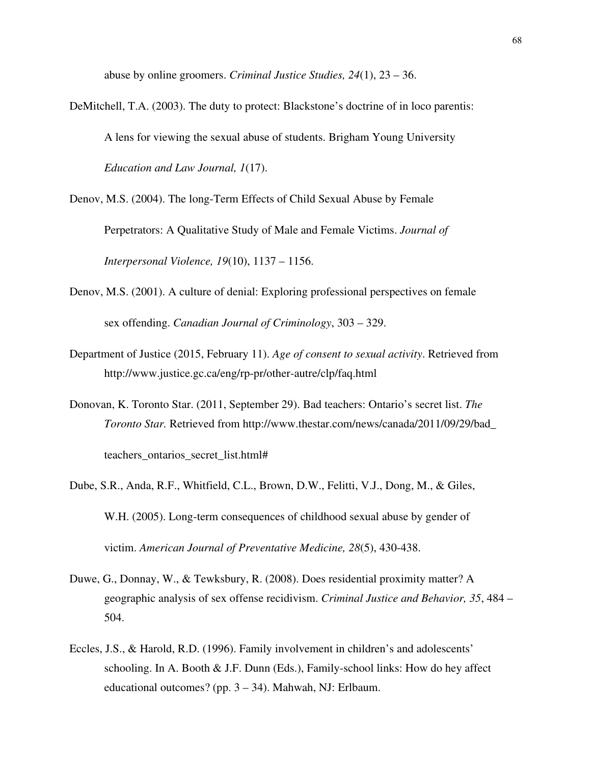abuse by online groomers. *Criminal Justice Studies, 24*(1), 23 – 36.

DeMitchell, T.A. (2003). The duty to protect: Blackstone's doctrine of in loco parentis: A lens for viewing the sexual abuse of students. Brigham Young University *Education and Law Journal, 1*(17).

Denov, M.S. (2004). The long-Term Effects of Child Sexual Abuse by Female Perpetrators: A Qualitative Study of Male and Female Victims. *Journal of Interpersonal Violence, 19*(10), 1137 – 1156.

Denov, M.S. (2001). A culture of denial: Exploring professional perspectives on female sex offending. *Canadian Journal of Criminology*, 303 – 329.

Department of Justice (2015, February 11). *Age of consent to sexual activity*. Retrieved from http://www.justice.gc.ca/eng/rp-pr/other-autre/clp/faq.html

Donovan, K. Toronto Star. (2011, September 29). Bad teachers: Ontario's secret list. *The Toronto Star.* Retrieved from http://www.thestar.com/news/canada/2011/09/29/bad_teachers_ontarios_secret_list.html#

Dube, S.R., Anda, R.F., Whitfield, C.L., Brown, D.W., Felitti, V.J., Dong, M., & Giles, W.H. (2005). Long-term consequences of childhood sexual abuse by gender of victim. *American Journal of Preventative Medicine, 28*(5), 430-438.

Duwe, G., Donnay, W., & Tewksbury, R. (2008). Does residential proximity matter? A geographic analysis of sex offense recidivism. *Criminal Justice and Behavior, 35*, 484 – 504.

Eccles, J.S., & Harold, R.D. (1996). Family involvement in children's and adolescents' schooling. In A. Booth & J.F. Dunn (Eds.), Family-school links: How do hey affect educational outcomes? (pp. 3 – 34). Mahwah, NJ: Erlbaum.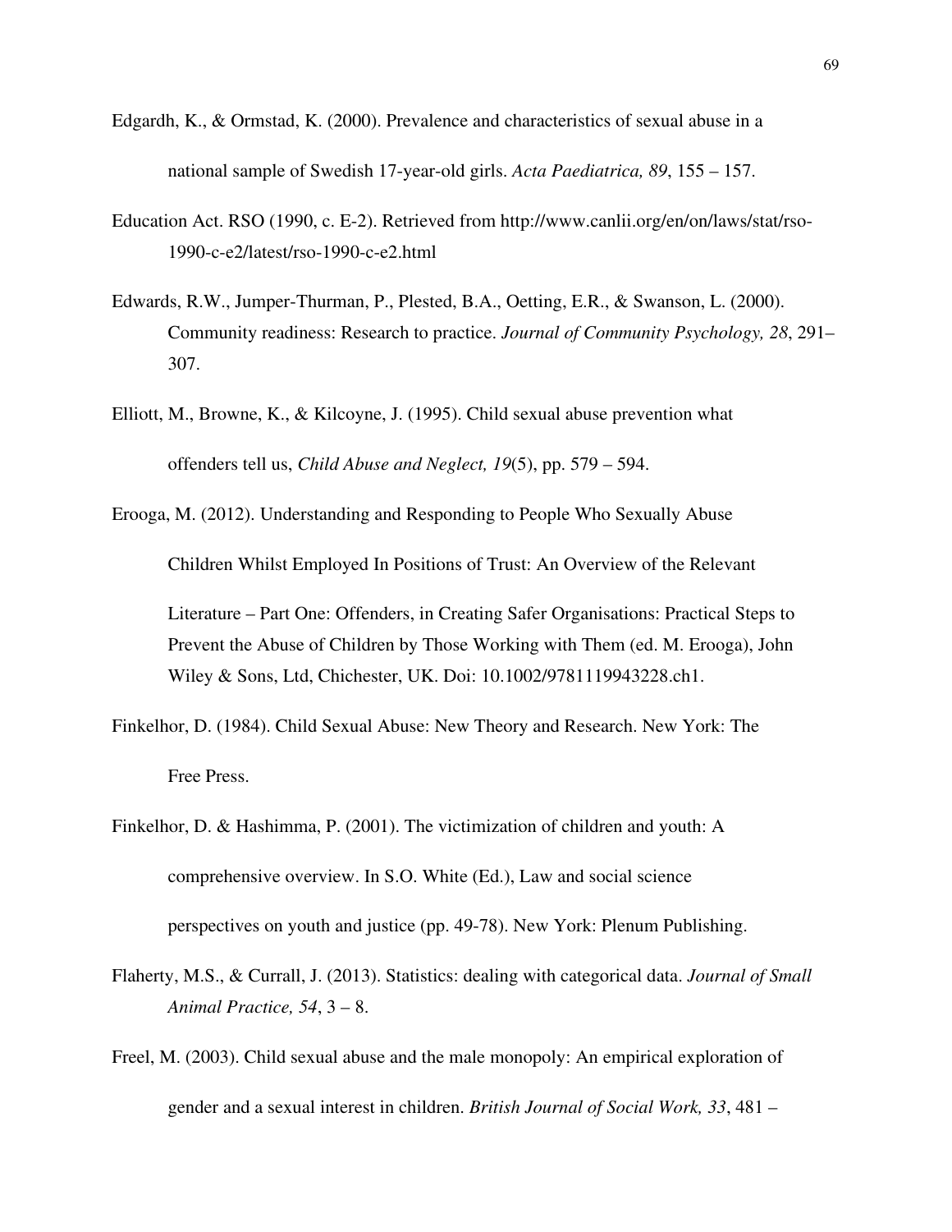Edgardh, K., & Ormstad, K. (2000). Prevalence and characteristics of sexual abuse in a national sample of Swedish 17-year-old girls. *Acta Paediatrica, 89*, 155 – 157.

Education Act. RSO (1990, c. E-2). Retrieved from http://www.canlii.org/en/on/laws/stat/rso-1990-c-e2/latest/rso-1990-c-e2.html

Edwards, R.W., Jumper-Thurman, P., Plested, B.A., Oetting, E.R., & Swanson, L. (2000). Community readiness: Research to practice. *Journal of Community Psychology, 28*, 291–307.

Elliott, M., Browne, K., & Kilcoyne, J. (1995). Child sexual abuse prevention what offenders tell us, *Child Abuse and Neglect, 19*(5), pp. 579 – 594.

Erooga, M. (2012). Understanding and Responding to People Who Sexually Abuse Children Whilst Employed In Positions of Trust: An Overview of the Relevant Literature – Part One: Offenders, in Creating Safer Organisations: Practical Steps to Prevent the Abuse of Children by Those Working with Them (ed. M. Erooga), John Wiley & Sons, Ltd, Chichester, UK. Doi: 10.1002/9781119943228.ch1.

Finkelhor, D. (1984). Child Sexual Abuse: New Theory and Research. New York: The Free Press.

Finkelhor, D. & Hashimma, P. (2001). The victimization of children and youth: A comprehensive overview. In S.O. White (Ed.), Law and social science perspectives on youth and justice (pp. 49-78). New York: Plenum Publishing.

Flaherty, M.S., & Currall, J. (2013). Statistics: dealing with categorical data. *Journal of Small Animal Practice, 54*, 3 – 8.

Freel, M. (2003). Child sexual abuse and the male monopoly: An empirical exploration of gender and a sexual interest in children. *British Journal of Social Work, 33*, 481 –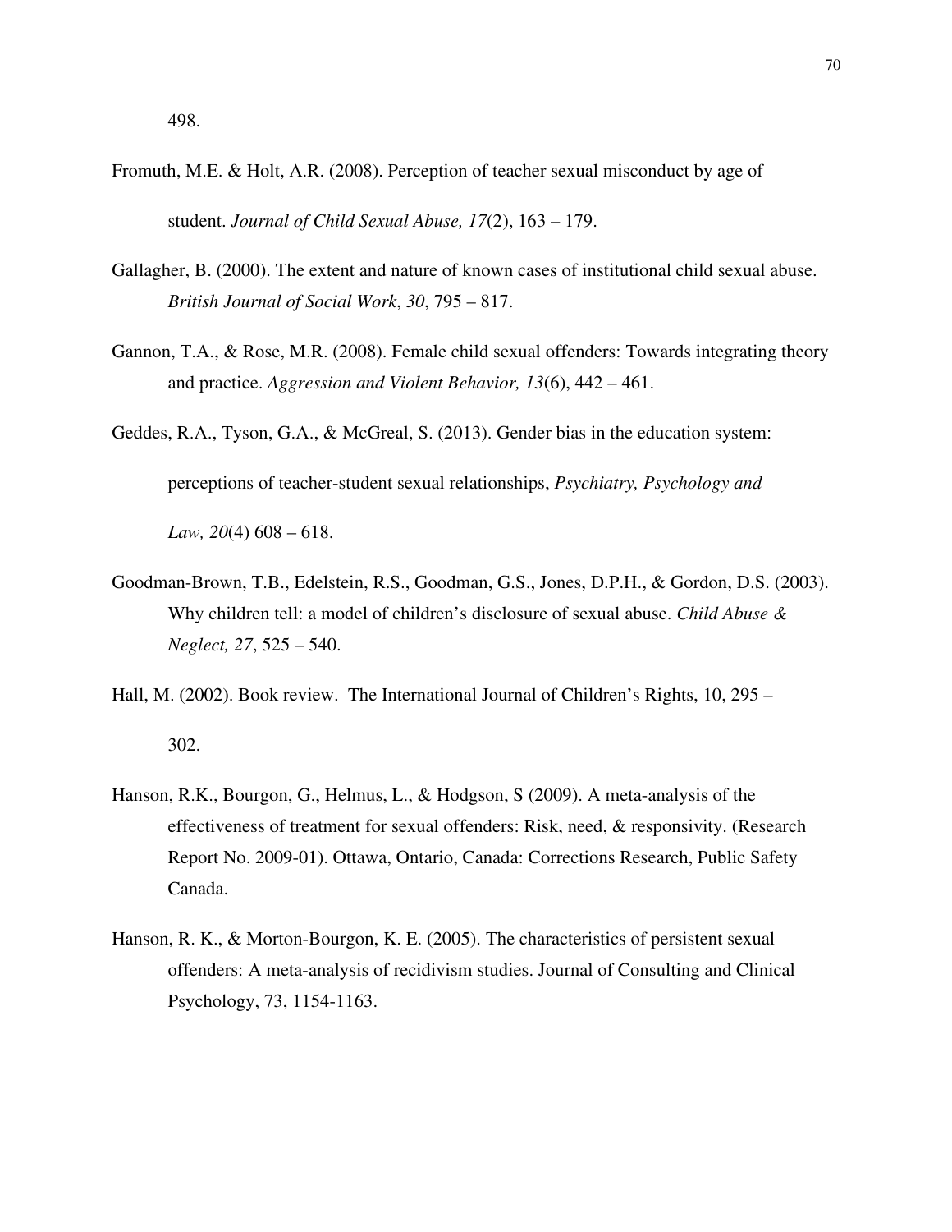498.

Fromuth, M.E. & Holt, A.R. (2008). Perception of teacher sexual misconduct by age of student. *Journal of Child Sexual Abuse, 17*(2), 163 – 179.

Gallagher, B. (2000). The extent and nature of known cases of institutional child sexual abuse. *British Journal of Social Work*, *30*, 795 – 817.

Gannon, T.A., & Rose, M.R. (2008). Female child sexual offenders: Towards integrating theory and practice. *Aggression and Violent Behavior, 13*(6), 442 – 461.

Geddes, R.A., Tyson, G.A., & McGreal, S. (2013). Gender bias in the education system: perceptions of teacher-student sexual relationships, *Psychiatry, Psychology and Law, 20*(4) 608 – 618.

Goodman-Brown, T.B., Edelstein, R.S., Goodman, G.S., Jones, D.P.H., & Gordon, D.S. (2003). Why children tell: a model of children's disclosure of sexual abuse. *Child Abuse & Neglect, 27*, 525 – 540.

Hall, M. (2002). Book review. The International Journal of Children's Rights, 10, 295 – 302.

Hanson, R.K., Bourgon, G., Helmus, L., & Hodgson, S (2009). A meta-analysis of the effectiveness of treatment for sexual offenders: Risk, need, & responsivity. (Research Report No. 2009-01). Ottawa, Ontario, Canada: Corrections Research, Public Safety Canada.

Hanson, R. K., & Morton-Bourgon, K. E. (2005). The characteristics of persistent sexual offenders: A meta-analysis of recidivism studies. Journal of Consulting and Clinical Psychology, 73, 1154-1163.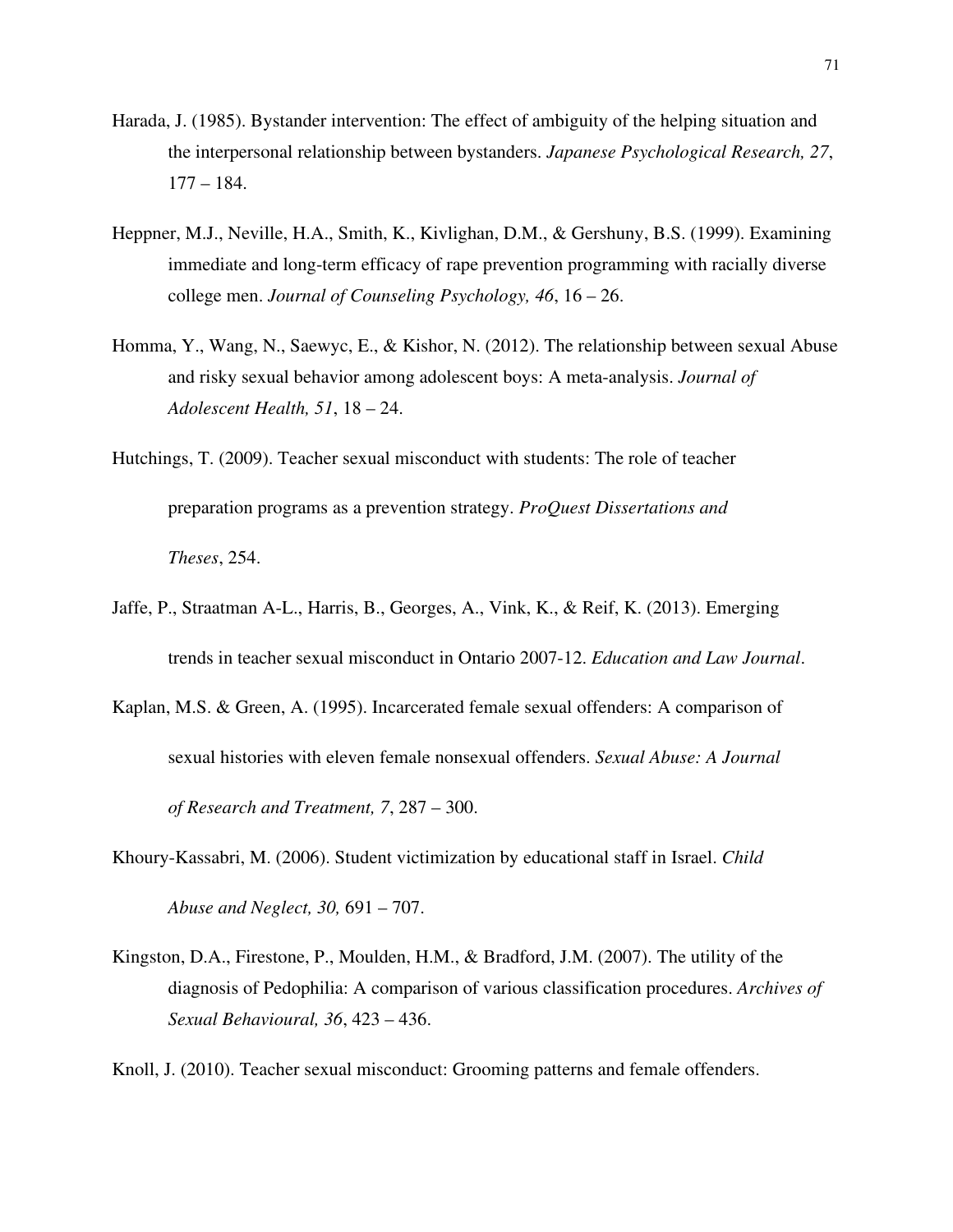Harada, J. (1985). Bystander intervention: The effect of ambiguity of the helping situation and the interpersonal relationship between bystanders. *Japanese Psychological Research, 27*, 177 – 184.

Heppner, M.J., Neville, H.A., Smith, K., Kivlighan, D.M., & Gershuny, B.S. (1999). Examining immediate and long-term efficacy of rape prevention programming with racially diverse college men. *Journal of Counseling Psychology, 46*, 16 – 26.

Homma, Y., Wang, N., Saewyc, E., & Kishor, N. (2012). The relationship between sexual Abuse and risky sexual behavior among adolescent boys: A meta-analysis. *Journal of Adolescent Health, 51*, 18 – 24.

Hutchings, T. (2009). Teacher sexual misconduct with students: The role of teacher preparation programs as a prevention strategy. *ProQuest Dissertations and Theses*, 254.

Jaffe, P., Straatman A-L., Harris, B., Georges, A., Vink, K., & Reif, K. (2013). Emerging trends in teacher sexual misconduct in Ontario 2007-12. *Education and Law Journal*.

Kaplan, M.S. & Green, A. (1995). Incarcerated female sexual offenders: A comparison of sexual histories with eleven female nonsexual offenders. *Sexual Abuse: A Journal of Research and Treatment, 7*, 287 – 300.

Khoury-Kassabri, M. (2006). Student victimization by educational staff in Israel. *Child Abuse and Neglect, 30,* 691 – 707.

Kingston, D.A., Firestone, P., Moulden, H.M., & Bradford, J.M. (2007). The utility of the diagnosis of Pedophilia: A comparison of various classification procedures. *Archives of Sexual Behavioural, 36*, 423 – 436.

Knoll, J. (2010). Teacher sexual misconduct: Grooming patterns and female offenders.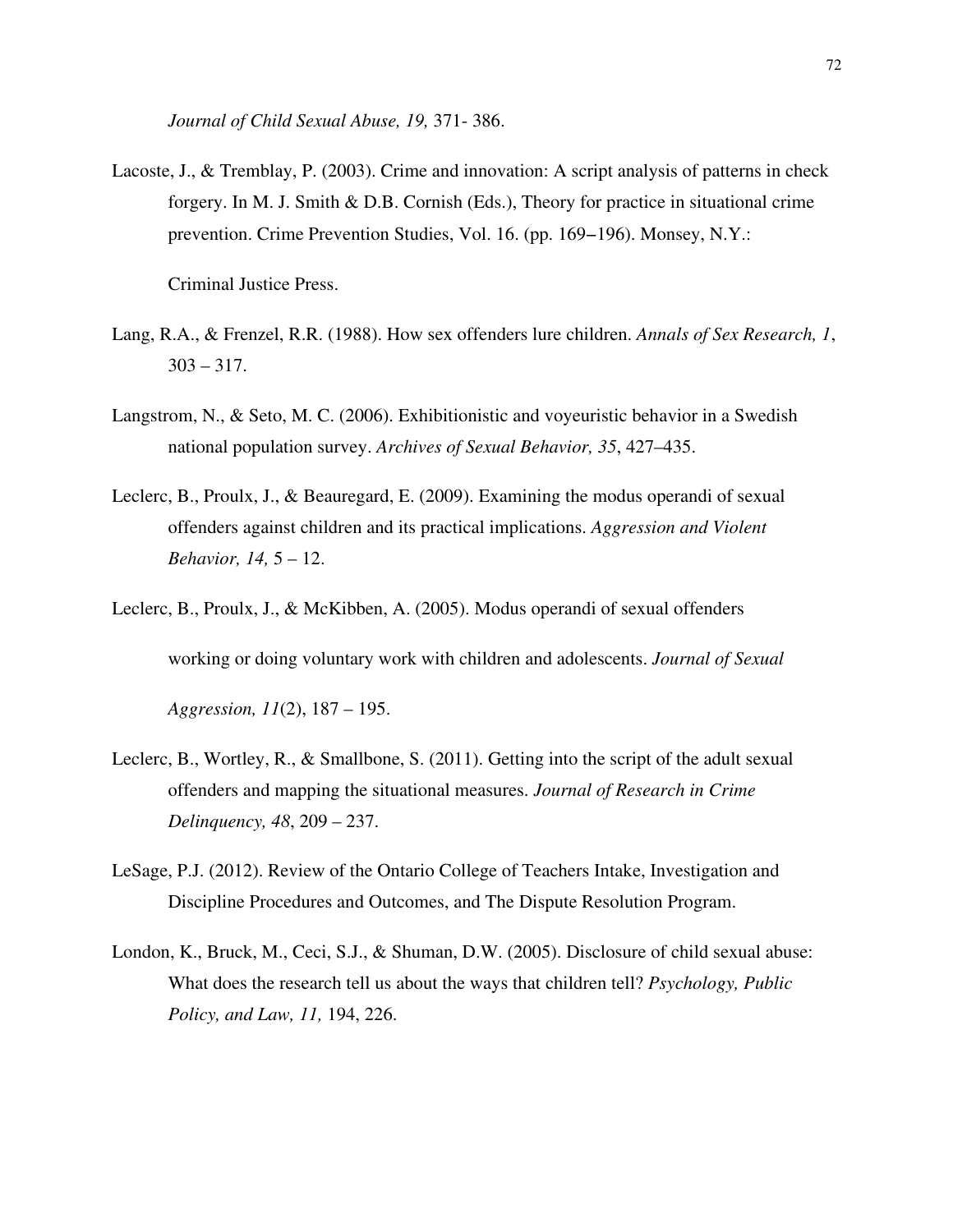*Journal of Child Sexual Abuse, 19,* 371- 386.

Lacoste, J., & Tremblay, P. (2003). Crime and innovation: A script analysis of patterns in check forgery. In M. J. Smith & D.B. Cornish (Eds.), Theory for practice in situational crime prevention. Crime Prevention Studies, Vol. 16. (pp. 169–196). Monsey, N.Y.: Criminal Justice Press.

Lang, R.A., & Frenzel, R.R. (1988). How sex offenders lure children. *Annals of Sex Research, 1*, 303 – 317.

Langstrom, N., & Seto, M. C. (2006). Exhibitionistic and voyeuristic behavior in a Swedish national population survey. *Archives of Sexual Behavior, 35*, 427–435.

Leclerc, B., Proulx, J., & Beauregard, E. (2009). Examining the modus operandi of sexual offenders against children and its practical implications. *Aggression and Violent Behavior, 14,* 5 – 12.

Leclerc, B., Proulx, J., & McKibben, A. (2005). Modus operandi of sexual offenders working or doing voluntary work with children and adolescents. *Journal of Sexual Aggression, 11*(2), 187 – 195.

Leclerc, B., Wortley, R., & Smallbone, S. (2011). Getting into the script of the adult sexual offenders and mapping the situational measures. *Journal of Research in Crime Delinquency, 48*, 209 – 237.

LeSage, P.J. (2012). Review of the Ontario College of Teachers Intake, Investigation and Discipline Procedures and Outcomes, and The Dispute Resolution Program.

London, K., Bruck, M., Ceci, S.J., & Shuman, D.W. (2005). Disclosure of child sexual abuse: What does the research tell us about the ways that children tell? *Psychology, Public Policy, and Law, 11,* 194, 226.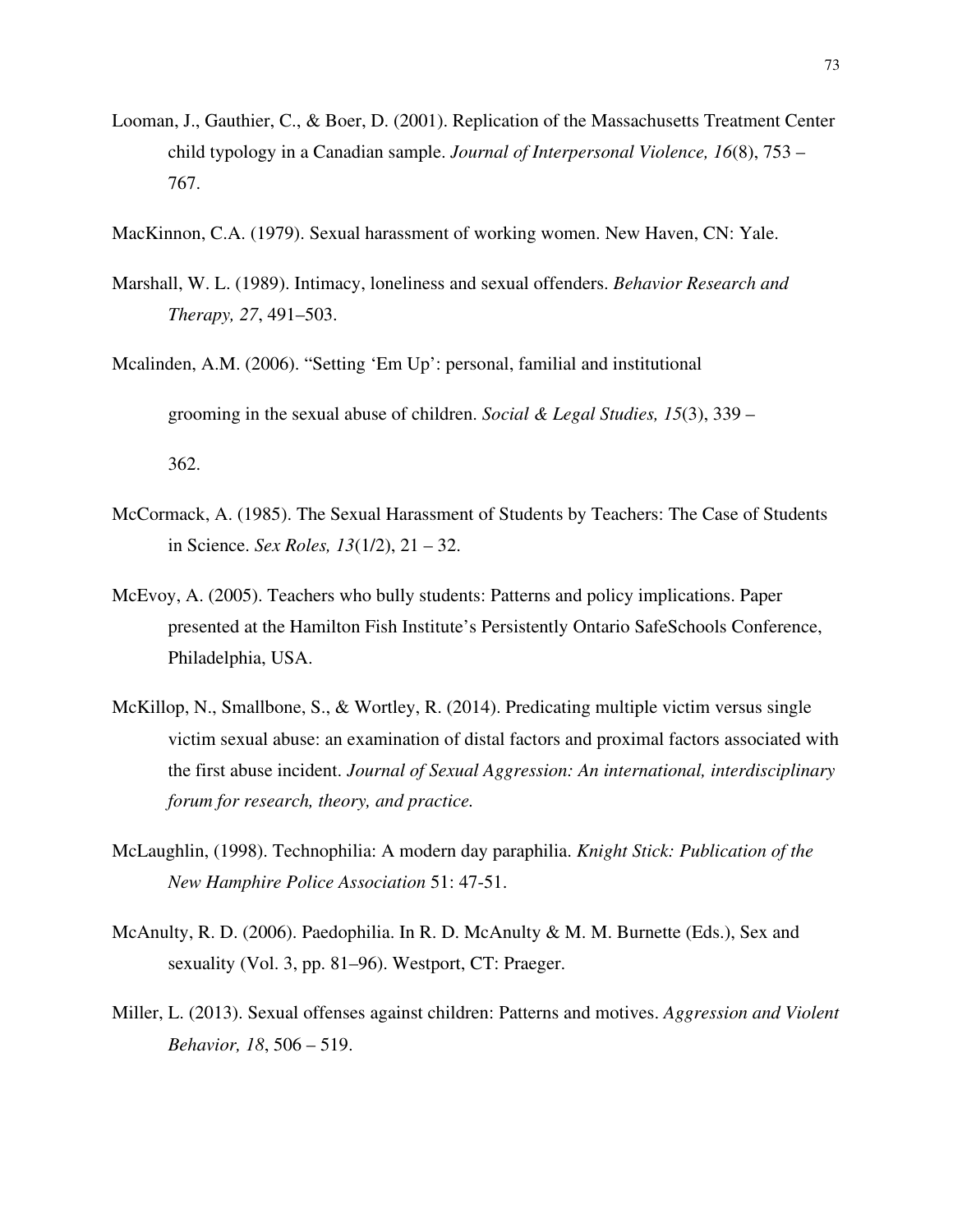Looman, J., Gauthier, C., & Boer, D. (2001). Replication of the Massachusetts Treatment Center child typology in a Canadian sample. *Journal of Interpersonal Violence, 16*(8), 753 – 767.

MacKinnon, C.A. (1979). Sexual harassment of working women. New Haven, CN: Yale.

Marshall, W. L. (1989). Intimacy, loneliness and sexual offenders. *Behavior Research and Therapy, 27*, 491–503.

Mcalinden, A.M. (2006). "Setting 'Em Up': personal, familial and institutional grooming in the sexual abuse of children. *Social & Legal Studies, 15*(3), 339 – 362.

McCormack, A. (1985). The Sexual Harassment of Students by Teachers: The Case of Students in Science. *Sex Roles, 13*(1/2), 21 – 32.

McEvoy, A. (2005). Teachers who bully students: Patterns and policy implications. Paper presented at the Hamilton Fish Institute's Persistently Ontario SafeSchools Conference, Philadelphia, USA.

McKillop, N., Smallbone, S., & Wortley, R. (2014). Predicating multiple victim versus single victim sexual abuse: an examination of distal factors and proximal factors associated with the first abuse incident. *Journal of Sexual Aggression: An international, interdisciplinary forum for research, theory, and practice.*

McLaughlin, (1998). Technophilia: A modern day paraphilia. *Knight Stick: Publication of the New Hamphire Police Association* 51: 47-51.

McAnulty, R. D. (2006). Paedophilia. In R. D. McAnulty & M. M. Burnette (Eds.), Sex and sexuality (Vol. 3, pp. 81–96). Westport, CT: Praeger.

Miller, L. (2013). Sexual offenses against children: Patterns and motives. *Aggression and Violent Behavior, 18*, 506 – 519.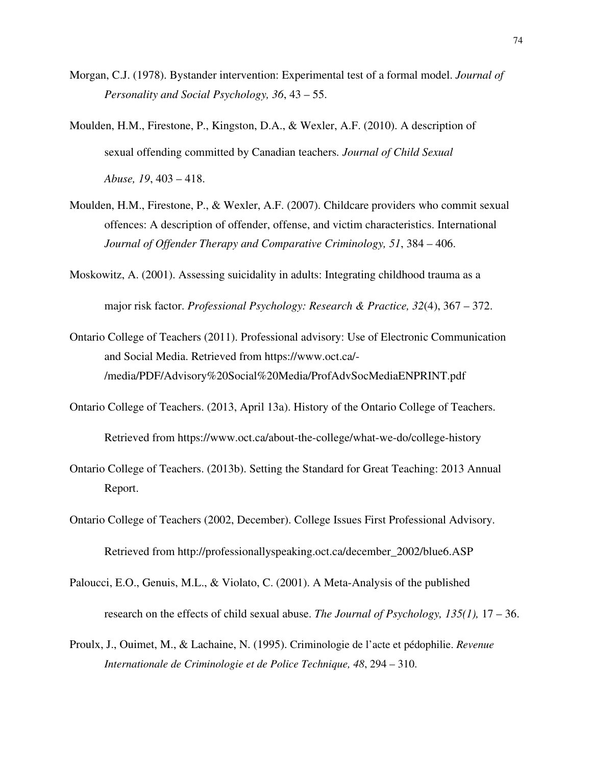Morgan, C.J. (1978). Bystander intervention: Experimental test of a formal model. *Journal of Personality and Social Psychology, 36*, 43 – 55.

Moulden, H.M., Firestone, P., Kingston, D.A., & Wexler, A.F. (2010). A description of sexual offending committed by Canadian teachers. *Journal of Child Sexual Abuse, 19*, 403 – 418.

Moulden, H.M., Firestone, P., & Wexler, A.F. (2007). Childcare providers who commit sexual offences: A description of offender, offense, and victim characteristics. International *Journal of Offender Therapy and Comparative Criminology, 51*, 384 – 406.

Moskowitz, A. (2001). Assessing suicidality in adults: Integrating childhood trauma as a major risk factor. *Professional Psychology: Research & Practice, 32*(4), 367 – 372.

Ontario College of Teachers (2011). Professional advisory: Use of Electronic Communication and Social Media. Retrieved from https://www.oct.ca/-/media/PDF/Advisory%20Social%20Media/ProfAdvSocMediaENPRINT.pdf

Ontario College of Teachers. (2013, April 13a). History of the Ontario College of Teachers. Retrieved from https://www.oct.ca/about-the-college/what-we-do/college-history

Ontario College of Teachers. (2013b). Setting the Standard for Great Teaching: 2013 Annual Report.

Ontario College of Teachers (2002, December). College Issues First Professional Advisory. Retrieved from http://professionallyspeaking.oct.ca/december_2002/blue6.ASP

Paloucci, E.O., Genuis, M.L., & Violato, C. (2001). A Meta-Analysis of the published research on the effects of child sexual abuse. *The Journal of Psychology, 135(1),* 17 – 36.

Proulx, J., Ouimet, M., & Lachaine, N. (1995). Criminologie de l'acte et pédophilie. *Revenue Internationale de Criminologie et de Police Technique, 48*, 294 – 310.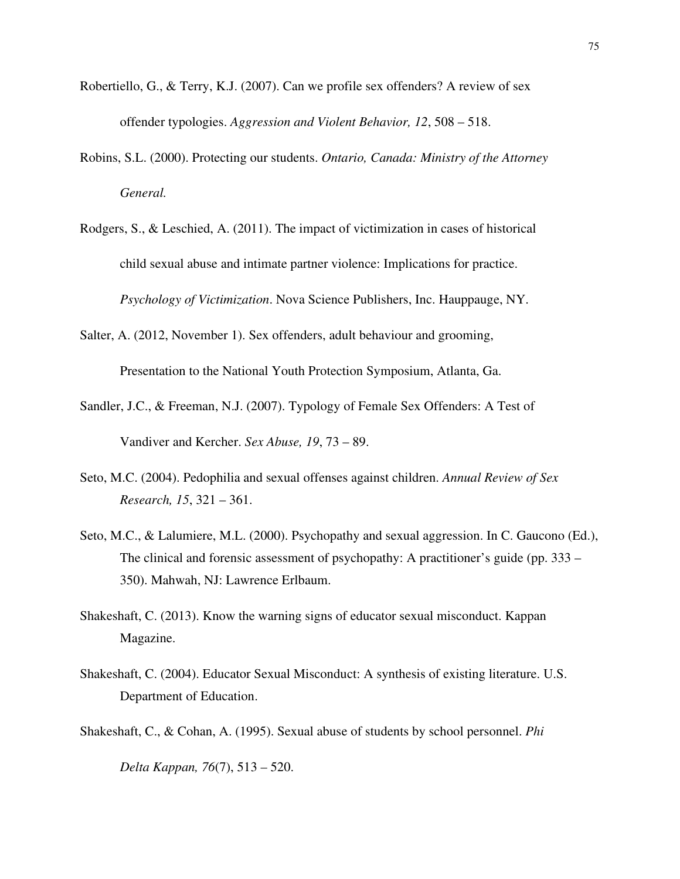Robertiello, G., & Terry, K.J. (2007). Can we profile sex offenders? A review of sex offender typologies. *Aggression and Violent Behavior, 12*, 508 – 518.

Robins, S.L. (2000). Protecting our students. *Ontario, Canada: Ministry of the Attorney General.*

Rodgers, S., & Leschied, A. (2011). The impact of victimization in cases of historical child sexual abuse and intimate partner violence: Implications for practice. *Psychology of Victimization*. Nova Science Publishers, Inc. Hauppauge, NY.

Salter, A. (2012, November 1). Sex offenders, adult behaviour and grooming, Presentation to the National Youth Protection Symposium, Atlanta, Ga.

Sandler, J.C., & Freeman, N.J. (2007). Typology of Female Sex Offenders: A Test of Vandiver and Kercher. *Sex Abuse, 19*, 73 – 89.

Seto, M.C. (2004). Pedophilia and sexual offenses against children. *Annual Review of Sex Research, 15*, 321 – 361.

Seto, M.C., & Lalumiere, M.L. (2000). Psychopathy and sexual aggression. In C. Gaucono (Ed.), The clinical and forensic assessment of psychopathy: A practitioner's guide (pp. 333 – 350). Mahwah, NJ: Lawrence Erlbaum.

Shakeshaft, C. (2013). Know the warning signs of educator sexual misconduct. Kappan Magazine.

Shakeshaft, C. (2004). Educator Sexual Misconduct: A synthesis of existing literature. U.S. Department of Education.

Shakeshaft, C., & Cohan, A. (1995). Sexual abuse of students by school personnel. *Phi Delta Kappan, 76*(7), 513 – 520.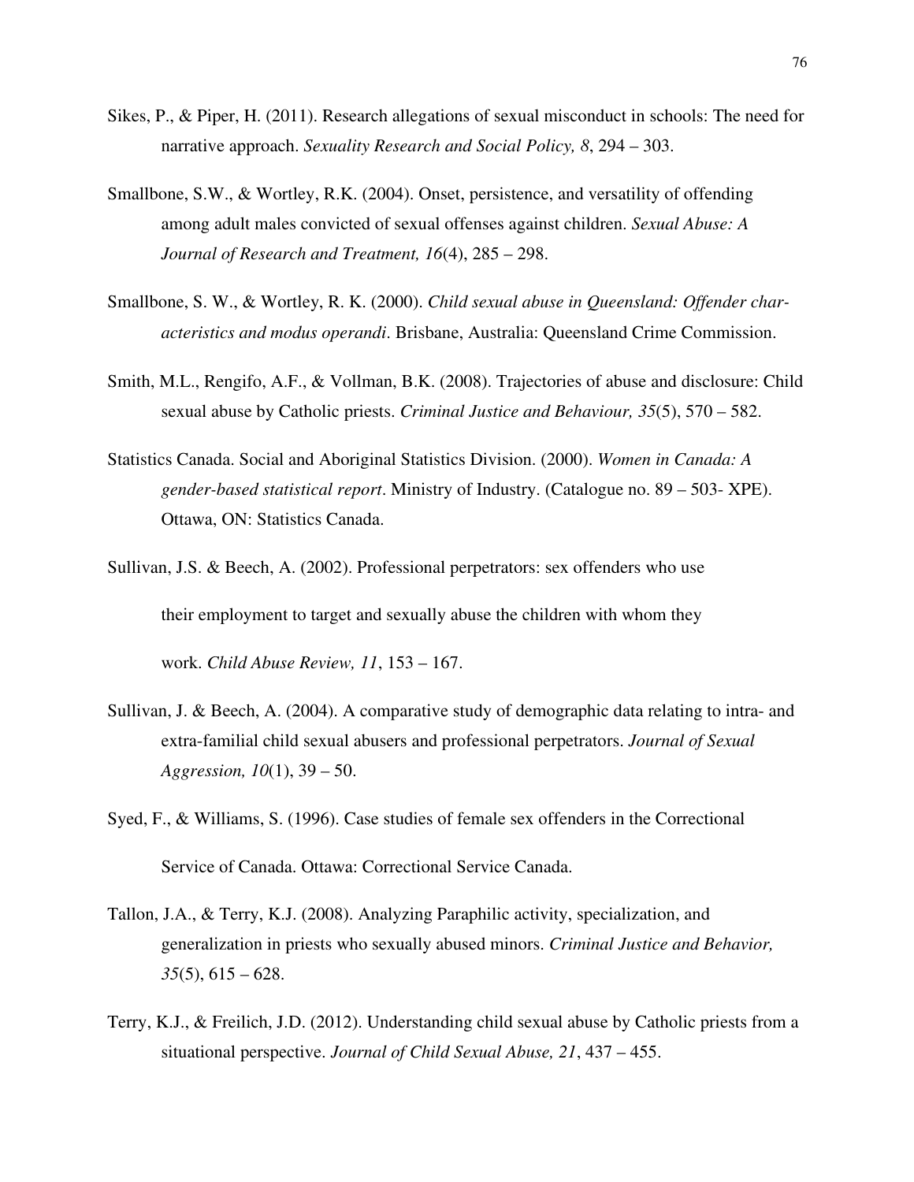Sikes, P., & Piper, H. (2011). Research allegations of sexual misconduct in schools: The need for narrative approach. *Sexuality Research and Social Policy, 8*, 294 – 303.

Smallbone, S.W., & Wortley, R.K. (2004). Onset, persistence, and versatility of offending among adult males convicted of sexual offenses against children. *Sexual Abuse: A Journal of Research and Treatment, 16*(4), 285 – 298.

Smallbone, S. W., & Wortley, R. K. (2000). *Child sexual abuse in Queensland: Offender characteristics and modus operandi*. Brisbane, Australia: Queensland Crime Commission.

Smith, M.L., Rengifo, A.F., & Vollman, B.K. (2008). Trajectories of abuse and disclosure: Child sexual abuse by Catholic priests. *Criminal Justice and Behaviour, 35*(5), 570 – 582.

Statistics Canada. Social and Aboriginal Statistics Division. (2000). *Women in Canada: A gender-based statistical report*. Ministry of Industry. (Catalogue no. 89 – 503- XPE). Ottawa, ON: Statistics Canada.

Sullivan, J.S. & Beech, A. (2002). Professional perpetrators: sex offenders who use their employment to target and sexually abuse the children with whom they work. *Child Abuse Review, 11*, 153 – 167.

Sullivan, J. & Beech, A. (2004). A comparative study of demographic data relating to intra- and extra-familial child sexual abusers and professional perpetrators. *Journal of Sexual Aggression, 10*(1), 39 – 50.

Syed, F., & Williams, S. (1996). Case studies of female sex offenders in the Correctional Service of Canada. Ottawa: Correctional Service Canada.

Tallon, J.A., & Terry, K.J. (2008). Analyzing Paraphilic activity, specialization, and generalization in priests who sexually abused minors. *Criminal Justice and Behavior, 35*(5), 615 – 628.

Terry, K.J., & Freilich, J.D. (2012). Understanding child sexual abuse by Catholic priests from a situational perspective. *Journal of Child Sexual Abuse, 21*, 437 – 455.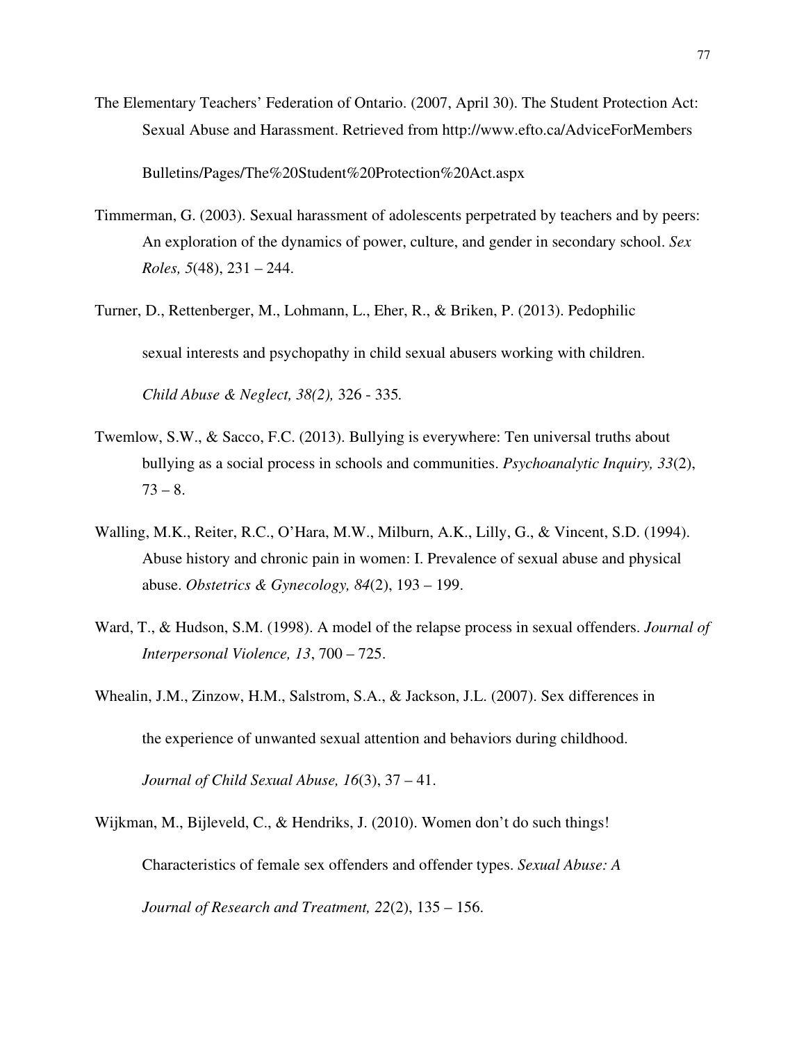The Elementary Teachers' Federation of Ontario. (2007, April 30). The Student Protection Act: Sexual Abuse and Harassment. Retrieved from http://www.efto.ca/AdviceForMembers Bulletins/Pages/The%20Student%20Protection%20Act.aspx

Timmerman, G. (2003). Sexual harassment of adolescents perpetrated by teachers and by peers: An exploration of the dynamics of power, culture, and gender in secondary school. *Sex Roles, 5*(48), 231 – 244.

Turner, D., Rettenberger, M., Lohmann, L., Eher, R., & Briken, P. (2013). Pedophilic sexual interests and psychopathy in child sexual abusers working with children. *Child Abuse & Neglect, 38(2),* 326 - 335.

Twemlow, S.W., & Sacco, F.C. (2013). Bullying is everywhere: Ten universal truths about bullying as a social process in schools and communities. *Psychoanalytic Inquiry, 33*(2), 73 – 8.

Walling, M.K., Reiter, R.C., O'Hara, M.W., Milburn, A.K., Lilly, G., & Vincent, S.D. (1994). Abuse history and chronic pain in women: I. Prevalence of sexual abuse and physical abuse. *Obstetrics & Gynecology, 84*(2), 193 – 199.

Ward, T., & Hudson, S.M. (1998). A model of the relapse process in sexual offenders. *Journal of Interpersonal Violence, 13*, 700 – 725.

Whealin, J.M., Zinzow, H.M., Salstrom, S.A., & Jackson, J.L. (2007). Sex differences in the experience of unwanted sexual attention and behaviors during childhood. *Journal of Child Sexual Abuse, 16*(3), 37 – 41.

Wijkman, M., Bijleveld, C., & Hendriks, J. (2010). Women don't do such things! Characteristics of female sex offenders and offender types. *Sexual Abuse: A Journal of Research and Treatment, 22*(2), 135 – 156.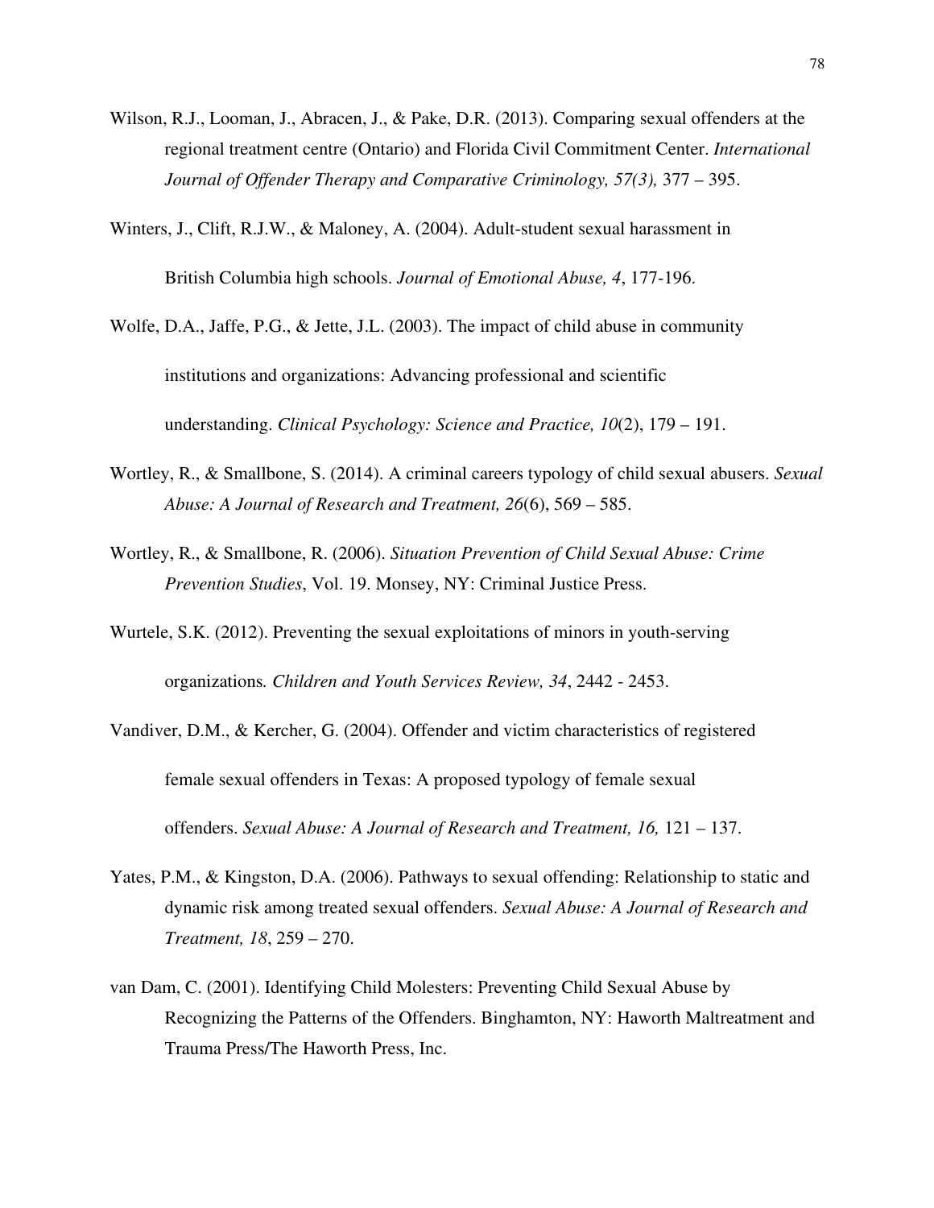Wilson, R.J., Looman, J., Abracen, J., & Pake, D.R. (2013). Comparing sexual offenders at the regional treatment centre (Ontario) and Florida Civil Commitment Center. *International Journal of Offender Therapy and Comparative Criminology, 57(3),* 377 – 395.

Winters, J., Clift, R.J.W., & Maloney, A. (2004). Adult-student sexual harassment in British Columbia high schools. *Journal of Emotional Abuse, 4*, 177-196.

Wolfe, D.A., Jaffe, P.G., & Jette, J.L. (2003). The impact of child abuse in community institutions and organizations: Advancing professional and scientific understanding. *Clinical Psychology: Science and Practice, 10*(2), 179 – 191.

Wortley, R., & Smallbone, S. (2014). A criminal careers typology of child sexual abusers. *Sexual Abuse: A Journal of Research and Treatment, 26*(6), 569 – 585.

Wortley, R., & Smallbone, R. (2006). *Situation Prevention of Child Sexual Abuse: Crime Prevention Studies*, Vol. 19. Monsey, NY: Criminal Justice Press.

Wurtele, S.K. (2012). Preventing the sexual exploitations of minors in youth-serving organizations*. Children and Youth Services Review, 34*, 2442 - 2453.

Vandiver, D.M., & Kercher, G. (2004). Offender and victim characteristics of registered female sexual offenders in Texas: A proposed typology of female sexual offenders. *Sexual Abuse: A Journal of Research and Treatment, 16,* 121 – 137.

Yates, P.M., & Kingston, D.A. (2006). Pathways to sexual offending: Relationship to static and dynamic risk among treated sexual offenders. *Sexual Abuse: A Journal of Research and Treatment, 18*, 259 – 270.

van Dam, C. (2001). Identifying Child Molesters: Preventing Child Sexual Abuse by Recognizing the Patterns of the Offenders. Binghamton, NY: Haworth Maltreatment and Trauma Press/The Haworth Press, Inc.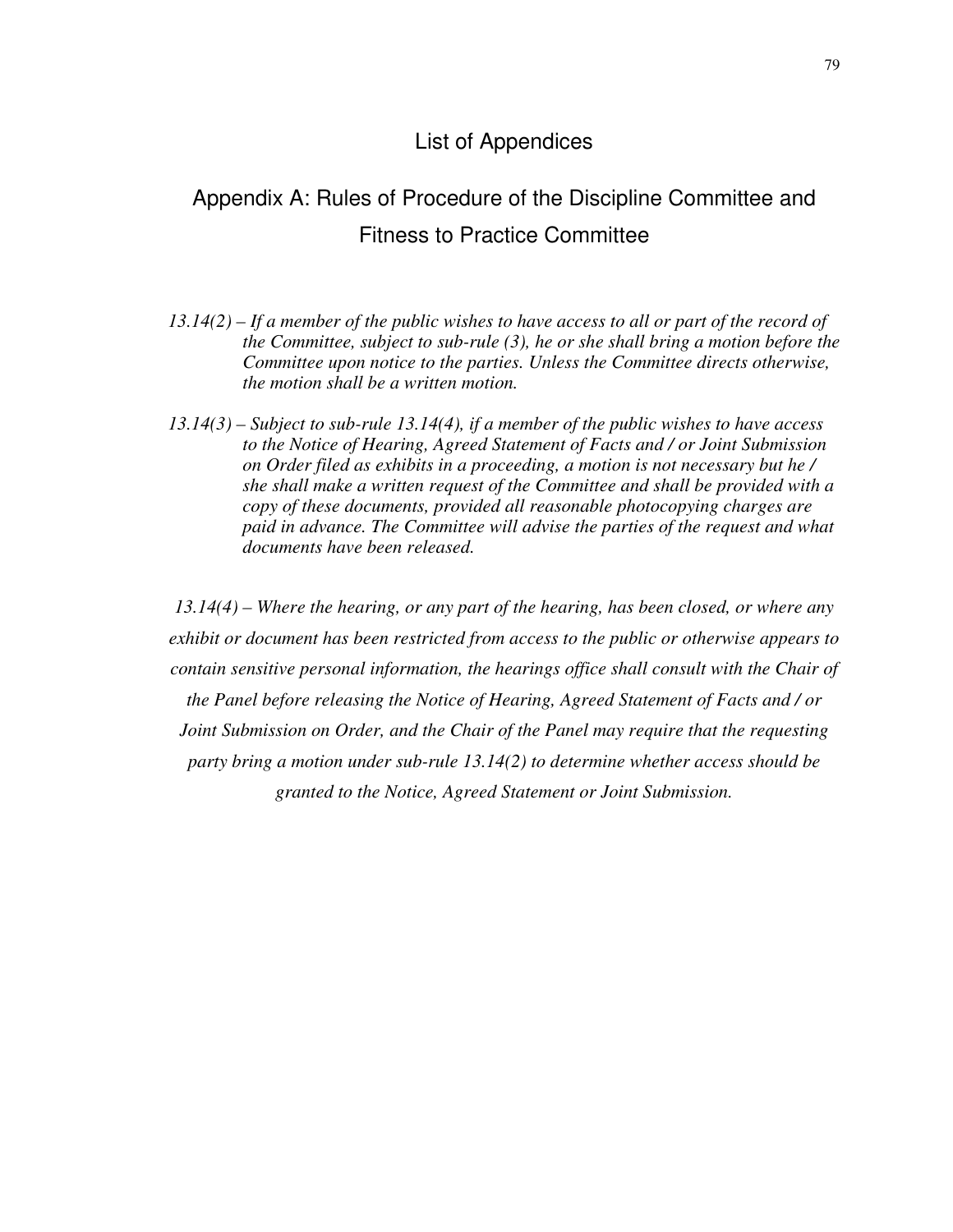# List of Appendices

## Appendix A: Rules of Procedure of the Discipline Committee and Fitness to Practice Committee

*13.14(2) – If a member of the public wishes to have access to all or part of the record of the Committee, subject to sub-rule (3), he or she shall bring a motion before the Committee upon notice to the parties. Unless the Committee directs otherwise, the motion shall be a written motion.*

*13.14(3) – Subject to sub-rule 13.14(4), if a member of the public wishes to have access to the Notice of Hearing, Agreed Statement of Facts and / or Joint Submission on Order filed as exhibits in a proceeding, a motion is not necessary but he / she shall make a written request of the Committee and shall be provided with a copy of these documents, provided all reasonable photocopying charges are paid in advance. The Committee will advise the parties of the request and what documents have been released.*

*13.14(4) – Where the hearing, or any part of the hearing, has been closed, or where any exhibit or document has been restricted from access to the public or otherwise appears to contain sensitive personal information, the hearings office shall consult with the Chair of the Panel before releasing the Notice of Hearing, Agreed Statement of Facts and / or Joint Submission on Order, and the Chair of the Panel may require that the requesting party bring a motion under sub-rule 13.14(2) to determine whether access should be granted to the Notice, Agreed Statement or Joint Submission.*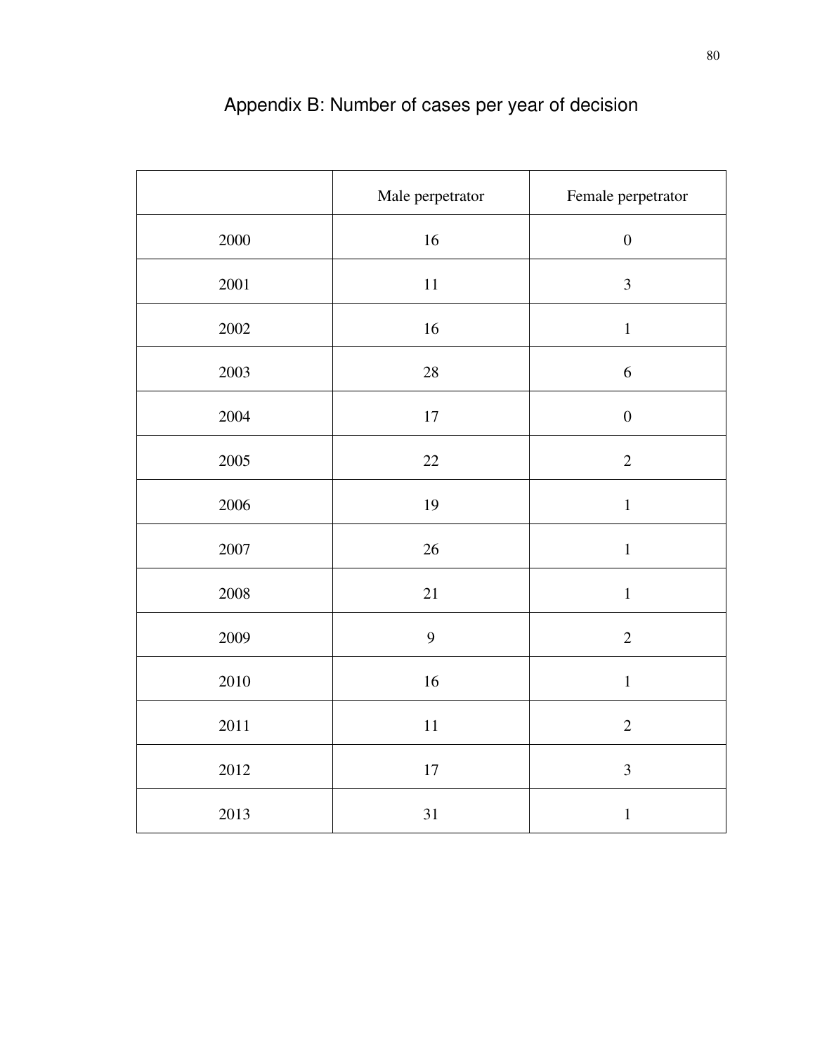# Appendix B: Number of cases per year of decision

| | Male perpetrator | Female perpetrator |
|---|---|---|
| 2000 | 16 | 0 |
| 2001 | 11 | 3 |
| 2002 | 16 | 1 |
| 2003 | 28 | 6 |
| 2004 | 17 | 0 |
| 2005 | 22 | 2 |
| 2006 | 19 | 1 |
| 2007 | 26 | 1 |
| 2008 | 21 | 1 |
| 2009 | 9 | 2 |
| 2010 | 16 | 1 |
| 2011 | 11 | 2 |
| 2012 | 17 | 3 |
| 2013 | 31 | 1 |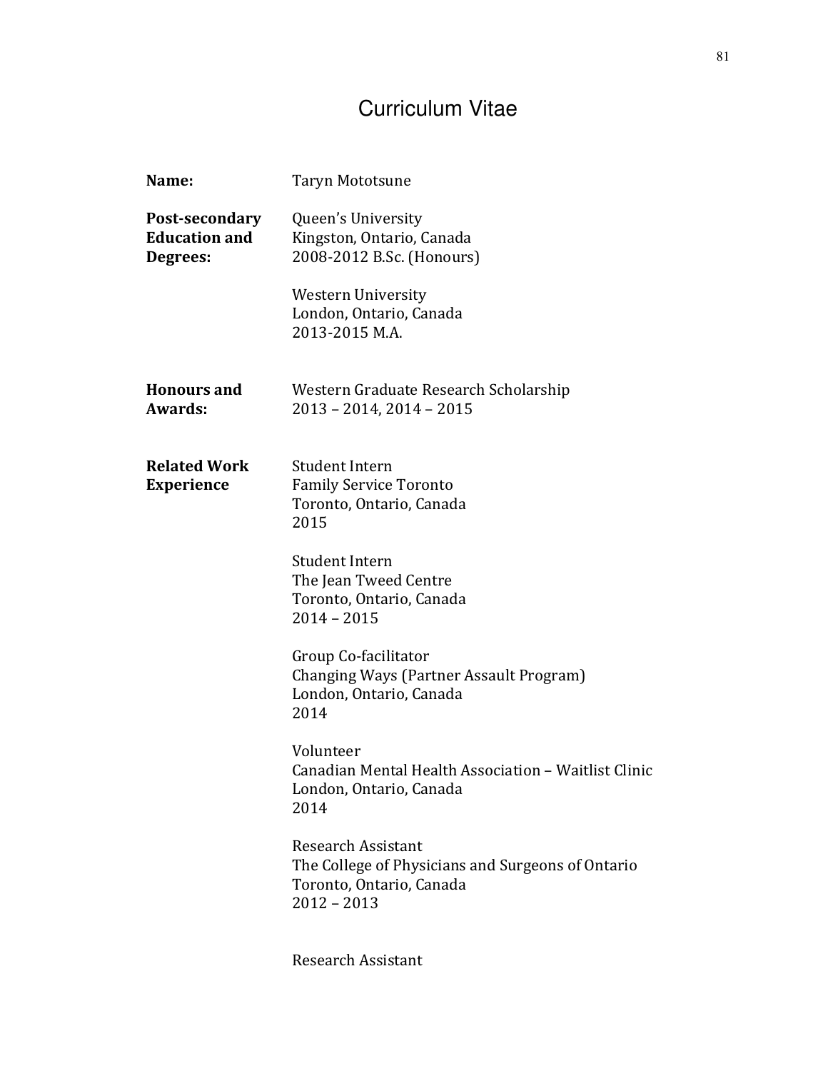# Curriculum Vitae

**Name:** Taryn Mototsune

**Post-secondary Education and Degrees:**

Queen's University
Kingston, Ontario, Canada
2008-2012 B.Sc. (Honours)

Western University
London, Ontario, Canada
2013-2015 M.A.

**Honours and Awards:**

Western Graduate Research Scholarship
2013 – 2014, 2014 – 2015

**Related Work Experience**

Student Intern
Family Service Toronto
Toronto, Ontario, Canada
2015

Student Intern
The Jean Tweed Centre
Toronto, Ontario, Canada
2014 – 2015

Group Co-facilitator
Changing Ways (Partner Assault Program)
London, Ontario, Canada
2014

Volunteer
Canadian Mental Health Association – Waitlist Clinic
London, Ontario, Canada
2014

Research Assistant
The College of Physicians and Surgeons of Ontario
Toronto, Ontario, Canada
2012 – 2013

Research Assistant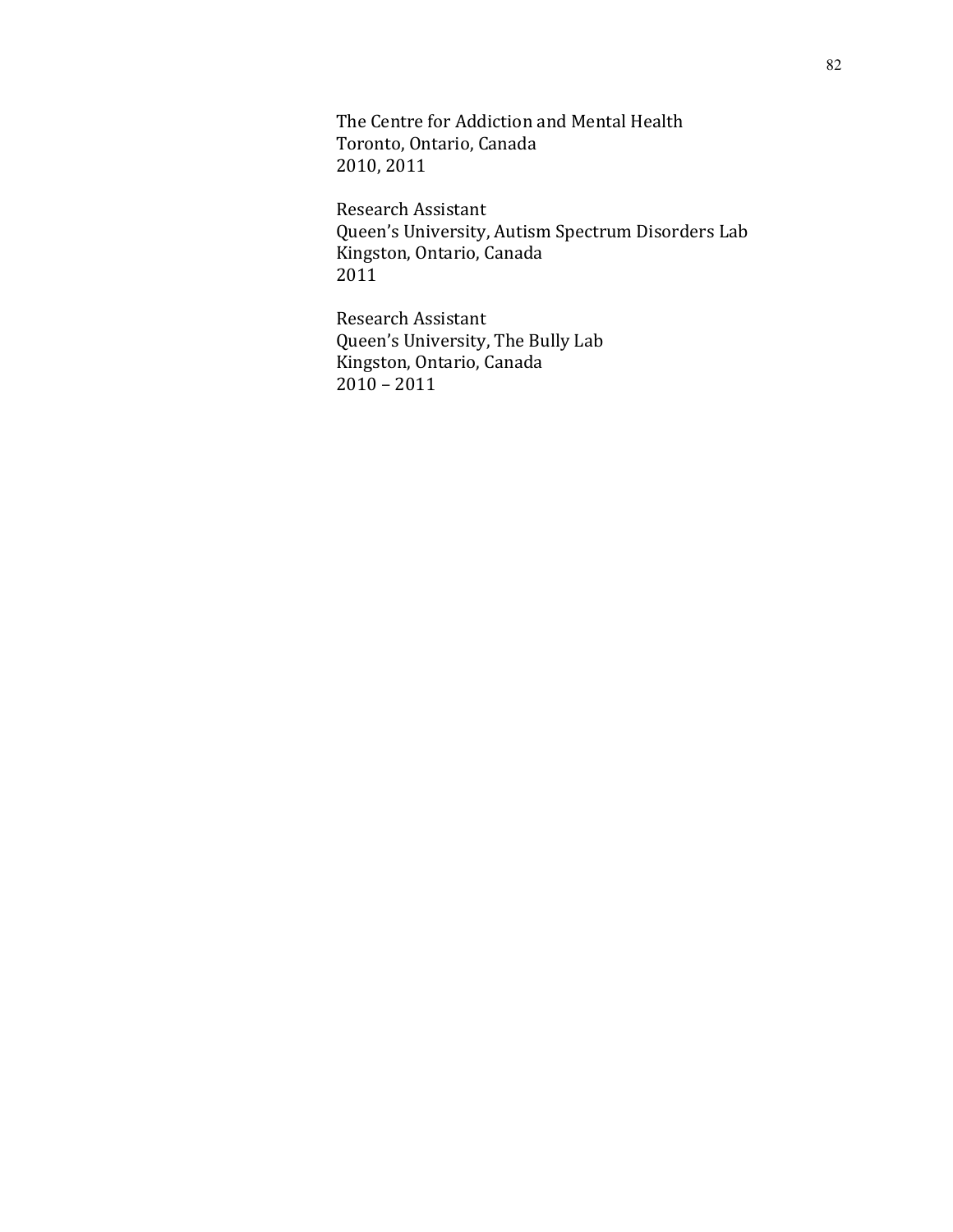The Centre for Addiction and Mental Health
Toronto, Ontario, Canada
2010, 2011

Research Assistant
Queen's University, Autism Spectrum Disorders Lab
Kingston, Ontario, Canada
2011

Research Assistant
Queen's University, The Bully Lab
Kingston, Ontario, Canada
2010 – 2011